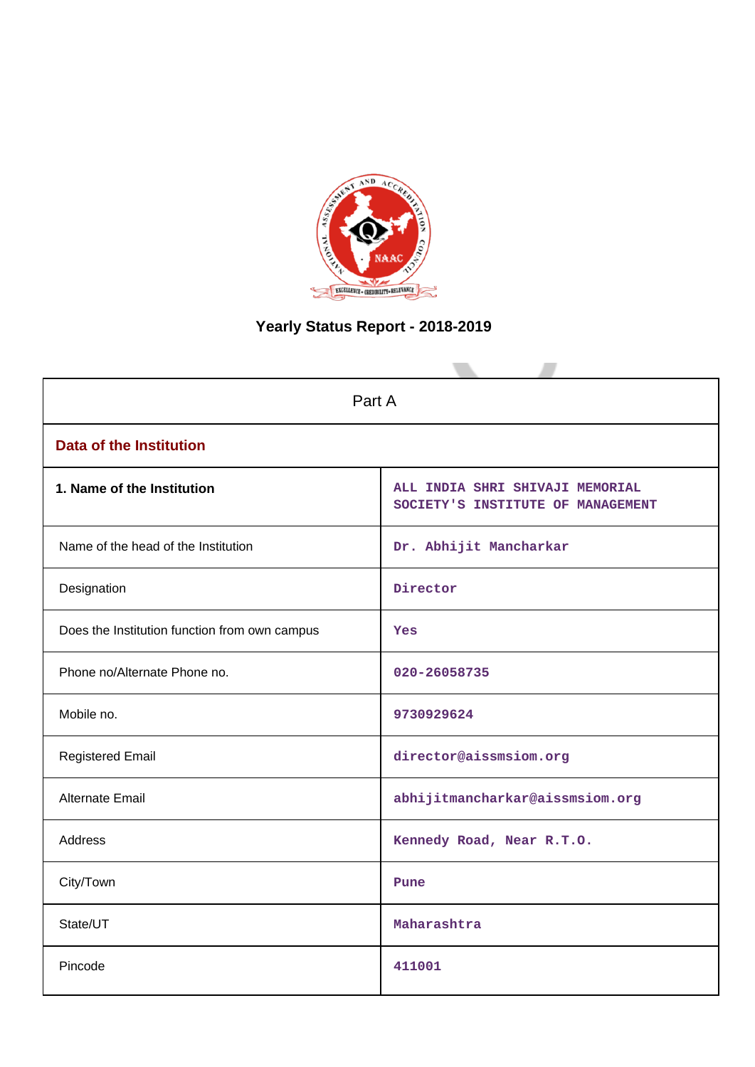# Yearly Status Report - 2018-2019

| Part A | |
|---|---|
| **Data of the Institution** | |
| **1. Name of the Institution** | ALL INDIA SHRI SHIVAJI MEMORIAL SOCIETY'S INSTITUTE OF MANAGEMENT |
| Name of the head of the Institution | Dr. Abhijit Mancharkar |
| Designation | Director |
| Does the Institution function from own campus | Yes |
| Phone no/Alternate Phone no. | 020-26058735 |
| Mobile no. | 9730929624 |
| Registered Email | director@aissmsiom.org |
| Alternate Email | abhijitmancharkar@aissmsiom.org |
| Address | Kennedy Road, Near R.T.O. |
| City/Town | Pune |
| State/UT | Maharashtra |
| Pincode | 411001 |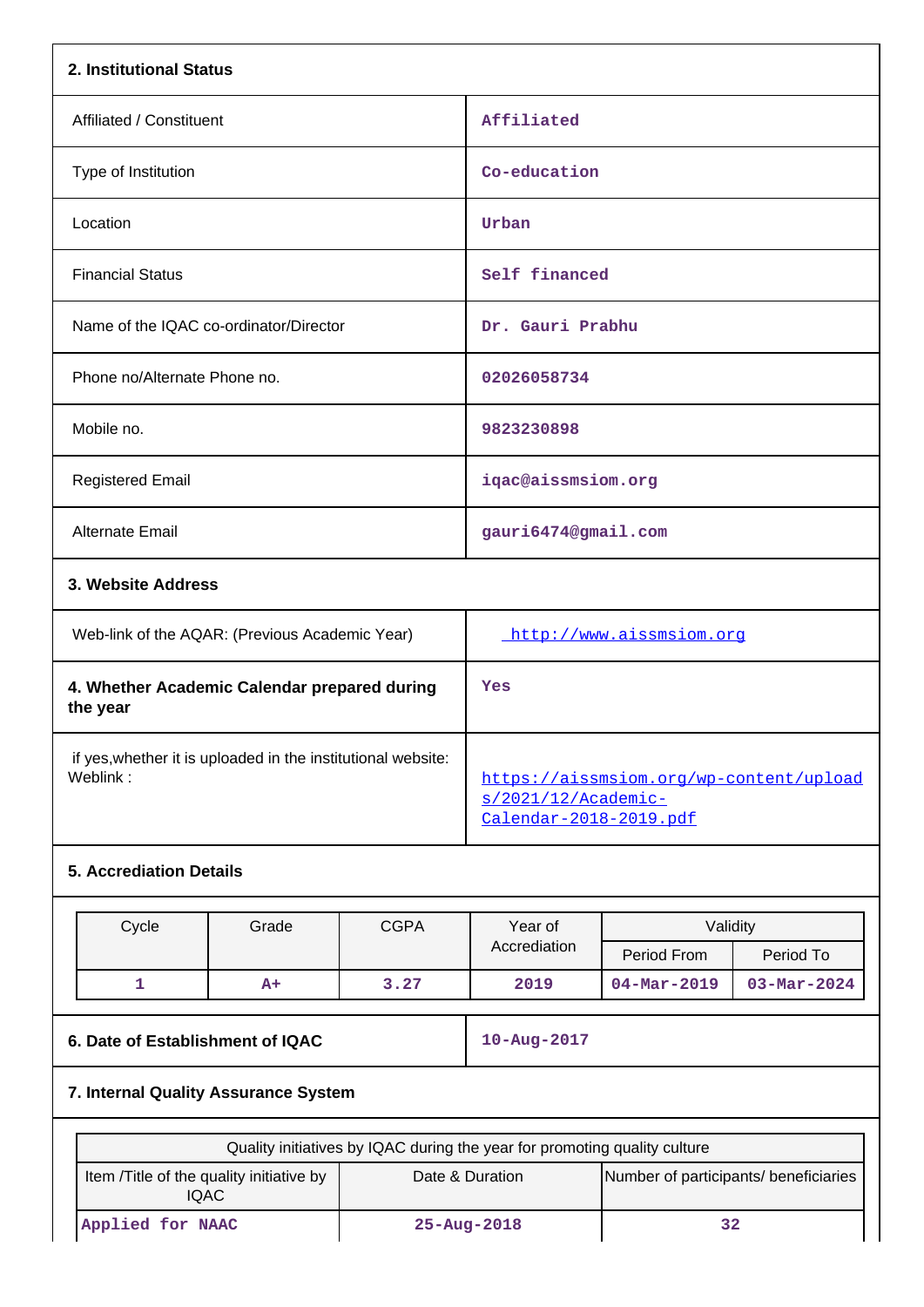**2. Institutional Status**

| | |
|---|---|
| Affiliated / Constituent | Affiliated |
| Type of Institution | Co-education |
| Location | Urban |
| Financial Status | Self financed |
| Name of the IQAC co-ordinator/Director | Dr. Gauri Prabhu |
| Phone no/Alternate Phone no. | 02026058734 |
| Mobile no. | 9823230898 |
| Registered Email | iqac@aissmsiom.org |
| Alternate Email | gauri6474@gmail.com |

**3. Website Address**

| | |
|---|---|
| Web-link of the AQAR: (Previous Academic Year) | http://www.aissmsiom.org |
| **4. Whether Academic Calendar prepared during the year** | Yes |
| if yes,whether it is uploaded in the institutional website: Weblink : | https://aissmsiom.org/wp-content/uploads/2021/12/Academic-Calendar-2018-2019.pdf |

**5. Accrediation Details**

| Cycle | Grade | CGPA | Year of Accrediation | Validity | |
|---|---|---|---|---|---|
| | | | | Period From | Period To |
| 1 | A+ | 3.27 | 2019 | 04-Mar-2019 | 03-Mar-2024 |

| | |
|---|---|
| **6. Date of Establishment of IQAC** | 10-Aug-2017 |

**7. Internal Quality Assurance System**

| Quality initiatives by IQAC during the year for promoting quality culture | | |
|---|---|---|
| Item /Title of the quality initiative by IQAC | Date & Duration | Number of participants/ beneficiaries |
| Applied for NAAC | 25-Aug-2018 | 32 |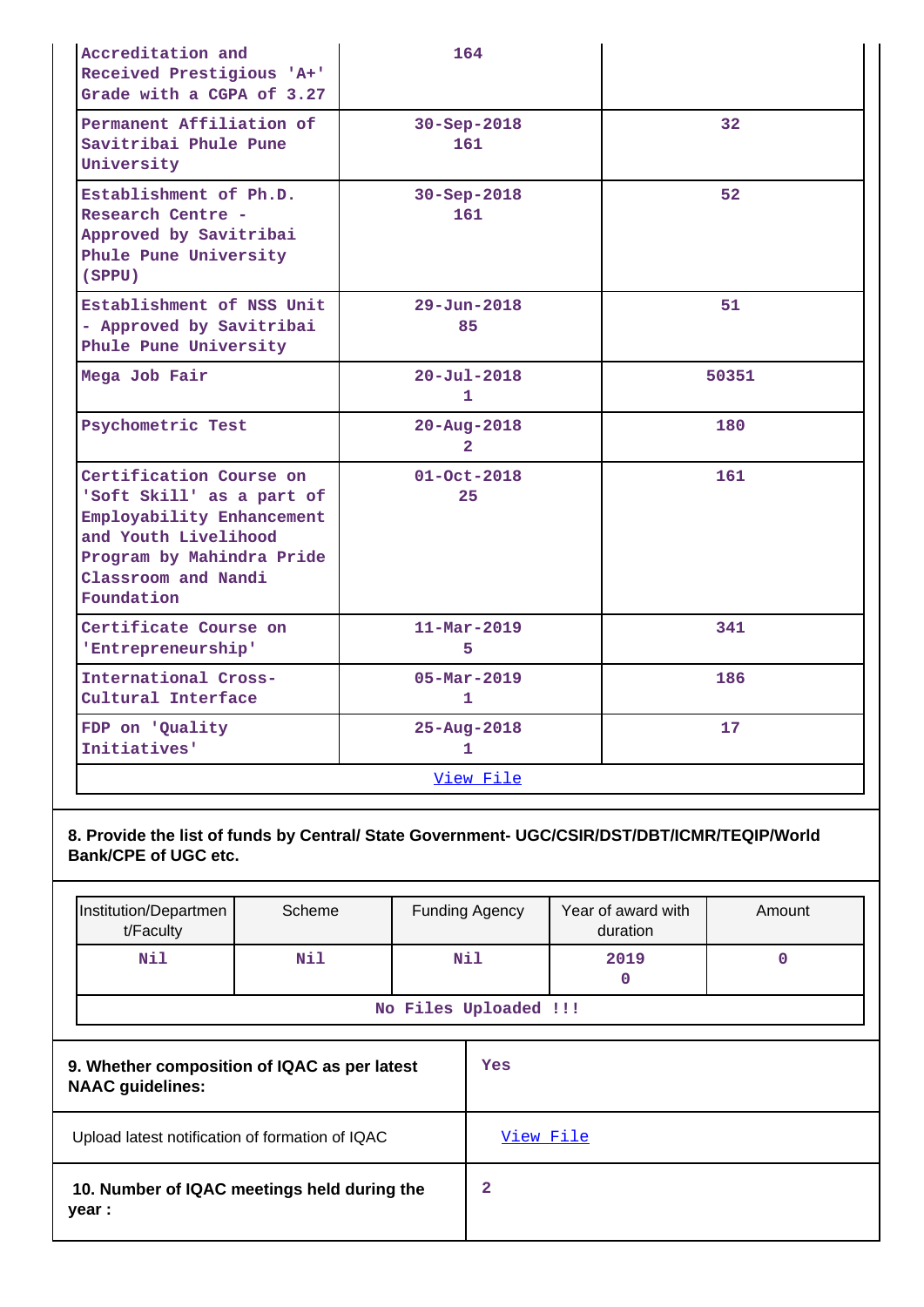| | | |
|---|---|---|
| Accreditation and Received Prestigious 'A+' Grade with a CGPA of 3.27 | 164 | |
| Permanent Affiliation of Savitribai Phule Pune University | 30-Sep-2018<br>161 | 32 |
| Establishment of Ph.D. Research Centre - Approved by Savitribai Phule Pune University (SPPU) | 30-Sep-2018<br>161 | 52 |
| Establishment of NSS Unit - Approved by Savitribai Phule Pune University | 29-Jun-2018<br>85 | 51 |
| Mega Job Fair | 20-Jul-2018<br>1 | 50351 |
| Psychometric Test | 20-Aug-2018<br>2 | 180 |
| Certification Course on 'Soft Skill' as a part of Employability Enhancement and Youth Livelihood Program by Mahindra Pride Classroom and Nandi Foundation | 01-Oct-2018<br>25 | 161 |
| Certificate Course on 'Entrepreneurship' | 11-Mar-2019<br>5 | 341 |
| International Cross-Cultural Interface | 05-Mar-2019<br>1 | 186 |
| FDP on 'Quality Initiatives' | 25-Aug-2018<br>1 | 17 |
| | View File | |

**8. Provide the list of funds by Central/ State Government- UGC/CSIR/DST/DBT/ICMR/TEQIP/World Bank/CPE of UGC etc.**

| Institution/Department/Faculty | Scheme | Funding Agency | Year of award with duration | Amount |
|---|---|---|---|---|
| Nil | Nil | Nil | 2019<br>0 | 0 |
| | | No Files Uploaded !!! | | |

| | |
|---|---|
| **9. Whether composition of IQAC as per latest NAAC guidelines:** | Yes |
| Upload latest notification of formation of IQAC | View File |
| **10. Number of IQAC meetings held during the year :** | 2 |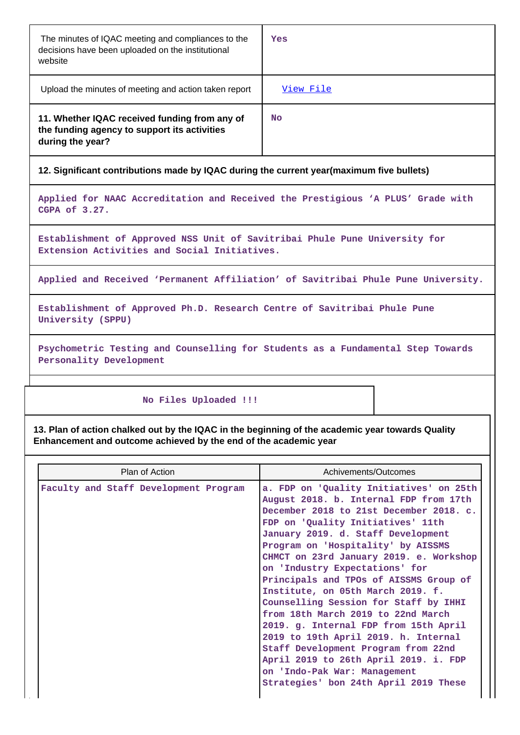| The minutes of IQAC meeting and compliances to the decisions have been uploaded on the institutional website | Yes |
|---|---|
| Upload the minutes of meeting and action taken report | View File |
| **11. Whether IQAC received funding from any of the funding agency to support its activities during the year?** | No |

**12. Significant contributions made by IQAC during the current year(maximum five bullets)**

Applied for NAAC Accreditation and Received the Prestigious 'A PLUS' Grade with CGPA of 3.27.

Establishment of Approved NSS Unit of Savitribai Phule Pune University for Extension Activities and Social Initiatives.

Applied and Received 'Permanent Affiliation' of Savitribai Phule Pune University.

Establishment of Approved Ph.D. Research Centre of Savitribai Phule Pune University (SPPU)

Psychometric Testing and Counselling for Students as a Fundamental Step Towards Personality Development

No Files Uploaded !!!

**13. Plan of action chalked out by the IQAC in the beginning of the academic year towards Quality Enhancement and outcome achieved by the end of the academic year**

| Plan of Action | Achivements/Outcomes |
|---|---|
| Faculty and Staff Development Program | a. FDP on 'Quality Initiatives' on 25th August 2018. b. Internal FDP from 17th December 2018 to 21st December 2018. c. FDP on 'Quality Initiatives' 11th January 2019. d. Staff Development Program on 'Hospitality' by AISSMS CHMCT on 23rd January 2019. e. Workshop on 'Industry Expectations' for Principals and TPOs of AISSMS Group of Institute, on 05th March 2019. f. Counselling Session for Staff by IHHI from 18th March 2019 to 22nd March 2019. g. Internal FDP from 15th April 2019 to 19th April 2019. h. Internal Staff Development Program from 22nd April 2019 to 26th April 2019. i. FDP on 'Indo-Pak War: Management Strategies' bon 24th April 2019 These |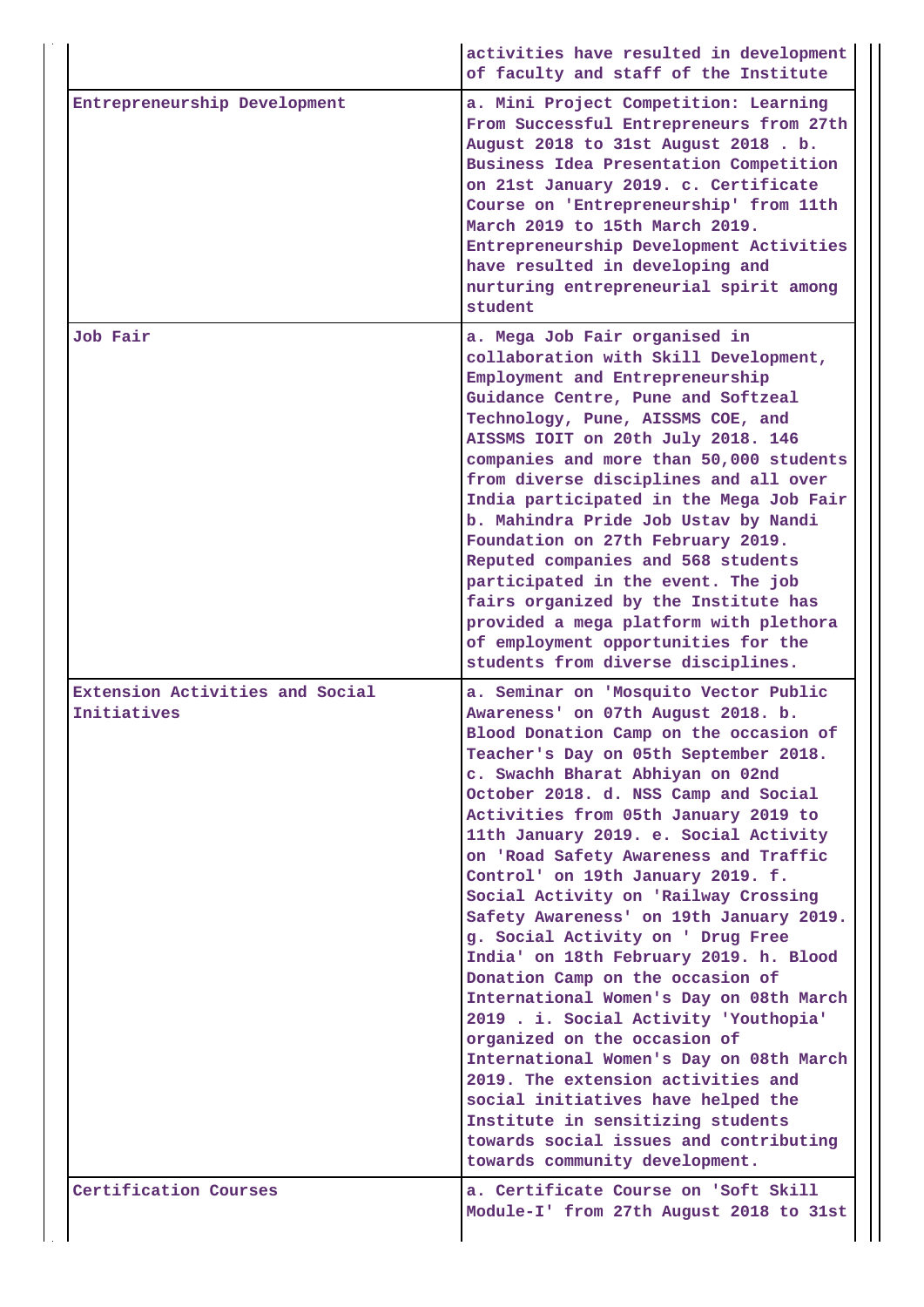| | |
|---|---|
| | activities have resulted in development of faculty and staff of the Institute |
| Entrepreneurship Development | a. Mini Project Competition: Learning From Successful Entrepreneurs from 27th August 2018 to 31st August 2018 . b. Business Idea Presentation Competition on 21st January 2019. c. Certificate Course on 'Entrepreneurship' from 11th March 2019 to 15th March 2019. Entrepreneurship Development Activities have resulted in developing and nurturing entrepreneurial spirit among student |
| Job Fair | a. Mega Job Fair organised in collaboration with Skill Development, Employment and Entrepreneurship Guidance Centre, Pune and Softzeal Technology, Pune, AISSMS COE, and AISSMS IOIT on 20th July 2018. 146 companies and more than 50,000 students from diverse disciplines and all over India participated in the Mega Job Fair b. Mahindra Pride Job Ustav by Nandi Foundation on 27th February 2019. Reputed companies and 568 students participated in the event. The job fairs organized by the Institute has provided a mega platform with plethora of employment opportunities for the students from diverse disciplines. |
| Extension Activities and Social Initiatives | a. Seminar on 'Mosquito Vector Public Awareness' on 07th August 2018. b. Blood Donation Camp on the occasion of Teacher's Day on 05th September 2018. c. Swachh Bharat Abhiyan on 02nd October 2018. d. NSS Camp and Social Activities from 05th January 2019 to 11th January 2019. e. Social Activity on 'Road Safety Awareness and Traffic Control' on 19th January 2019. f. Social Activity on 'Railway Crossing Safety Awareness' on 19th January 2019. g. Social Activity on ' Drug Free India' on 18th February 2019. h. Blood Donation Camp on the occasion of International Women's Day on 08th March 2019 . i. Social Activity 'Youthopia' organized on the occasion of International Women's Day on 08th March 2019. The extension activities and social initiatives have helped the Institute in sensitizing students towards social issues and contributing towards community development. |
| Certification Courses | a. Certificate Course on 'Soft Skill Module-I' from 27th August 2018 to 31st |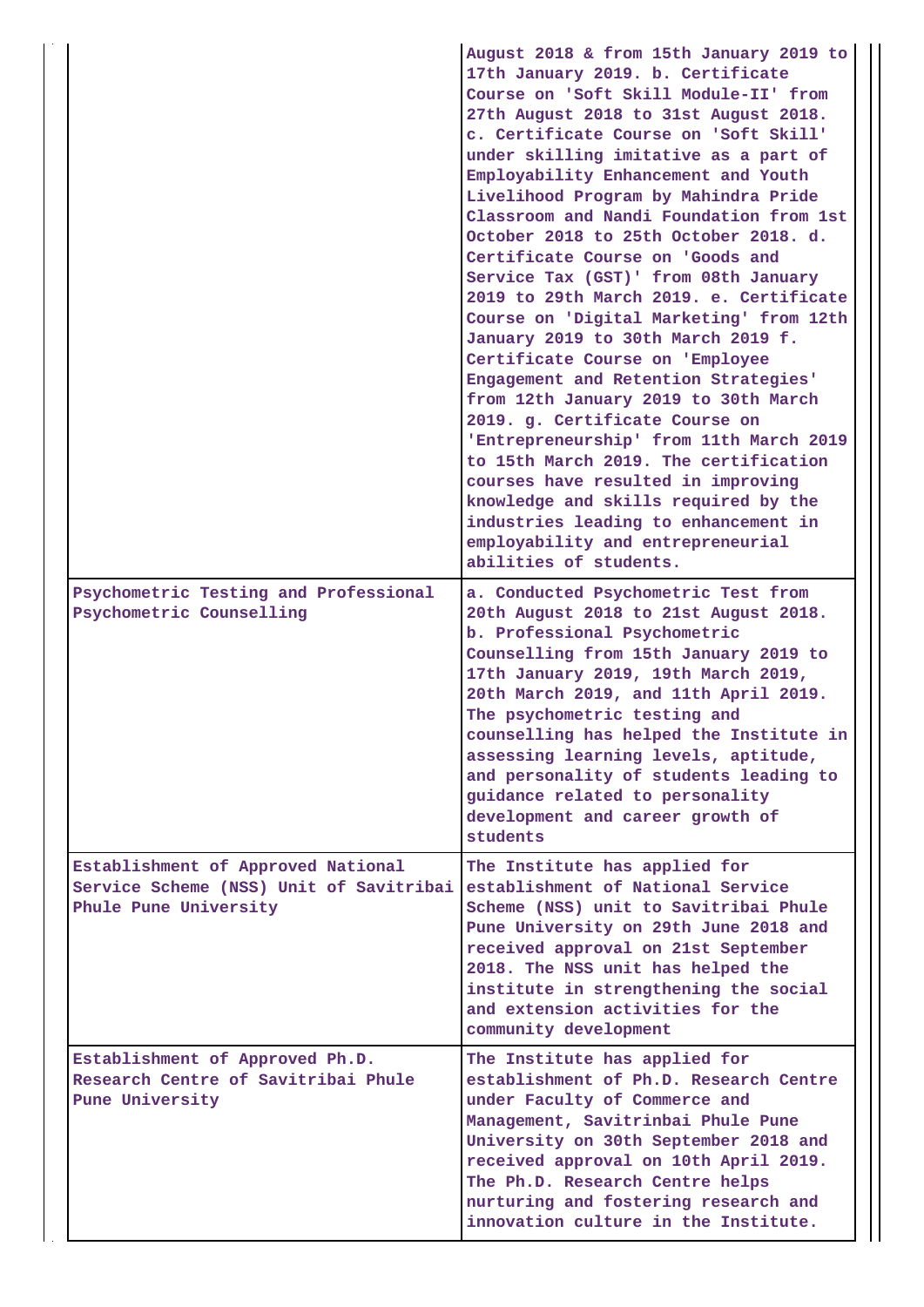| | |
|---|---|
| | August 2018 & from 15th January 2019 to 17th January 2019. b. Certificate Course on 'Soft Skill Module-II' from 27th August 2018 to 31st August 2018. c. Certificate Course on 'Soft Skill' under skilling imitative as a part of Employability Enhancement and Youth Livelihood Program by Mahindra Pride Classroom and Nandi Foundation from 1st October 2018 to 25th October 2018. d. Certificate Course on 'Goods and Service Tax (GST)' from 08th January 2019 to 29th March 2019. e. Certificate Course on 'Digital Marketing' from 12th January 2019 to 30th March 2019 f. Certificate Course on 'Employee Engagement and Retention Strategies' from 12th January 2019 to 30th March 2019. g. Certificate Course on 'Entrepreneurship' from 11th March 2019 to 15th March 2019. The certification courses have resulted in improving knowledge and skills required by the industries leading to enhancement in employability and entrepreneurial abilities of students. |
| Psychometric Testing and Professional Psychometric Counselling | a. Conducted Psychometric Test from 20th August 2018 to 21st August 2018. b. Professional Psychometric Counselling from 15th January 2019 to 17th January 2019, 19th March 2019, 20th March 2019, and 11th April 2019. The psychometric testing and counselling has helped the Institute in assessing learning levels, aptitude, and personality of students leading to guidance related to personality development and career growth of students |
| Establishment of Approved National Service Scheme (NSS) Unit of Savitribai Phule Pune University | The Institute has applied for establishment of National Service Scheme (NSS) unit to Savitribai Phule Pune University on 29th June 2018 and received approval on 21st September 2018. The NSS unit has helped the institute in strengthening the social and extension activities for the community development |
| Establishment of Approved Ph.D. Research Centre of Savitribai Phule Pune University | The Institute has applied for establishment of Ph.D. Research Centre under Faculty of Commerce and Management, Savitrinbai Phule Pune University on 30th September 2018 and received approval on 10th April 2019. The Ph.D. Research Centre helps nurturing and fostering research and innovation culture in the Institute. |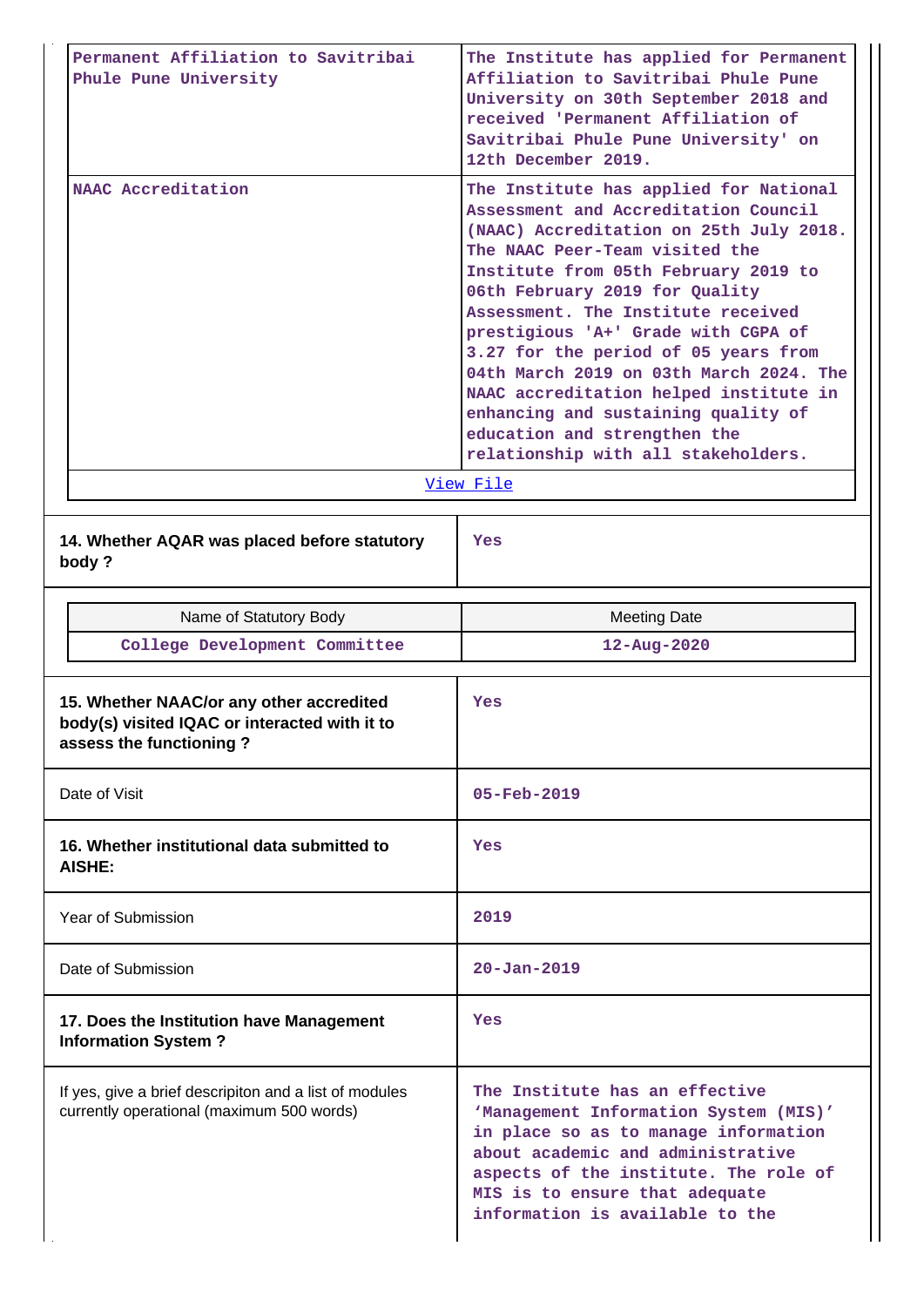| | |
|---|---|
| Permanent Affiliation to Savitribai Phule Pune University | The Institute has applied for Permanent Affiliation to Savitribai Phule Pune University on 30th September 2018 and received 'Permanent Affiliation of Savitribai Phule Pune University' on 12th December 2019. |
| NAAC Accreditation | The Institute has applied for National Assessment and Accreditation Council (NAAC) Accreditation on 25th July 2018. The NAAC Peer-Team visited the Institute from 05th February 2019 to 06th February 2019 for Quality Assessment. The Institute received prestigious 'A+' Grade with CGPA of 3.27 for the period of 05 years from 04th March 2019 on 03th March 2024. The NAAC accreditation helped institute in enhancing and sustaining quality of education and strengthen the relationship with all stakeholders. |
| View File | |

| | |
|---|---|
| **14. Whether AQAR was placed before statutory body ?** | Yes |

| Name of Statutory Body | Meeting Date |
|---|---|
| College Development Committee | 12-Aug-2020 |

| | |
|---|---|
| **15. Whether NAAC/or any other accredited body(s) visited IQAC or interacted with it to assess the functioning ?** | Yes |
| Date of Visit | 05-Feb-2019 |
| **16. Whether institutional data submitted to AISHE:** | Yes |
| Year of Submission | 2019 |
| Date of Submission | 20-Jan-2019 |
| **17. Does the Institution have Management Information System ?** | Yes |
| If yes, give a brief descripiton and a list of modules currently operational (maximum 500 words) | The Institute has an effective 'Management Information System (MIS)' in place so as to manage information about academic and administrative aspects of the institute. The role of MIS is to ensure that adequate information is available to the |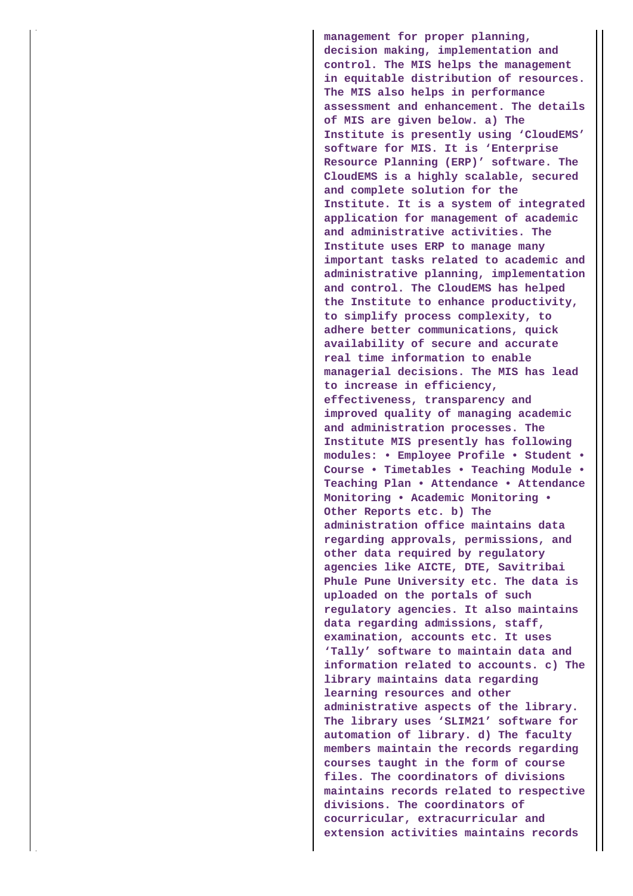management for proper planning, decision making, implementation and control. The MIS helps the management in equitable distribution of resources. The MIS also helps in performance assessment and enhancement. The details of MIS are given below. a) The Institute is presently using 'CloudEMS' software for MIS. It is 'Enterprise Resource Planning (ERP)' software. The CloudEMS is a highly scalable, secured and complete solution for the Institute. It is a system of integrated application for management of academic and administrative activities. The Institute uses ERP to manage many important tasks related to academic and administrative planning, implementation and control. The CloudEMS has helped the Institute to enhance productivity, to simplify process complexity, to adhere better communications, quick availability of secure and accurate real time information to enable managerial decisions. The MIS has lead to increase in efficiency, effectiveness, transparency and improved quality of managing academic and administration processes. The Institute MIS presently has following modules: • Employee Profile • Student • Course • Timetables • Teaching Module • Teaching Plan • Attendance • Attendance Monitoring • Academic Monitoring • Other Reports etc. b) The administration office maintains data regarding approvals, permissions, and other data required by regulatory agencies like AICTE, DTE, Savitribai Phule Pune University etc. The data is uploaded on the portals of such regulatory agencies. It also maintains data regarding admissions, staff, examination, accounts etc. It uses 'Tally' software to maintain data and information related to accounts. c) The library maintains data regarding learning resources and other administrative aspects of the library. The library uses 'SLIM21' software for automation of library. d) The faculty members maintain the records regarding courses taught in the form of course files. The coordinators of divisions maintains records related to respective divisions. The coordinators of cocurricular, extracurricular and extension activities maintains records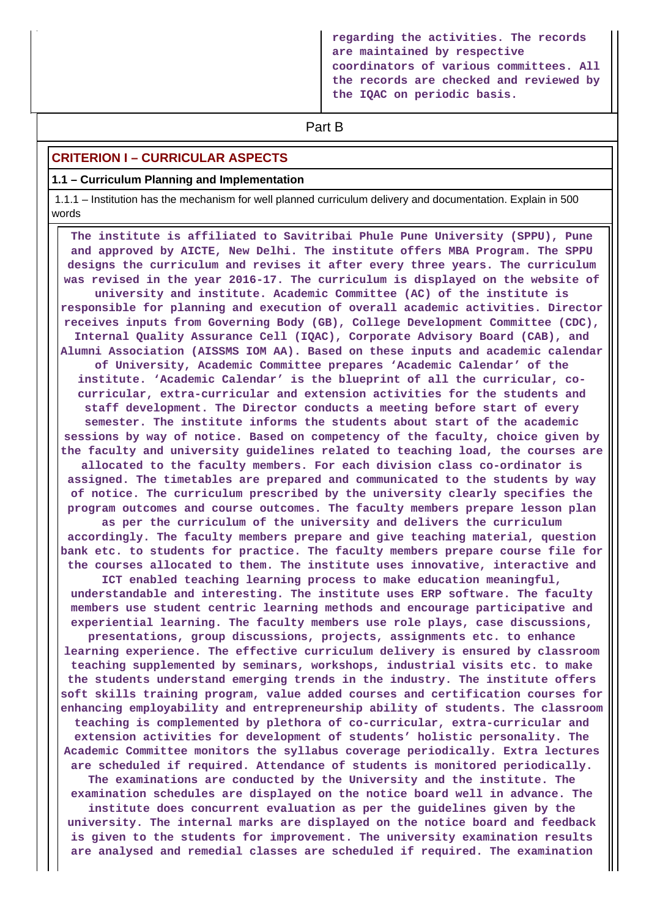regarding the activities. The records are maintained by respective coordinators of various committees. All the records are checked and reviewed by the IQAC on periodic basis.

## Part B

### CRITERION I – CURRICULAR ASPECTS

**1.1 – Curriculum Planning and Implementation**

1.1.1 – Institution has the mechanism for well planned curriculum delivery and documentation. Explain in 500 words

The institute is affiliated to Savitribai Phule Pune University (SPPU), Pune and approved by AICTE, New Delhi. The institute offers MBA Program. The SPPU designs the curriculum and revises it after every three years. The curriculum was revised in the year 2016-17. The curriculum is displayed on the website of university and institute. Academic Committee (AC) of the institute is responsible for planning and execution of overall academic activities. Director receives inputs from Governing Body (GB), College Development Committee (CDC), Internal Quality Assurance Cell (IQAC), Corporate Advisory Board (CAB), and Alumni Association (AISSMS IOM AA). Based on these inputs and academic calendar of University, Academic Committee prepares 'Academic Calendar' of the institute. 'Academic Calendar' is the blueprint of all the curricular, co-curricular, extra-curricular and extension activities for the students and staff development. The Director conducts a meeting before start of every semester. The institute informs the students about start of the academic sessions by way of notice. Based on competency of the faculty, choice given by the faculty and university guidelines related to teaching load, the courses are allocated to the faculty members. For each division class co-ordinator is assigned. The timetables are prepared and communicated to the students by way of notice. The curriculum prescribed by the university clearly specifies the program outcomes and course outcomes. The faculty members prepare lesson plan as per the curriculum of the university and delivers the curriculum accordingly. The faculty members prepare and give teaching material, question bank etc. to students for practice. The faculty members prepare course file for the courses allocated to them. The institute uses innovative, interactive and ICT enabled teaching learning process to make education meaningful, understandable and interesting. The institute uses ERP software. The faculty members use student centric learning methods and encourage participative and experiential learning. The faculty members use role plays, case discussions, presentations, group discussions, projects, assignments etc. to enhance learning experience. The effective curriculum delivery is ensured by classroom teaching supplemented by seminars, workshops, industrial visits etc. to make the students understand emerging trends in the industry. The institute offers soft skills training program, value added courses and certification courses for enhancing employability and entrepreneurship ability of students. The classroom teaching is complemented by plethora of co-curricular, extra-curricular and extension activities for development of students' holistic personality. The Academic Committee monitors the syllabus coverage periodically. Extra lectures are scheduled if required. Attendance of students is monitored periodically. The examinations are conducted by the University and the institute. The examination schedules are displayed on the notice board well in advance. The institute does concurrent evaluation as per the guidelines given by the university. The internal marks are displayed on the notice board and feedback is given to the students for improvement. The university examination results are analysed and remedial classes are scheduled if required. The examination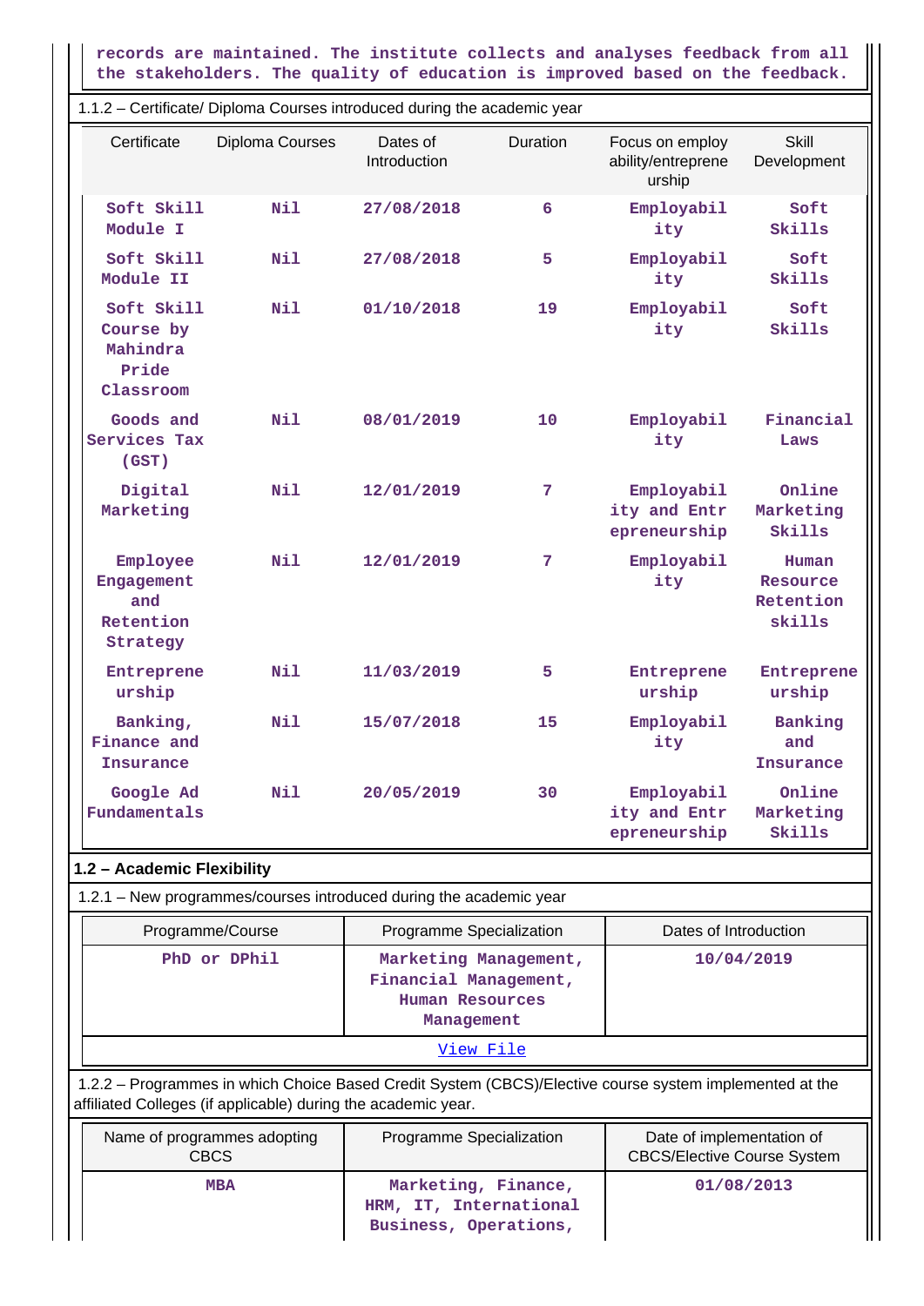records are maintained. The institute collects and analyses feedback from all the stakeholders. The quality of education is improved based on the feedback.

1.1.2 – Certificate/ Diploma Courses introduced during the academic year

| Certificate | Diploma Courses | Dates of Introduction | Duration | Focus on employ ability/entrepreneurship | Skill Development |
|---|---|---|---|---|---|
| Soft Skill Module I | Nil | 27/08/2018 | 6 | Employability | Soft Skills |
| Soft Skill Module II | Nil | 27/08/2018 | 5 | Employability | Soft Skills |
| Soft Skill Course by Mahindra Pride Classroom | Nil | 01/10/2018 | 19 | Employability | Soft Skills |
| Goods and Services Tax (GST) | Nil | 08/01/2019 | 10 | Employability | Financial Laws |
| Digital Marketing | Nil | 12/01/2019 | 7 | Employability and Entrepreneurship | Online Marketing Skills |
| Employee Engagement and Retention Strategy | Nil | 12/01/2019 | 7 | Employability | Human Resource Retention skills |
| Entrepreneurship | Nil | 11/03/2019 | 5 | Entrepreneurship | Entrepreneurship |
| Banking, Finance and Insurance | Nil | 15/07/2018 | 15 | Employability | Banking and Insurance |
| Google Ad Fundamentals | Nil | 20/05/2019 | 30 | Employability and Entrepreneurship | Online Marketing Skills |

## 1.2 – Academic Flexibility

1.2.1 – New programmes/courses introduced during the academic year

| Programme/Course | Programme Specialization | Dates of Introduction |
|---|---|---|
| PhD or DPhil | Marketing Management, Financial Management, Human Resources Management | 10/04/2019 |
| View File | | |

1.2.2 – Programmes in which Choice Based Credit System (CBCS)/Elective course system implemented at the affiliated Colleges (if applicable) during the academic year.

| Name of programmes adopting CBCS | Programme Specialization | Date of implementation of CBCS/Elective Course System |
|---|---|---|
| MBA | Marketing, Finance, HRM, IT, International Business, Operations, | 01/08/2013 |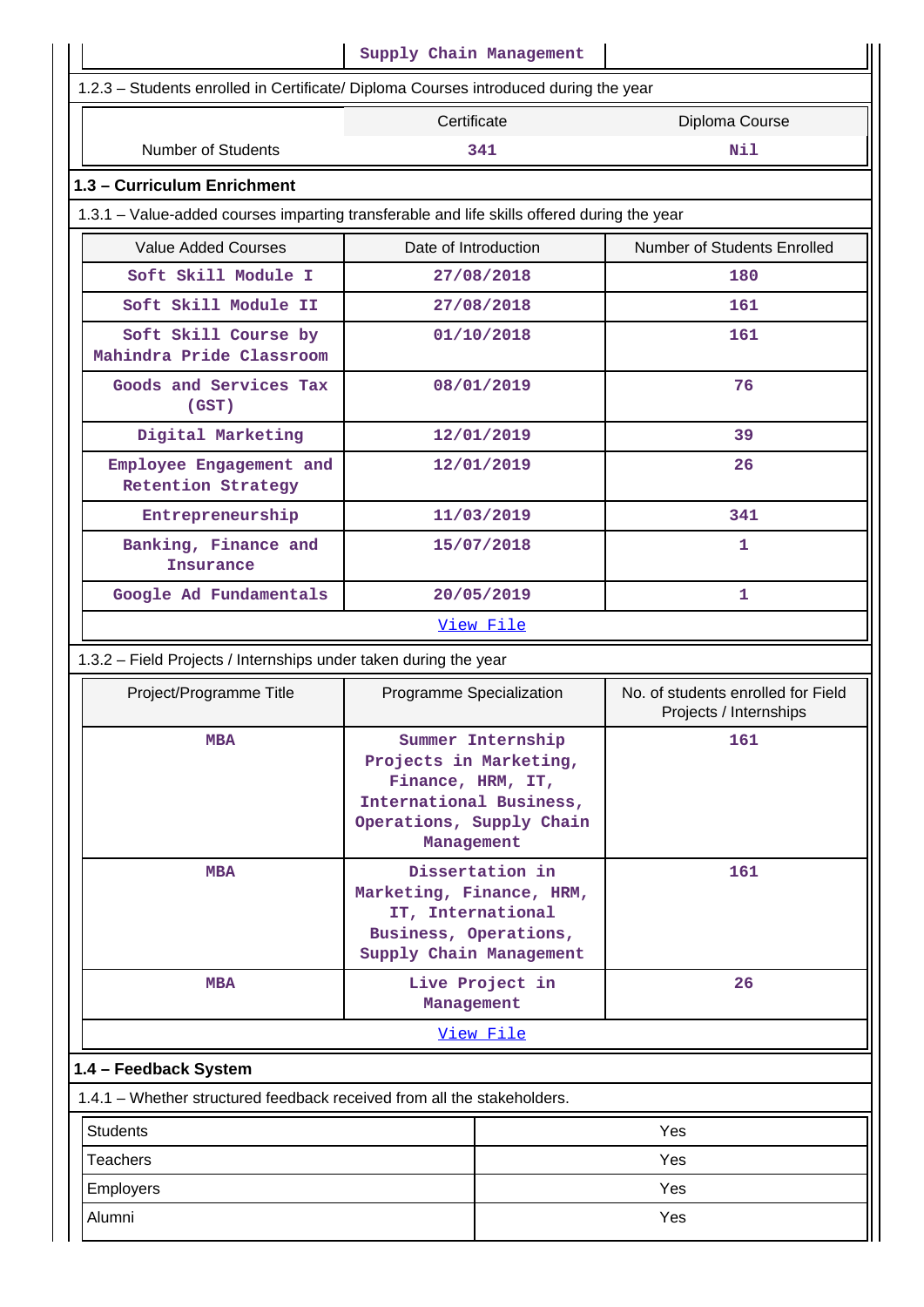| | Supply Chain Management | |
|---|---|---|

1.2.3 – Students enrolled in Certificate/ Diploma Courses introduced during the year

| | Certificate | Diploma Course |
|---|---|---|
| Number of Students | 341 | Nil |

## 1.3 – Curriculum Enrichment

1.3.1 – Value-added courses imparting transferable and life skills offered during the year

| Value Added Courses | Date of Introduction | Number of Students Enrolled |
|---|---|---|
| Soft Skill Module I | 27/08/2018 | 180 |
| Soft Skill Module II | 27/08/2018 | 161 |
| Soft Skill Course by Mahindra Pride Classroom | 01/10/2018 | 161 |
| Goods and Services Tax (GST) | 08/01/2019 | 76 |
| Digital Marketing | 12/01/2019 | 39 |
| Employee Engagement and Retention Strategy | 12/01/2019 | 26 |
| Entrepreneurship | 11/03/2019 | 341 |
| Banking, Finance and Insurance | 15/07/2018 | 1 |
| Google Ad Fundamentals | 20/05/2019 | 1 |

View File

1.3.2 – Field Projects / Internships under taken during the year

| Project/Programme Title | Programme Specialization | No. of students enrolled for Field Projects / Internships |
|---|---|---|
| MBA | Summer Internship Projects in Marketing, Finance, HRM, IT, International Business, Operations, Supply Chain Management | 161 |
| MBA | Dissertation in Marketing, Finance, HRM, IT, International Business, Operations, Supply Chain Management | 161 |
| MBA | Live Project in Management | 26 |

View File

## 1.4 – Feedback System

1.4.1 – Whether structured feedback received from all the stakeholders.

| | |
|---|---|
| Students | Yes |
| Teachers | Yes |
| Employers | Yes |
| Alumni | Yes |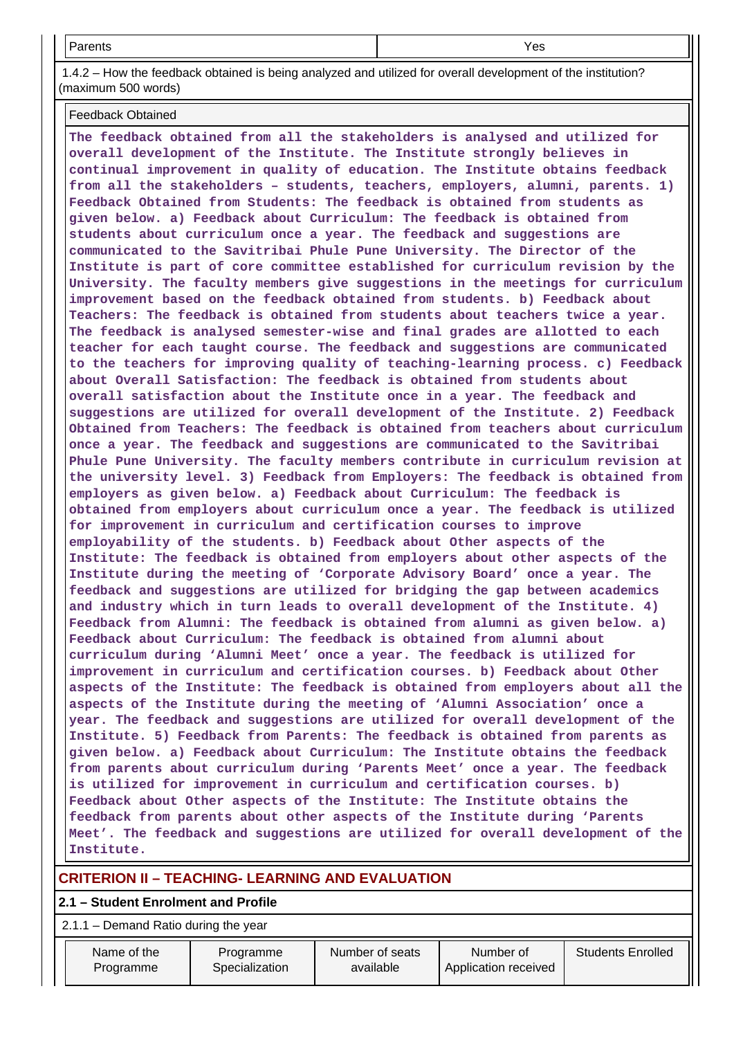| Parents | Yes |
|---|---|

1.4.2 – How the feedback obtained is being analyzed and utilized for overall development of the institution? (maximum 500 words)

| Feedback Obtained |
|---|
| **The feedback obtained from all the stakeholders is analysed and utilized for overall development of the Institute. The Institute strongly believes in continual improvement in quality of education. The Institute obtains feedback from all the stakeholders – students, teachers, employers, alumni, parents. 1) Feedback Obtained from Students: The feedback is obtained from students as given below. a) Feedback about Curriculum: The feedback is obtained from students about curriculum once a year. The feedback and suggestions are communicated to the Savitribai Phule Pune University. The Director of the Institute is part of core committee established for curriculum revision by the University. The faculty members give suggestions in the meetings for curriculum improvement based on the feedback obtained from students. b) Feedback about Teachers: The feedback is obtained from students about teachers twice a year. The feedback is analysed semester-wise and final grades are allotted to each teacher for each taught course. The feedback and suggestions are communicated to the teachers for improving quality of teaching-learning process. c) Feedback about Overall Satisfaction: The feedback is obtained from students about overall satisfaction about the Institute once in a year. The feedback and suggestions are utilized for overall development of the Institute. 2) Feedback Obtained from Teachers: The feedback is obtained from teachers about curriculum once a year. The feedback and suggestions are communicated to the Savitribai Phule Pune University. The faculty members contribute in curriculum revision at the university level. 3) Feedback from Employers: The feedback is obtained from employers as given below. a) Feedback about Curriculum: The feedback is obtained from employers about curriculum once a year. The feedback is utilized for improvement in curriculum and certification courses to improve employability of the students. b) Feedback about Other aspects of the Institute: The feedback is obtained from employers about other aspects of the Institute during the meeting of 'Corporate Advisory Board' once a year. The feedback and suggestions are utilized for bridging the gap between academics and industry which in turn leads to overall development of the Institute. 4) Feedback from Alumni: The feedback is obtained from alumni as given below. a) Feedback about Curriculum: The feedback is obtained from alumni about curriculum during 'Alumni Meet' once a year. The feedback is utilized for improvement in curriculum and certification courses. b) Feedback about Other aspects of the Institute: The feedback is obtained from employers about all the aspects of the Institute during the meeting of 'Alumni Association' once a year. The feedback and suggestions are utilized for overall development of the Institute. 5) Feedback from Parents: The feedback is obtained from parents as given below. a) Feedback about Curriculum: The Institute obtains the feedback from parents about curriculum during 'Parents Meet' once a year. The feedback is utilized for improvement in curriculum and certification courses. b) Feedback about Other aspects of the Institute: The Institute obtains the feedback from parents about other aspects of the Institute during 'Parents Meet'. The feedback and suggestions are utilized for overall development of the Institute.** |

## CRITERION II – TEACHING- LEARNING AND EVALUATION

### 2.1 – Student Enrolment and Profile

2.1.1 – Demand Ratio during the year

| Name of the Programme | Programme Specialization | Number of seats available | Number of Application received | Students Enrolled |
|---|---|---|---|---|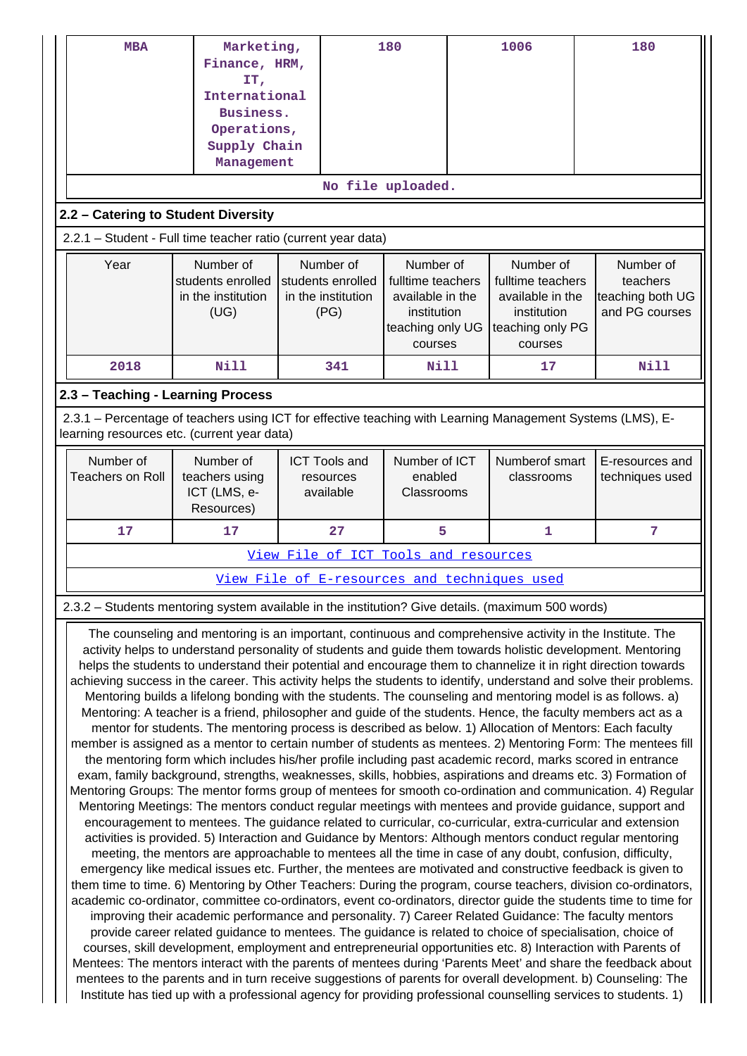| MBA | Marketing, Finance, HRM, IT, International Business. Operations, Supply Chain Management | 180 | 1006 | 180 |
|---|---|---|---|---|
| No file uploaded. | | | | |

## 2.2 – Catering to Student Diversity

2.2.1 – Student - Full time teacher ratio (current year data)

| Year | Number of students enrolled in the institution (UG) | Number of students enrolled in the institution (PG) | Number of fulltime teachers available in the institution teaching only UG courses | Number of fulltime teachers available in the institution teaching only PG courses | Number of teachers teaching both UG and PG courses |
|---|---|---|---|---|---|
| 2018 | Nill | 341 | Nill | 17 | Nill |

## 2.3 – Teaching - Learning Process

2.3.1 – Percentage of teachers using ICT for effective teaching with Learning Management Systems (LMS), E-learning resources etc. (current year data)

| Number of Teachers on Roll | Number of teachers using ICT (LMS, e-Resources) | ICT Tools and resources available | Number of ICT enabled Classrooms | Numberof smart classrooms | E-resources and techniques used |
|---|---|---|---|---|---|
| 17 | 17 | 27 | 5 | 1 | 7 |

View File of ICT Tools and resources

View File of E-resources and techniques used

2.3.2 – Students mentoring system available in the institution? Give details. (maximum 500 words)

The counseling and mentoring is an important, continuous and comprehensive activity in the Institute. The activity helps to understand personality of students and guide them towards holistic development. Mentoring helps the students to understand their potential and encourage them to channelize it in right direction towards achieving success in the career. This activity helps the students to identify, understand and solve their problems. Mentoring builds a lifelong bonding with the students. The counseling and mentoring model is as follows. a) Mentoring: A teacher is a friend, philosopher and guide of the students. Hence, the faculty members act as a mentor for students. The mentoring process is described as below. 1) Allocation of Mentors: Each faculty member is assigned as a mentor to certain number of students as mentees. 2) Mentoring Form: The mentees fill the mentoring form which includes his/her profile including past academic record, marks scored in entrance exam, family background, strengths, weaknesses, skills, hobbies, aspirations and dreams etc. 3) Formation of Mentoring Groups: The mentor forms group of mentees for smooth co-ordination and communication. 4) Regular Mentoring Meetings: The mentors conduct regular meetings with mentees and provide guidance, support and encouragement to mentees. The guidance related to curricular, co-curricular, extra-curricular and extension activities is provided. 5) Interaction and Guidance by Mentors: Although mentors conduct regular mentoring meeting, the mentors are approachable to mentees all the time in case of any doubt, confusion, difficulty, emergency like medical issues etc. Further, the mentees are motivated and constructive feedback is given to them time to time. 6) Mentoring by Other Teachers: During the program, course teachers, division co-ordinators, academic co-ordinator, committee co-ordinators, event co-ordinators, director guide the students time to time for improving their academic performance and personality. 7) Career Related Guidance: The faculty mentors provide career related guidance to mentees. The guidance is related to choice of specialisation, choice of courses, skill development, employment and entrepreneurial opportunities etc. 8) Interaction with Parents of Mentees: The mentors interact with the parents of mentees during 'Parents Meet' and share the feedback about mentees to the parents and in turn receive suggestions of parents for overall development. b) Counseling: The Institute has tied up with a professional agency for providing professional counselling services to students. 1)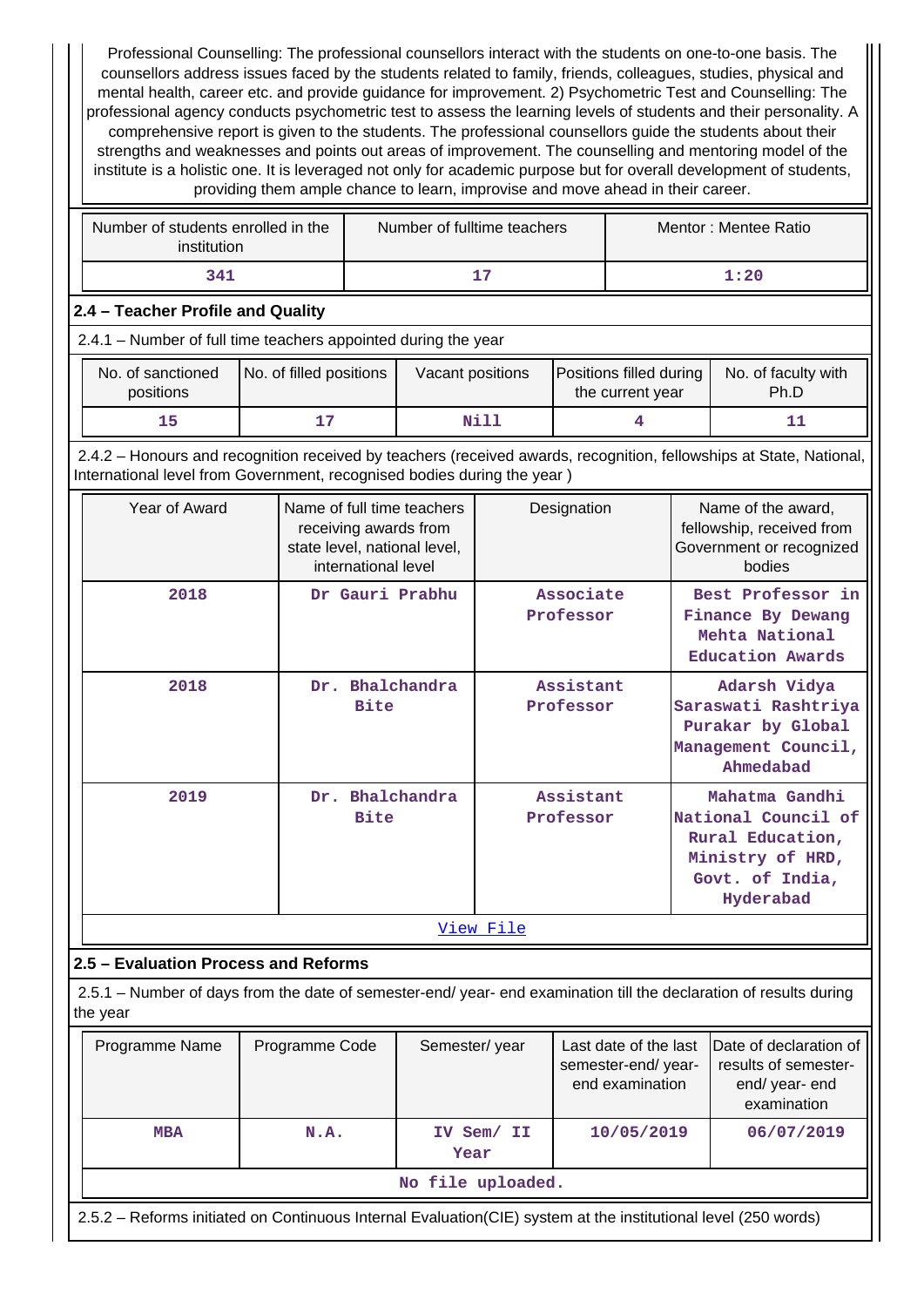Professional Counselling: The professional counsellors interact with the students on one-to-one basis. The counsellors address issues faced by the students related to family, friends, colleagues, studies, physical and mental health, career etc. and provide guidance for improvement. 2) Psychometric Test and Counselling: The professional agency conducts psychometric test to assess the learning levels of students and their personality. A comprehensive report is given to the students. The professional counsellors guide the students about their strengths and weaknesses and points out areas of improvement. The counselling and mentoring model of the institute is a holistic one. It is leveraged not only for academic purpose but for overall development of students, providing them ample chance to learn, improvise and move ahead in their career.

| Number of students enrolled in the institution | Number of fulltime teachers | Mentor : Mentee Ratio |
|---|---|---|
| 341 | 17 | 1:20 |

### 2.4 – Teacher Profile and Quality

2.4.1 – Number of full time teachers appointed during the year

| No. of sanctioned positions | No. of filled positions | Vacant positions | Positions filled during the current year | No. of faculty with Ph.D |
|---|---|---|---|---|
| 15 | 17 | Nill | 4 | 11 |

2.4.2 – Honours and recognition received by teachers (received awards, recognition, fellowships at State, National, International level from Government, recognised bodies during the year )

| Year of Award | Name of full time teachers receiving awards from state level, national level, international level | Designation | Name of the award, fellowship, received from Government or recognized bodies |
|---|---|---|---|
| 2018 | Dr Gauri Prabhu | Associate Professor | Best Professor in Finance By Dewang Mehta National Education Awards |
| 2018 | Dr. Bhalchandra Bite | Assistant Professor | Adarsh Vidya Saraswati Rashtriya Purakar by Global Management Council, Ahmedabad |
| 2019 | Dr. Bhalchandra Bite | Assistant Professor | Mahatma Gandhi National Council of Rural Education, Ministry of HRD, Govt. of India, Hyderabad |
| View File | | | |

### 2.5 – Evaluation Process and Reforms

2.5.1 – Number of days from the date of semester-end/ year- end examination till the declaration of results during the year

| Programme Name | Programme Code | Semester/ year | Last date of the last semester-end/ year- end examination | Date of declaration of results of semester- end/ year- end examination |
|---|---|---|---|---|
| MBA | N.A. | IV Sem/ II Year | 10/05/2019 | 06/07/2019 |
| No file uploaded. | | | | |

2.5.2 – Reforms initiated on Continuous Internal Evaluation(CIE) system at the institutional level (250 words)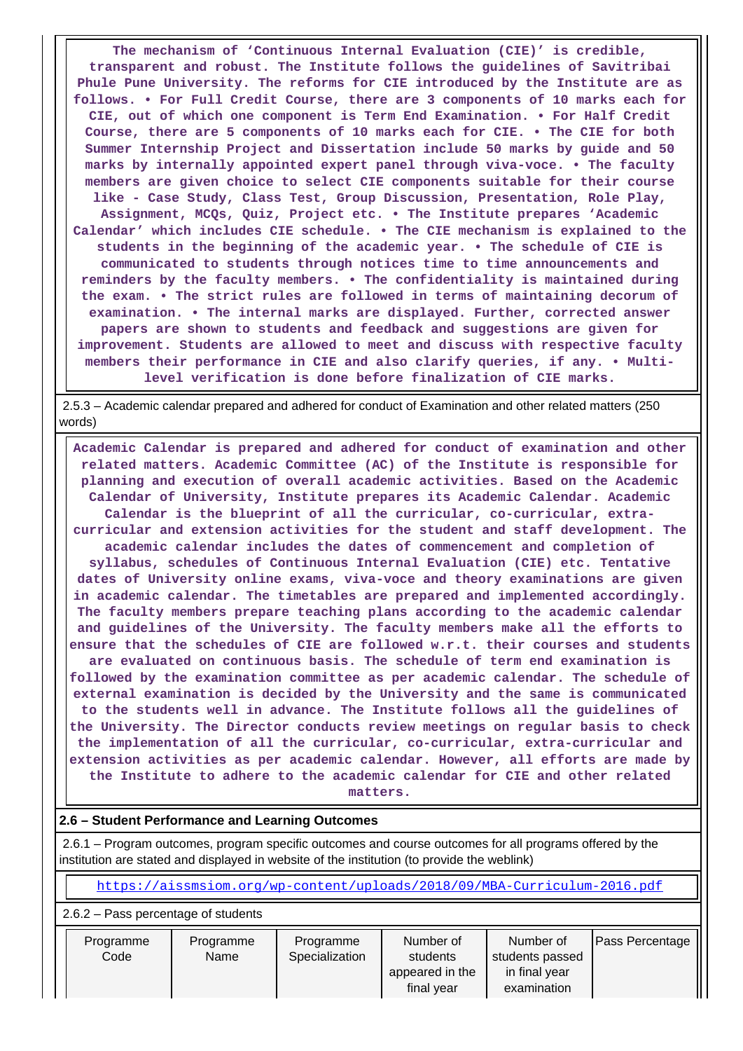**The mechanism of 'Continuous Internal Evaluation (CIE)' is credible, transparent and robust. The Institute follows the guidelines of Savitribai Phule Pune University. The reforms for CIE introduced by the Institute are as follows. • For Full Credit Course, there are 3 components of 10 marks each for CIE, out of which one component is Term End Examination. • For Half Credit Course, there are 5 components of 10 marks each for CIE. • The CIE for both Summer Internship Project and Dissertation include 50 marks by guide and 50 marks by internally appointed expert panel through viva-voce. • The faculty members are given choice to select CIE components suitable for their course like - Case Study, Class Test, Group Discussion, Presentation, Role Play, Assignment, MCQs, Quiz, Project etc. • The Institute prepares 'Academic Calendar' which includes CIE schedule. • The CIE mechanism is explained to the students in the beginning of the academic year. • The schedule of CIE is communicated to students through notices time to time announcements and reminders by the faculty members. • The confidentiality is maintained during the exam. • The strict rules are followed in terms of maintaining decorum of examination. • The internal marks are displayed. Further, corrected answer papers are shown to students and feedback and suggestions are given for improvement. Students are allowed to meet and discuss with respective faculty members their performance in CIE and also clarify queries, if any. • Multi-level verification is done before finalization of CIE marks.**

2.5.3 – Academic calendar prepared and adhered for conduct of Examination and other related matters (250 words)

**Academic Calendar is prepared and adhered for conduct of examination and other related matters. Academic Committee (AC) of the Institute is responsible for planning and execution of overall academic activities. Based on the Academic Calendar of University, Institute prepares its Academic Calendar. Academic Calendar is the blueprint of all the curricular, co-curricular, extra-curricular and extension activities for the student and staff development. The academic calendar includes the dates of commencement and completion of syllabus, schedules of Continuous Internal Evaluation (CIE) etc. Tentative dates of University online exams, viva-voce and theory examinations are given in academic calendar. The timetables are prepared and implemented accordingly. The faculty members prepare teaching plans according to the academic calendar and guidelines of the University. The faculty members make all the efforts to ensure that the schedules of CIE are followed w.r.t. their courses and students are evaluated on continuous basis. The schedule of term end examination is followed by the examination committee as per academic calendar. The schedule of external examination is decided by the University and the same is communicated to the students well in advance. The Institute follows all the guidelines of the University. The Director conducts review meetings on regular basis to check the implementation of all the curricular, co-curricular, extra-curricular and extension activities as per academic calendar. However, all efforts are made by the Institute to adhere to the academic calendar for CIE and other related matters.**

**2.6 – Student Performance and Learning Outcomes**

2.6.1 – Program outcomes, program specific outcomes and course outcomes for all programs offered by the institution are stated and displayed in website of the institution (to provide the weblink)

https://aissmsiom.org/wp-content/uploads/2018/09/MBA-Curriculum-2016.pdf

2.6.2 – Pass percentage of students

| Programme Code | Programme Name | Programme Specialization | Number of students appeared in the final year | Number of students passed in final year examination | Pass Percentage |
|---|---|---|---|---|---|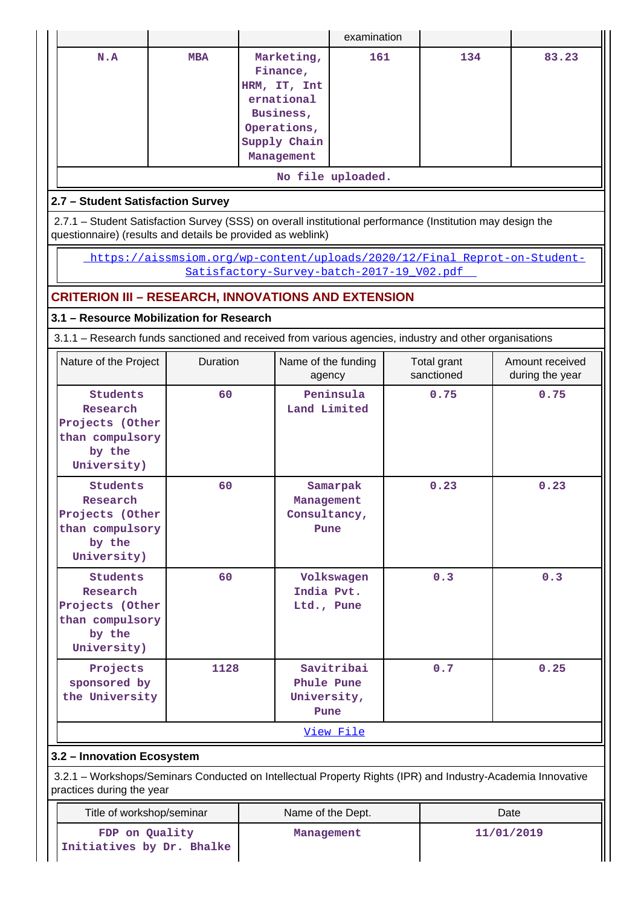| | | | examination | | |
|---|---|---|---|---|---|
| N.A | MBA | Marketing, Finance, HRM, IT, International Business, Operations, Supply Chain Management | 161 | 134 | 83.23 |

No file uploaded.

### 2.7 – Student Satisfaction Survey

2.7.1 – Student Satisfaction Survey (SSS) on overall institutional performance (Institution may design the questionnaire) (results and details be provided as weblink)

https://aissmsiom.org/wp-content/uploads/2020/12/Final_Reprot-on-Student-Satisfactory-Survey-batch-2017-19_V02.pdf

## CRITERION III – RESEARCH, INNOVATIONS AND EXTENSION

### 3.1 – Resource Mobilization for Research

3.1.1 – Research funds sanctioned and received from various agencies, industry and other organisations

| Nature of the Project | Duration | Name of the funding agency | Total grant sanctioned | Amount received during the year |
|---|---|---|---|---|
| Students Research Projects (Other than compulsory by the University) | 60 | Peninsula Land Limited | 0.75 | 0.75 |
| Students Research Projects (Other than compulsory by the University) | 60 | Samarpak Management Consultancy, Pune | 0.23 | 0.23 |
| Students Research Projects (Other than compulsory by the University) | 60 | Volkswagen India Pvt. Ltd., Pune | 0.3 | 0.3 |
| Projects sponsored by the University | 1128 | Savitribai Phule Pune University, Pune | 0.7 | 0.25 |

View File

### 3.2 – Innovation Ecosystem

3.2.1 – Workshops/Seminars Conducted on Intellectual Property Rights (IPR) and Industry-Academia Innovative practices during the year

| Title of workshop/seminar | Name of the Dept. | Date |
|---|---|---|
| FDP on Quality Initiatives by Dr. Bhalke | Management | 11/01/2019 |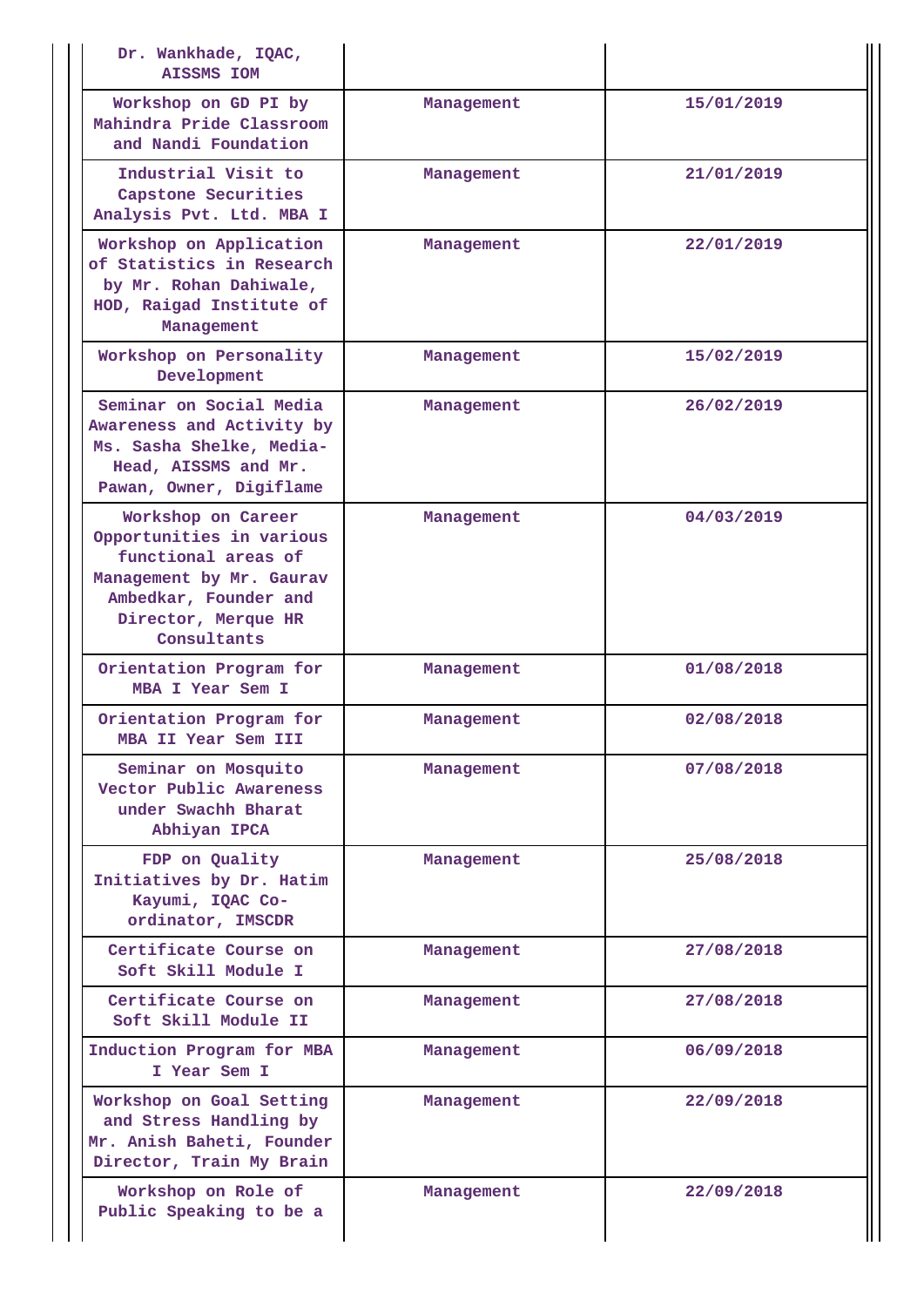| | | |
|---|---|---|
| Dr. Wankhade, IQAC, AISSMS IOM | | |
| Workshop on GD PI by Mahindra Pride Classroom and Nandi Foundation | Management | 15/01/2019 |
| Industrial Visit to Capstone Securities Analysis Pvt. Ltd. MBA I | Management | 21/01/2019 |
| Workshop on Application of Statistics in Research by Mr. Rohan Dahiwale, HOD, Raigad Institute of Management | Management | 22/01/2019 |
| Workshop on Personality Development | Management | 15/02/2019 |
| Seminar on Social Media Awareness and Activity by Ms. Sasha Shelke, Media-Head, AISSMS and Mr. Pawan, Owner, Digiflame | Management | 26/02/2019 |
| Workshop on Career Opportunities in various functional areas of Management by Mr. Gaurav Ambedkar, Founder and Director, Merque HR Consultants | Management | 04/03/2019 |
| Orientation Program for MBA I Year Sem I | Management | 01/08/2018 |
| Orientation Program for MBA II Year Sem III | Management | 02/08/2018 |
| Seminar on Mosquito Vector Public Awareness under Swachh Bharat Abhiyan IPCA | Management | 07/08/2018 |
| FDP on Quality Initiatives by Dr. Hatim Kayumi, IQAC Co-ordinator, IMSCDR | Management | 25/08/2018 |
| Certificate Course on Soft Skill Module I | Management | 27/08/2018 |
| Certificate Course on Soft Skill Module II | Management | 27/08/2018 |
| Induction Program for MBA I Year Sem I | Management | 06/09/2018 |
| Workshop on Goal Setting and Stress Handling by Mr. Anish Baheti, Founder Director, Train My Brain | Management | 22/09/2018 |
| Workshop on Role of Public Speaking to be a | Management | 22/09/2018 |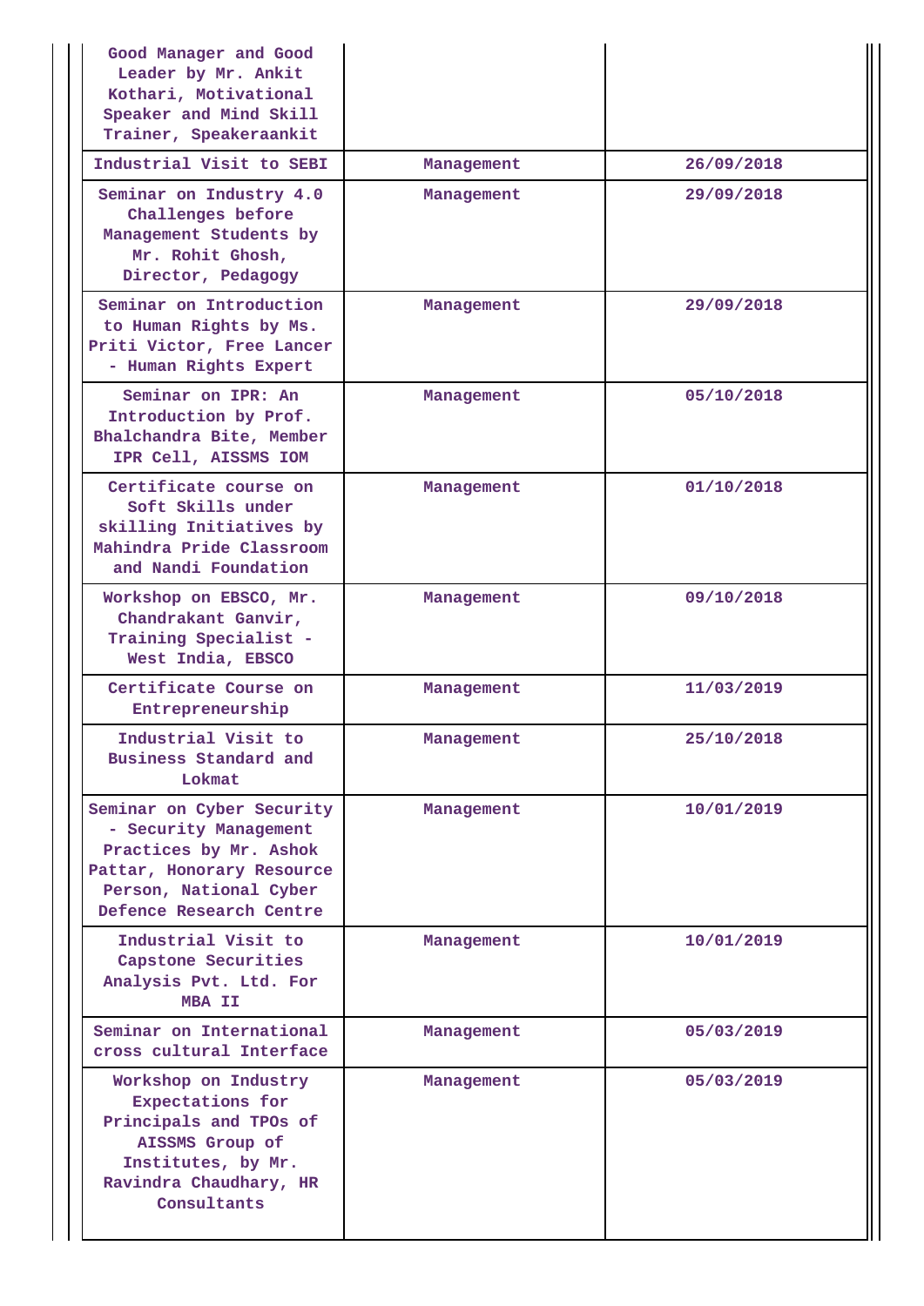| | | |
|---|---|---|
| Good Manager and Good Leader by Mr. Ankit Kothari, Motivational Speaker and Mind Skill Trainer, Speakeraankit | | |
| Industrial Visit to SEBI | Management | 26/09/2018 |
| Seminar on Industry 4.0 Challenges before Management Students by Mr. Rohit Ghosh, Director, Pedagogy | Management | 29/09/2018 |
| Seminar on Introduction to Human Rights by Ms. Priti Victor, Free Lancer - Human Rights Expert | Management | 29/09/2018 |
| Seminar on IPR: An Introduction by Prof. Bhalchandra Bite, Member IPR Cell, AISSMS IOM | Management | 05/10/2018 |
| Certificate course on Soft Skills under skilling Initiatives by Mahindra Pride Classroom and Nandi Foundation | Management | 01/10/2018 |
| Workshop on EBSCO, Mr. Chandrakant Ganvir, Training Specialist - West India, EBSCO | Management | 09/10/2018 |
| Certificate Course on Entrepreneurship | Management | 11/03/2019 |
| Industrial Visit to Business Standard and Lokmat | Management | 25/10/2018 |
| Seminar on Cyber Security - Security Management Practices by Mr. Ashok Pattar, Honorary Resource Person, National Cyber Defence Research Centre | Management | 10/01/2019 |
| Industrial Visit to Capstone Securities Analysis Pvt. Ltd. For MBA II | Management | 10/01/2019 |
| Seminar on International cross cultural Interface | Management | 05/03/2019 |
| Workshop on Industry Expectations for Principals and TPOs of AISSMS Group of Institutes, by Mr. Ravindra Chaudhary, HR Consultants | Management | 05/03/2019 |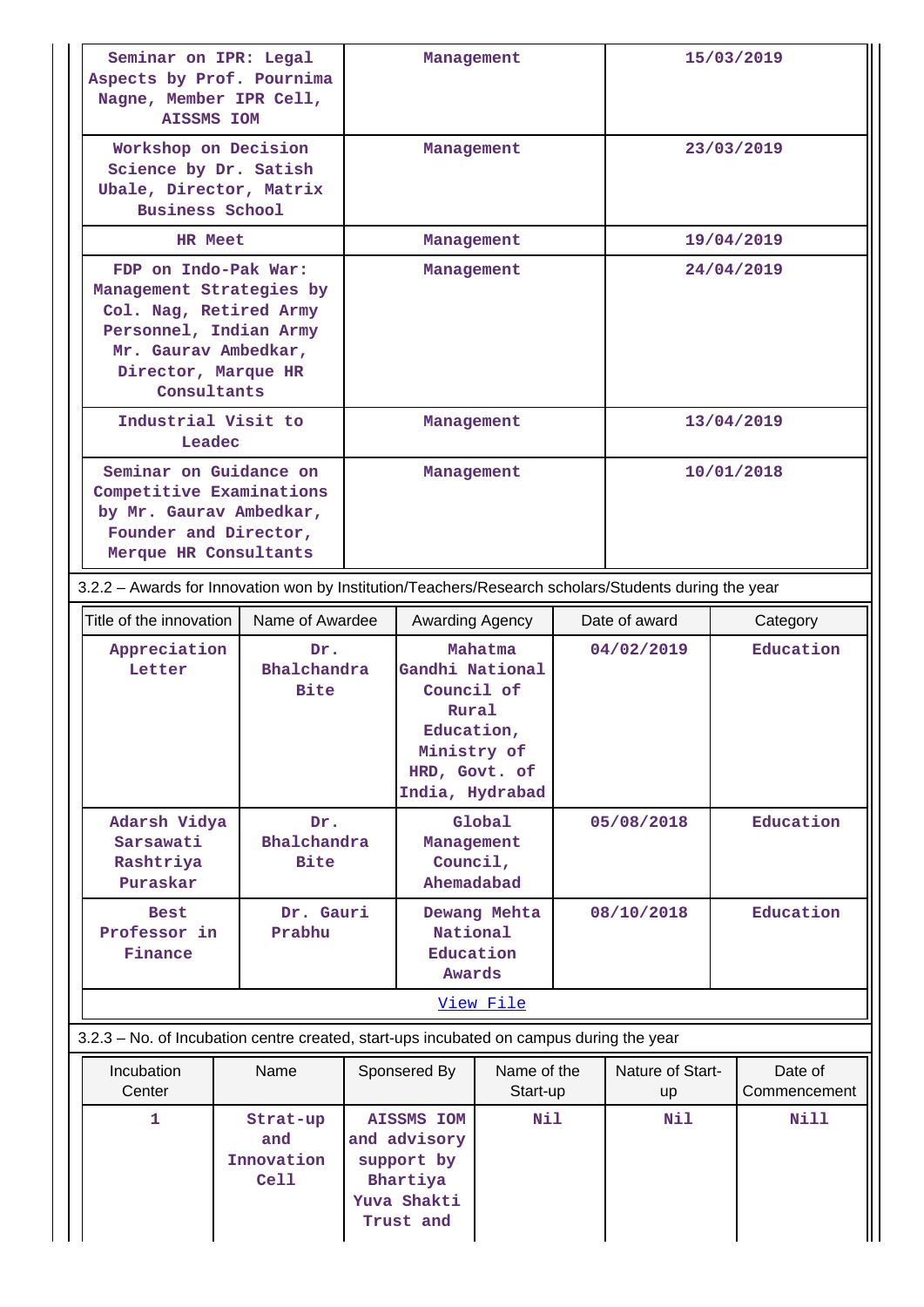| | | |
|---|---|---|
| Seminar on IPR: Legal Aspects by Prof. Pournima Nagne, Member IPR Cell, AISSMS IOM | Management | 15/03/2019 |
| Workshop on Decision Science by Dr. Satish Ubale, Director, Matrix Business School | Management | 23/03/2019 |
| HR Meet | Management | 19/04/2019 |
| FDP on Indo-Pak War: Management Strategies by Col. Nag, Retired Army Personnel, Indian Army Mr. Gaurav Ambedkar, Director, Marque HR Consultants | Management | 24/04/2019 |
| Industrial Visit to Leadec | Management | 13/04/2019 |
| Seminar on Guidance on Competitive Examinations by Mr. Gaurav Ambedkar, Founder and Director, Merque HR Consultants | Management | 10/01/2018 |

3.2.2 – Awards for Innovation won by Institution/Teachers/Research scholars/Students during the year

| Title of the innovation | Name of Awardee | Awarding Agency | Date of award | Category |
|---|---|---|---|---|
| Appreciation Letter | Dr. Bhalchandra Bite | Mahatma Gandhi National Council of Rural Education, Ministry of HRD, Govt. of India, Hydrabad | 04/02/2019 | Education |
| Adarsh Vidya Sarsawati Rashtriya Puraskar | Dr. Bhalchandra Bite | Global Management Council, Ahemadabad | 05/08/2018 | Education |
| Best Professor in Finance | Dr. Gauri Prabhu | Dewang Mehta National Education Awards | 08/10/2018 | Education |

View File

3.2.3 – No. of Incubation centre created, start-ups incubated on campus during the year

| Incubation Center | Name | Sponsered By | Name of the Start-up | Nature of Start-up | Date of Commencement |
|---|---|---|---|---|---|
| 1 | Strat-up and Innovation Cell | AISSMS IOM and advisory support by Bhartiya Yuva Shakti Trust and | Nil | Nil | Nill |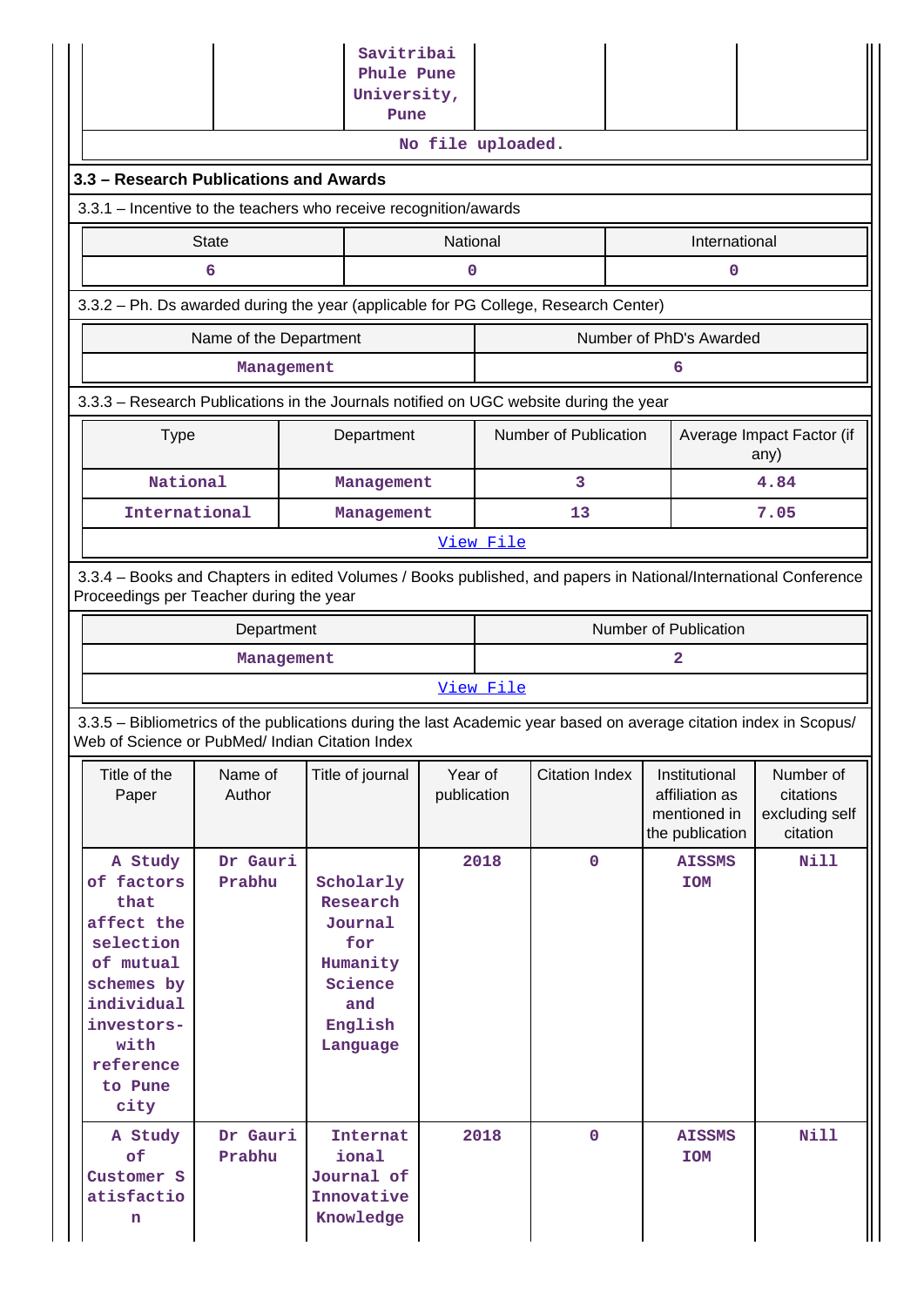| | | Savitribai Phule Pune University, Pune | | | |
|---|---|---|---|---|---|

No file uploaded.

### 3.3 – Research Publications and Awards

3.3.1 – Incentive to the teachers who receive recognition/awards

| State | National | International |
|---|---|---|
| 6 | 0 | 0 |

3.3.2 – Ph. Ds awarded during the year (applicable for PG College, Research Center)

| Name of the Department | Number of PhD's Awarded |
|---|---|
| Management | 6 |

3.3.3 – Research Publications in the Journals notified on UGC website during the year

| Type | Department | Number of Publication | Average Impact Factor (if any) |
|---|---|---|---|
| National | Management | 3 | 4.84 |
| International | Management | 13 | 7.05 |

View File

3.3.4 – Books and Chapters in edited Volumes / Books published, and papers in National/International Conference Proceedings per Teacher during the year

| Department | Number of Publication |
|---|---|
| Management | 2 |

View File

3.3.5 – Bibliometrics of the publications during the last Academic year based on average citation index in Scopus/ Web of Science or PubMed/ Indian Citation Index

| Title of the Paper | Name of Author | Title of journal | Year of publication | Citation Index | Institutional affiliation as mentioned in the publication | Number of citations excluding self citation |
|---|---|---|---|---|---|---|
| A Study of factors that affect the selection of mutual schemes by individual investors-with reference to Pune city | Dr Gauri Prabhu | Scholarly Research Journal for Humanity Science and English Language | 2018 | 0 | AISSMS IOM | Nill |
| A Study of Customer Satisfaction | Dr Gauri Prabhu | International Journal of Innovative Knowledge | 2018 | 0 | AISSMS IOM | Nill |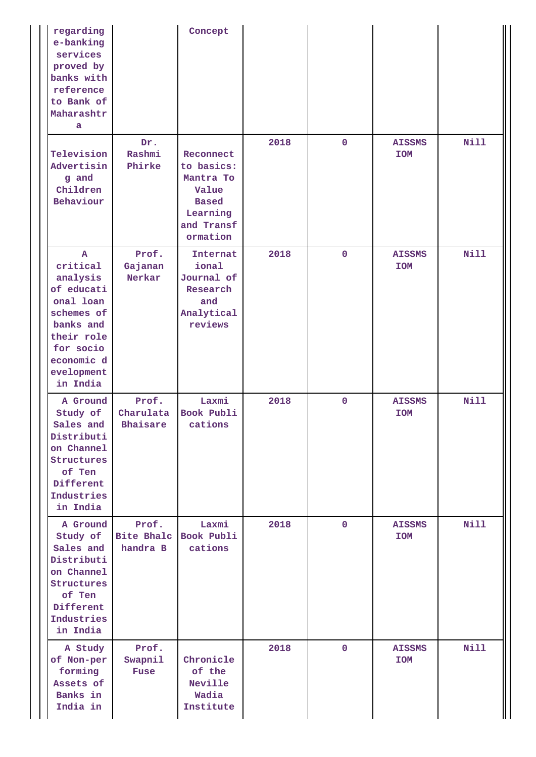| | | | | | | |
|---|---|---|---|---|---|---|
| regarding e-banking services proved by banks with reference to Bank of Maharashtra | | Concept | | | | |
| Television Advertising and Children Behaviour | Dr. Rashmi Phirke | Reconnect to basics: Mantra To Value Based Learning and Transformation | 2018 | 0 | AISSMS IOM | Nill |
| A critical analysis of educational loan schemes of banks and their role for socio economic development in India | Prof. Gajanan Nerkar | International Journal of Research and Analytical reviews | 2018 | 0 | AISSMS IOM | Nill |
| A Ground Study of Sales and Distribution Channel Structures of Ten Different Industries in India | Prof. Charulata Bhaisare | Laxmi Book Publications | 2018 | 0 | AISSMS IOM | Nill |
| A Ground Study of Sales and Distribution Channel Structures of Ten Different Industries in India | Prof. Bite Bhalchandra B | Laxmi Book Publications | 2018 | 0 | AISSMS IOM | Nill |
| A Study of Non-performing Assets of Banks in India in | Prof. Swapnil Fuse | Chronicle of the Neville Wadia Institute | 2018 | 0 | AISSMS IOM | Nill |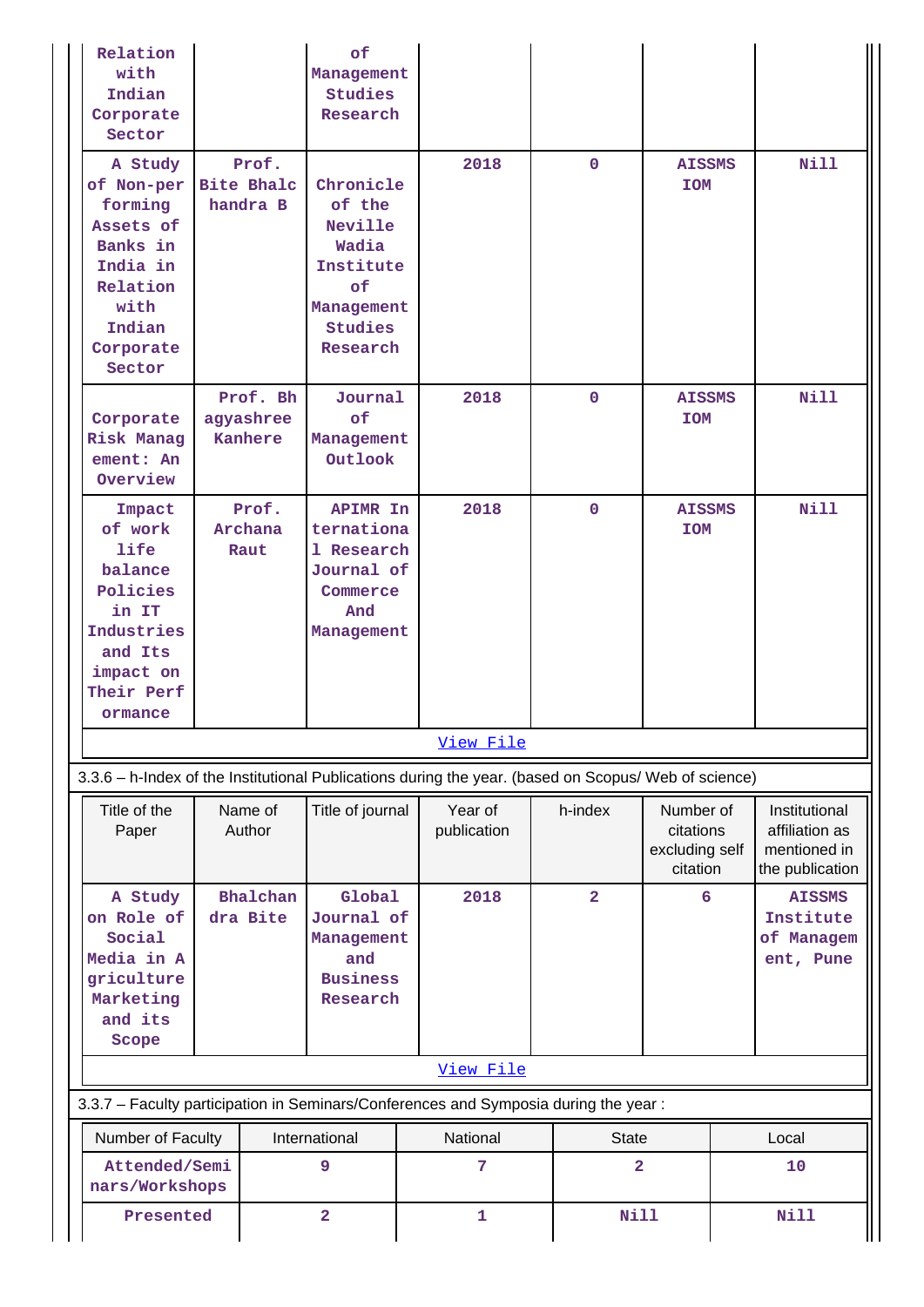| | | | | | | |
|---|---|---|---|---|---|---|
| Relation with Indian Corporate Sector | | of Management Studies Research | | | | |
| A Study of Non-performing Assets of Banks in India in Relation with Indian Corporate Sector | Prof. Bite Bhalchandra B | Chronicle of the Neville Wadia Institute of Management Studies Research | 2018 | 0 | AISSMS IOM | Nill |
| Corporate Risk Management: An Overview | Prof. Bhagyashree Kanhere | Journal of Management Outlook | 2018 | 0 | AISSMS IOM | Nill |
| Impact of work life balance Policies in IT Industries and Its impact on Their Performance | Prof. Archana Raut | APIMR International Research Journal of Commerce And Management | 2018 | 0 | AISSMS IOM | Nill |
| | | | View File | | | |

3.3.6 – h-Index of the Institutional Publications during the year. (based on Scopus/ Web of science)

| Title of the Paper | Name of Author | Title of journal | Year of publication | h-index | Number of citations excluding self citation | Institutional affiliation as mentioned in the publication |
|---|---|---|---|---|---|---|
| A Study on Role of Social Media in Agriculture Marketing and its Scope | Bhalchandra Bite | Global Journal of Management and Business Research | 2018 | 2 | 6 | AISSMS Institute of Management, Pune |
| | | | View File | | | |

3.3.7 – Faculty participation in Seminars/Conferences and Symposia during the year :

| Number of Faculty | International | National | State | Local |
|---|---|---|---|---|
| Attended/Seminars/Workshops | 9 | 7 | 2 | 10 |
| Presented | 2 | 1 | Nill | Nill |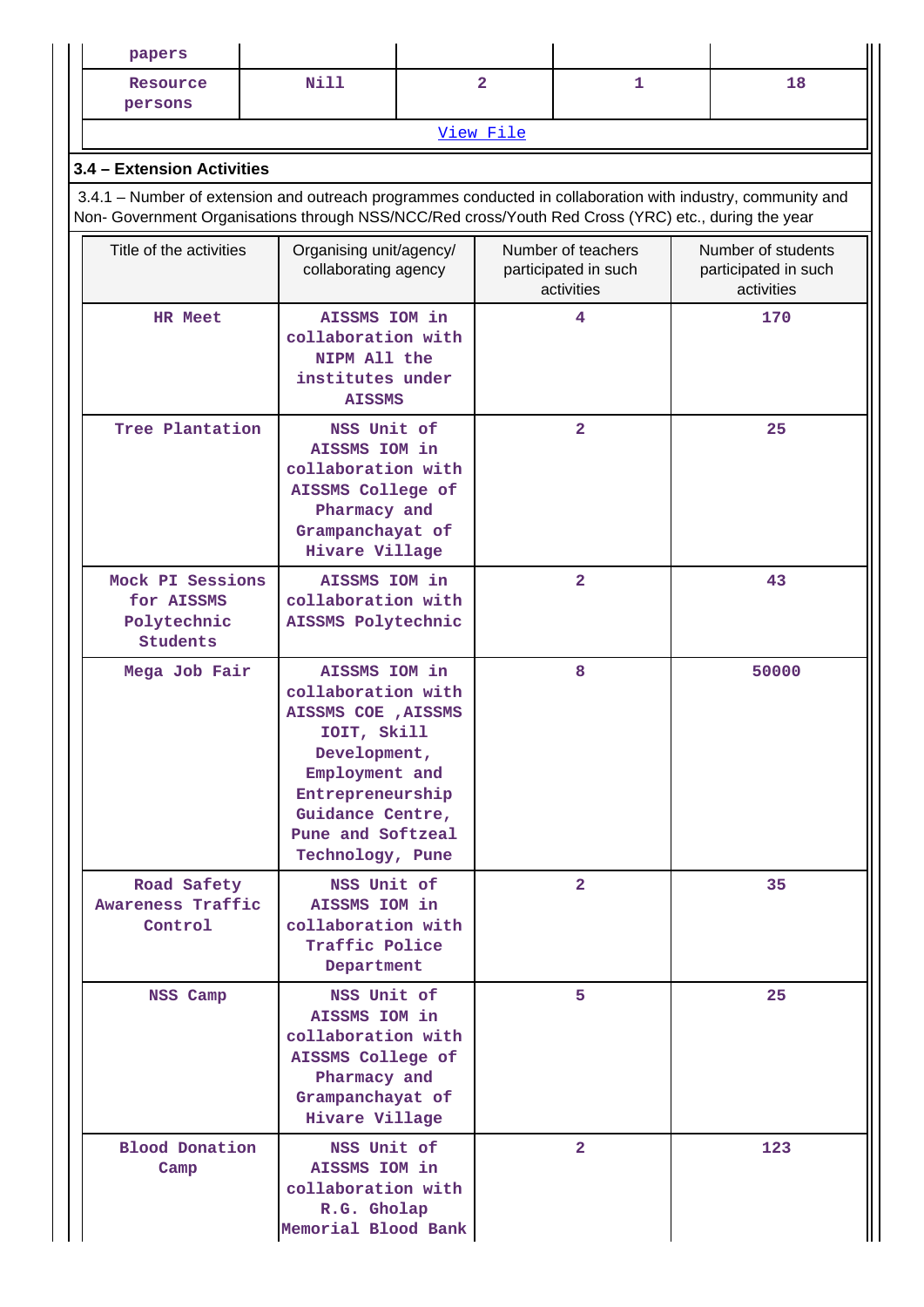| papers | | | | |
|---|---|---|---|---|
| Resource persons | Nill | 2 | 1 | 18 |

View File

### 3.4 – Extension Activities

3.4.1 – Number of extension and outreach programmes conducted in collaboration with industry, community and Non- Government Organisations through NSS/NCC/Red cross/Youth Red Cross (YRC) etc., during the year

| Title of the activities | Organising unit/agency/ collaborating agency | Number of teachers participated in such activities | Number of students participated in such activities |
|---|---|---|---|
| HR Meet | AISSMS IOM in collaboration with NIPM All the institutes under AISSMS | 4 | 170 |
| Tree Plantation | NSS Unit of AISSMS IOM in collaboration with AISSMS College of Pharmacy and Grampanchayat of Hivare Village | 2 | 25 |
| Mock PI Sessions for AISSMS Polytechnic Students | AISSMS IOM in collaboration with AISSMS Polytechnic | 2 | 43 |
| Mega Job Fair | AISSMS IOM in collaboration with AISSMS COE ,AISSMS IOIT, Skill Development, Employment and Entrepreneurship Guidance Centre, Pune and Softzeal Technology, Pune | 8 | 50000 |
| Road Safety Awareness Traffic Control | NSS Unit of AISSMS IOM in collaboration with Traffic Police Department | 2 | 35 |
| NSS Camp | NSS Unit of AISSMS IOM in collaboration with AISSMS College of Pharmacy and Grampanchayat of Hivare Village | 5 | 25 |
| Blood Donation Camp | NSS Unit of AISSMS IOM in collaboration with R.G. Gholap Memorial Blood Bank | 2 | 123 |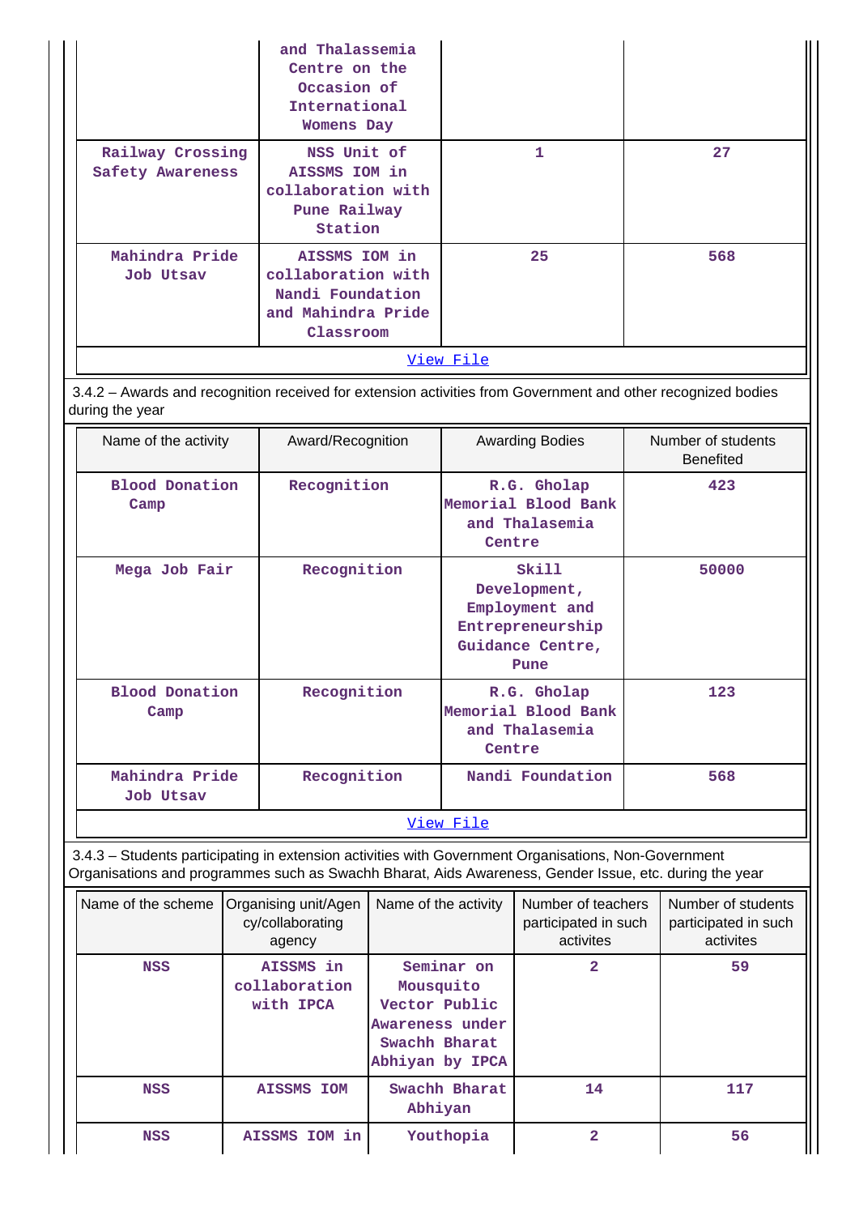| | and Thalassemia Centre on the Occasion of International Womens Day | | |
|---|---|---|---|
| Railway Crossing Safety Awareness | NSS Unit of AISSMS IOM in collaboration with Pune Railway Station | 1 | 27 |
| Mahindra Pride Job Utsav | AISSMS IOM in collaboration with Nandi Foundation and Mahindra Pride Classroom | 25 | 568 |
| View File | | | |

3.4.2 – Awards and recognition received for extension activities from Government and other recognized bodies during the year

| Name of the activity | Award/Recognition | Awarding Bodies | Number of students Benefited |
|---|---|---|---|
| Blood Donation Camp | Recognition | R.G. Gholap Memorial Blood Bank and Thalasemia Centre | 423 |
| Mega Job Fair | Recognition | Skill Development, Employment and Entrepreneurship Guidance Centre, Pune | 50000 |
| Blood Donation Camp | Recognition | R.G. Gholap Memorial Blood Bank and Thalasemia Centre | 123 |
| Mahindra Pride Job Utsav | Recognition | Nandi Foundation | 568 |
| View File | | | |

3.4.3 – Students participating in extension activities with Government Organisations, Non-Government Organisations and programmes such as Swachh Bharat, Aids Awareness, Gender Issue, etc. during the year

| Name of the scheme | Organising unit/Agency/collaborating agency | Name of the activity | Number of teachers participated in such activites | Number of students participated in such activites |
|---|---|---|---|---|
| NSS | AISSMS in collaboration with IPCA | Seminar on Mousquito Vector Public Awareness under Swachh Bharat Abhiyan by IPCA | 2 | 59 |
| NSS | AISSMS IOM | Swachh Bharat Abhiyan | 14 | 117 |
| NSS | AISSMS IOM in | Youthopia | 2 | 56 |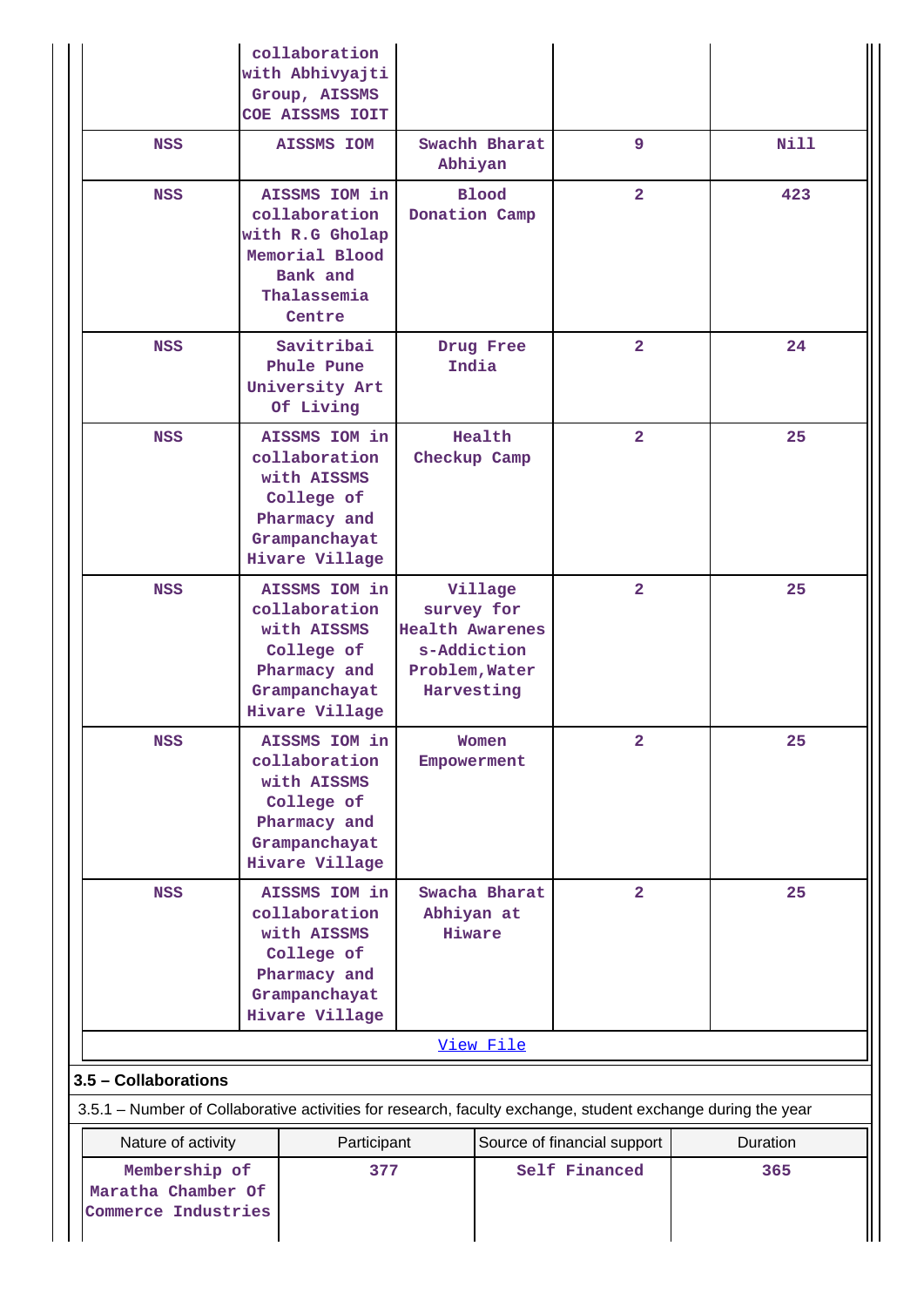|  | collaboration with Abhivyajti Group, AISSMS COE AISSMS IOIT |  |  |  |
|---|---|---|---|---|
| NSS | AISSMS IOM | Swachh Bharat Abhiyan | 9 | Nill |
| NSS | AISSMS IOM in collaboration with R.G Gholap Memorial Blood Bank and Thalassemia Centre | Blood Donation Camp | 2 | 423 |
| NSS | Savitribai Phule Pune University Art Of Living | Drug Free India | 2 | 24 |
| NSS | AISSMS IOM in collaboration with AISSMS College of Pharmacy and Grampanchayat Hivare Village | Health Checkup Camp | 2 | 25 |
| NSS | AISSMS IOM in collaboration with AISSMS College of Pharmacy and Grampanchayat Hivare Village | Village survey for Health Awarenes s-Addiction Problem,Water Harvesting | 2 | 25 |
| NSS | AISSMS IOM in collaboration with AISSMS College of Pharmacy and Grampanchayat Hivare Village | Women Empowerment | 2 | 25 |
| NSS | AISSMS IOM in collaboration with AISSMS College of Pharmacy and Grampanchayat Hivare Village | Swacha Bharat Abhiyan at Hiware | 2 | 25 |

[View File]

**3.5 – Collaborations**

3.5.1 – Number of Collaborative activities for research, faculty exchange, student exchange during the year

| Nature of activity | Participant | Source of financial support | Duration |
|---|---|---|---|
| Membership of Maratha Chamber Of Commerce Industries | 377 | Self Financed | 365 |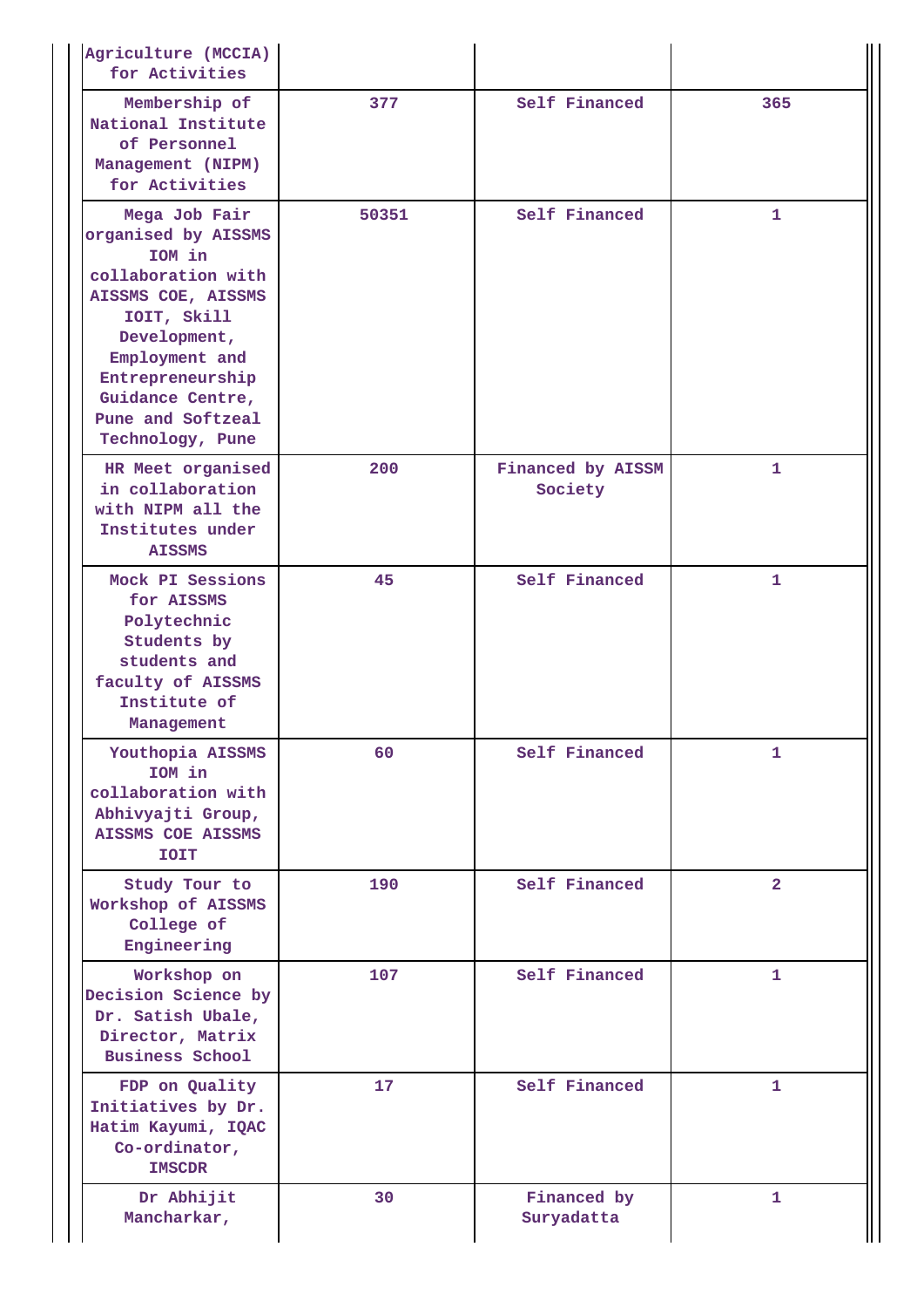| | | | |
|---|---|---|---|
| Agriculture (MCCIA) for Activities | | | |
| Membership of National Institute of Personnel Management (NIPM) for Activities | 377 | Self Financed | 365 |
| Mega Job Fair organised by AISSMS IOM in collaboration with AISSMS COE, AISSMS IOIT, Skill Development, Employment and Entrepreneurship Guidance Centre, Pune and Softzeal Technology, Pune | 50351 | Self Financed | 1 |
| HR Meet organised in collaboration with NIPM all the Institutes under AISSMS | 200 | Financed by AISSM Society | 1 |
| Mock PI Sessions for AISSMS Polytechnic Students by students and faculty of AISSMS Institute of Management | 45 | Self Financed | 1 |
| Youthopia AISSMS IOM in collaboration with Abhivyajti Group, AISSMS COE AISSMS IOIT | 60 | Self Financed | 1 |
| Study Tour to Workshop of AISSMS College of Engineering | 190 | Self Financed | 2 |
| Workshop on Decision Science by Dr. Satish Ubale, Director, Matrix Business School | 107 | Self Financed | 1 |
| FDP on Quality Initiatives by Dr. Hatim Kayumi, IQAC Co-ordinator, IMSCDR | 17 | Self Financed | 1 |
| Dr Abhijit Mancharkar, | 30 | Financed by Suryadatta | 1 |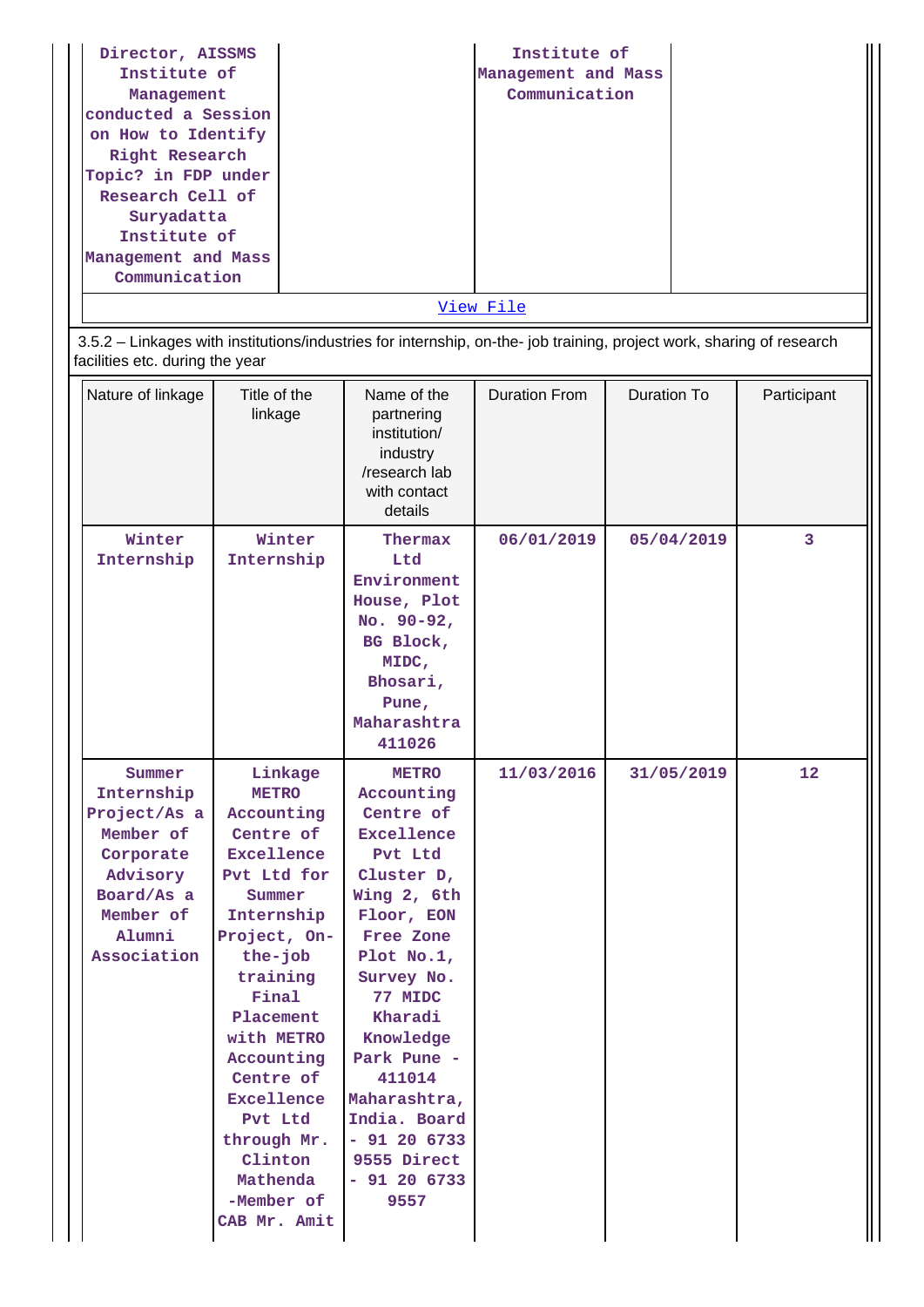| | | | |
|---|---|---|---|
| Director, AISSMS Institute of Management conducted a Session on How to Identify Right Research Topic? in FDP under Research Cell of Suryadatta Institute of Management and Mass Communication | | Institute of Management and Mass Communication | |

[View File]

3.5.2 – Linkages with institutions/industries for internship, on-the- job training, project work, sharing of research facilities etc. during the year

| Nature of linkage | Title of the linkage | Name of the partnering institution/ industry /research lab with contact details | Duration From | Duration To | Participant |
|---|---|---|---|---|---|
| Winter Internship | Winter Internship | Thermax Ltd Environment House, Plot No. 90-92, BG Block, MIDC, Bhosari, Pune, Maharashtra 411026 | 06/01/2019 | 05/04/2019 | 3 |
| Summer Internship Project/As a Member of Corporate Advisory Board/As a Member of Alumni Association | Linkage METRO Accounting Centre of Excellence Pvt Ltd for Summer Internship Project, On-the-job training Final Placement with METRO Accounting Centre of Excellence Pvt Ltd through Mr. Clinton Mathenda -Member of CAB Mr. Amit | METRO Accounting Centre of Excellence Pvt Ltd Cluster D, Wing 2, 6th Floor, EON Free Zone Plot No.1, Survey No. 77 MIDC Kharadi Knowledge Park Pune - 411014 Maharashtra, India. Board - 91 20 6733 9555 Direct - 91 20 6733 9557 | 11/03/2016 | 31/05/2019 | 12 |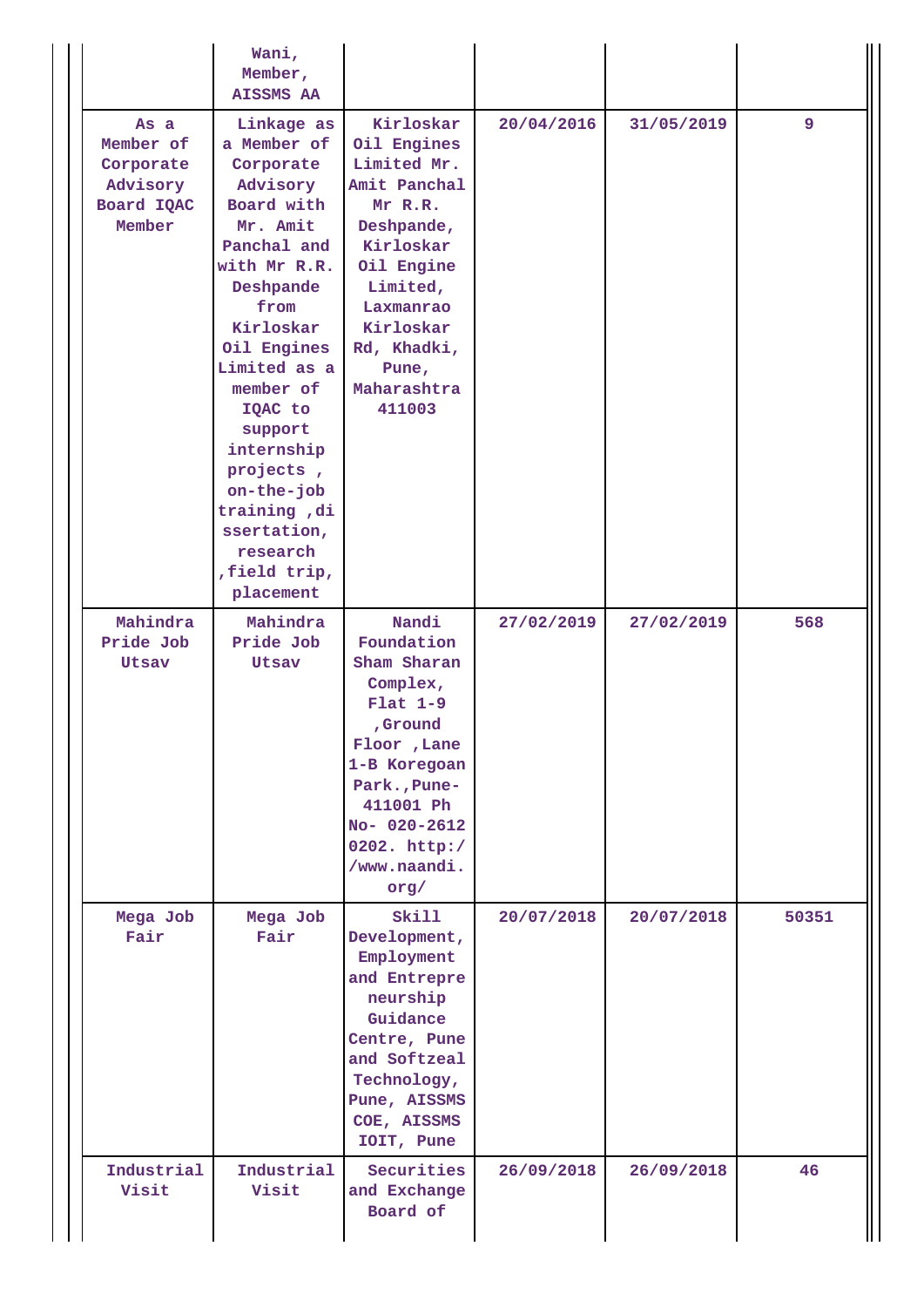|  | Wani, Member, AISSMS AA |  |  |  |  |
|---|---|---|---|---|---|
| As a Member of Corporate Advisory Board IQAC Member | Linkage as a Member of Corporate Advisory Board with Mr. Amit Panchal and with Mr R.R. Deshpande from Kirloskar Oil Engines Limited as a member of IQAC to support internship projects , on-the-job training ,dissertation, research ,field trip, placement | Kirloskar Oil Engines Limited Mr. Amit Panchal Mr R.R. Deshpande, Kirloskar Oil Engine Limited, Laxmanrao Kirloskar Rd, Khadki, Pune, Maharashtra 411003 | 20/04/2016 | 31/05/2019 | 9 |
| Mahindra Pride Job Utsav | Mahindra Pride Job Utsav | Nandi Foundation Sham Sharan Complex, Flat 1-9 ,Ground Floor ,Lane 1-B Koregoan Park.,Pune- 411001 Ph No- 020-2612 0202. http://www.naandi.org/ | 27/02/2019 | 27/02/2019 | 568 |
| Mega Job Fair | Mega Job Fair | Skill Development, Employment and Entrepreneurship Guidance Centre, Pune and Softzeal Technology, Pune, AISSMS COE, AISSMS IOIT, Pune | 20/07/2018 | 20/07/2018 | 50351 |
| Industrial Visit | Industrial Visit | Securities and Exchange Board of | 26/09/2018 | 26/09/2018 | 46 |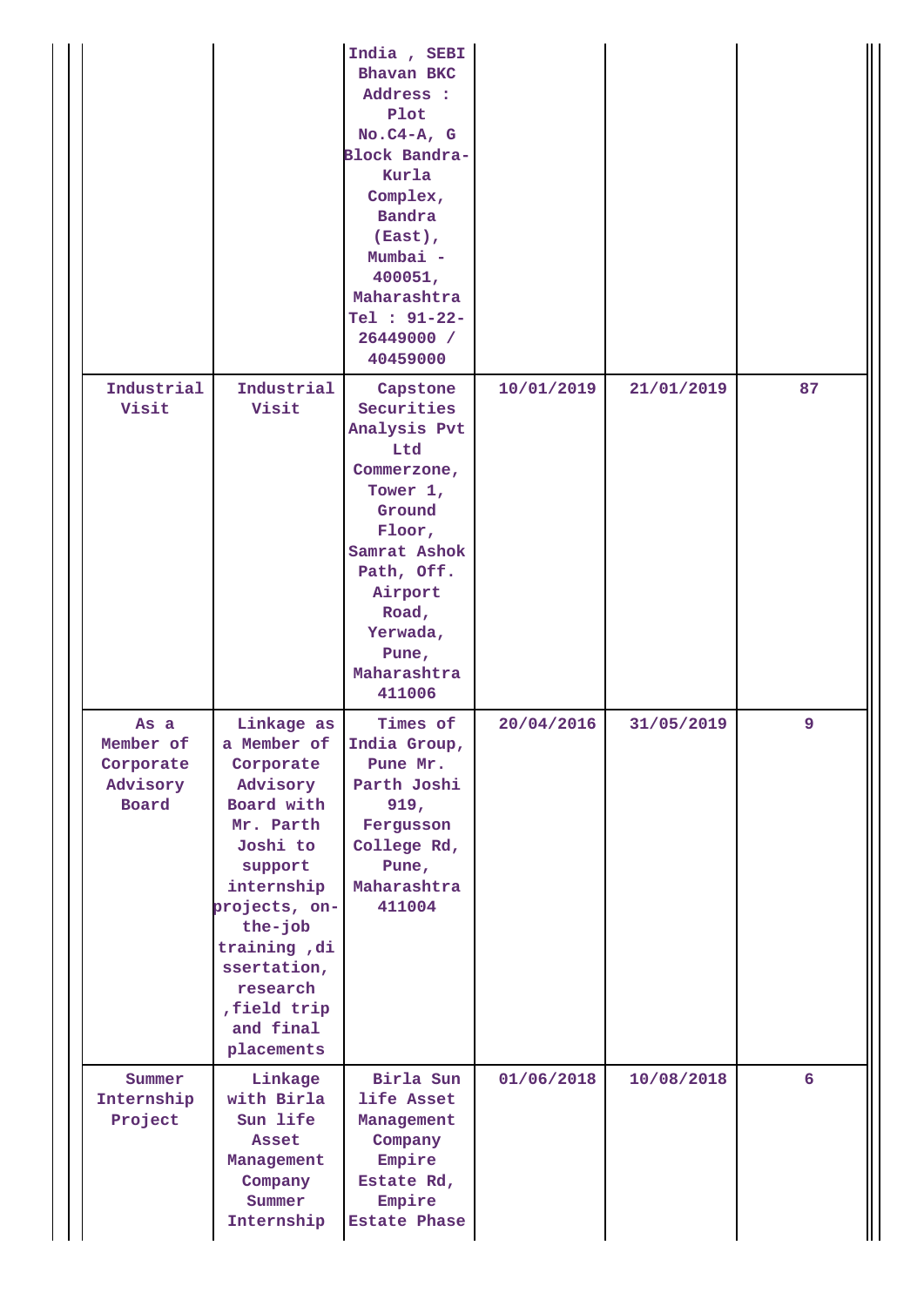| | | | | | |
|---|---|---|---|---|---|
| | | India , SEBI Bhavan BKC Address : Plot No.C4-A, G Block Bandra-Kurla Complex, Bandra (East), Mumbai - 400051, Maharashtra Tel : 91-22-26449000 / 40459000 | | | |
| Industrial Visit | Industrial Visit | Capstone Securities Analysis Pvt Ltd Commerzone, Tower 1, Ground Floor, Samrat Ashok Path, Off. Airport Road, Yerwada, Pune, Maharashtra 411006 | 10/01/2019 | 21/01/2019 | 87 |
| As a Member of Corporate Advisory Board | Linkage as a Member of Corporate Advisory Board with Mr. Parth Joshi to support internship projects, on-the-job training ,dissertation, research ,field trip and final placements | Times of India Group, Pune Mr. Parth Joshi 919, Fergusson College Rd, Pune, Maharashtra 411004 | 20/04/2016 | 31/05/2019 | 9 |
| Summer Internship Project | Linkage with Birla Sun life Asset Management Company Summer Internship | Birla Sun life Asset Management Company Empire Estate Rd, Empire Estate Phase | 01/06/2018 | 10/08/2018 | 6 |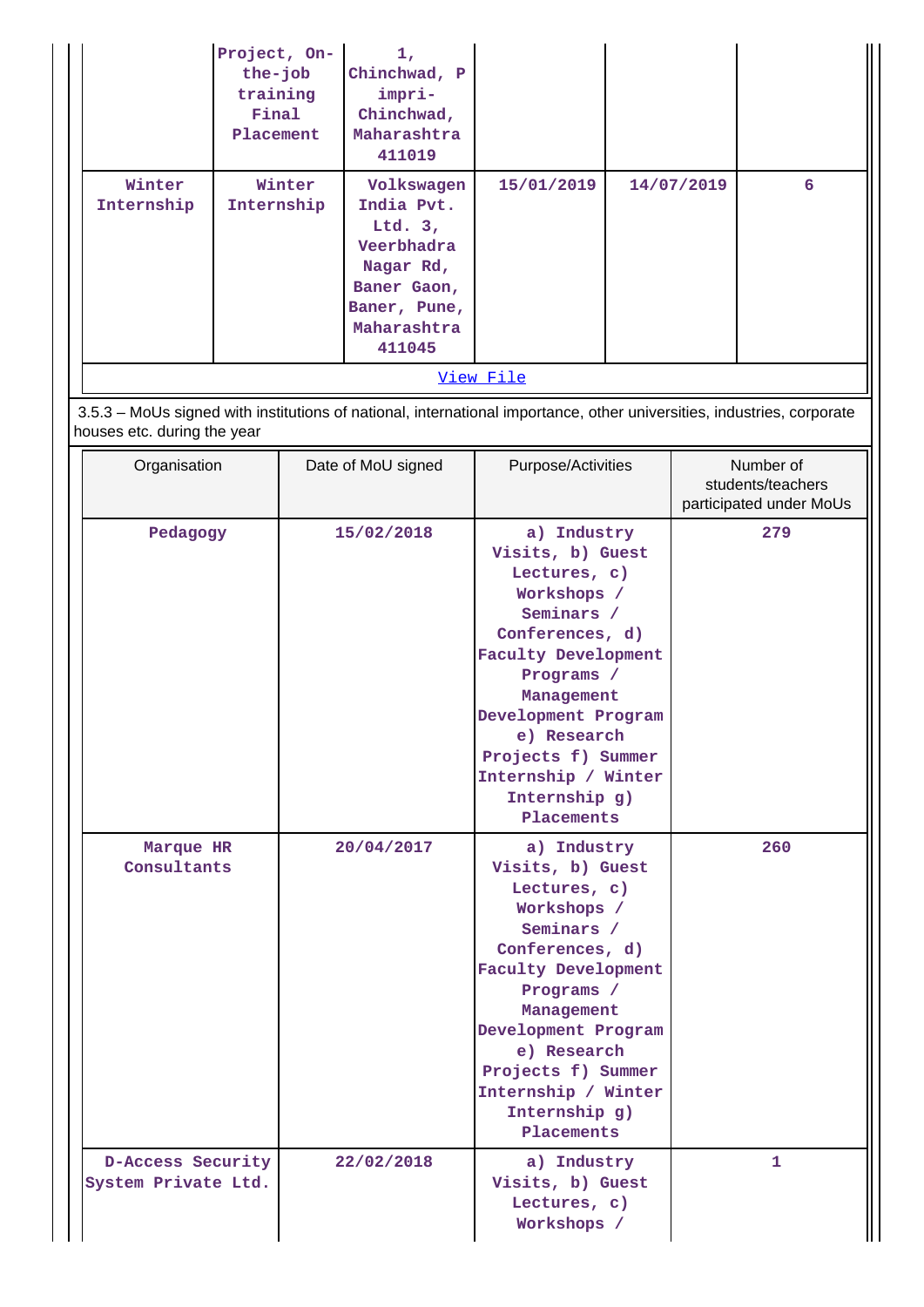|  | Project, On-the-job training Final Placement | 1, Chinchwad, P impri-Chinchwad, Maharashtra 411019 |  |  |  |
|---|---|---|---|---|---|
| Winter Internship | Winter Internship | Volkswagen India Pvt. Ltd. 3, Veerbhadra Nagar Rd, Baner Gaon, Baner, Pune, Maharashtra 411045 | 15/01/2019 | 14/07/2019 | 6 |

[View File]

3.5.3 – MoUs signed with institutions of national, international importance, other universities, industries, corporate houses etc. during the year

| Organisation | Date of MoU signed | Purpose/Activities | Number of students/teachers participated under MoUs |
|---|---|---|---|
| Pedagogy | 15/02/2018 | a) Industry Visits, b) Guest Lectures, c) Workshops / Seminars / Conferences, d) Faculty Development Programs / Management Development Program e) Research Projects f) Summer Internship / Winter Internship g) Placements | 279 |
| Marque HR Consultants | 20/04/2017 | a) Industry Visits, b) Guest Lectures, c) Workshops / Seminars / Conferences, d) Faculty Development Programs / Management Development Program e) Research Projects f) Summer Internship / Winter Internship g) Placements | 260 |
| D-Access Security System Private Ltd. | 22/02/2018 | a) Industry Visits, b) Guest Lectures, c) Workshops / | 1 |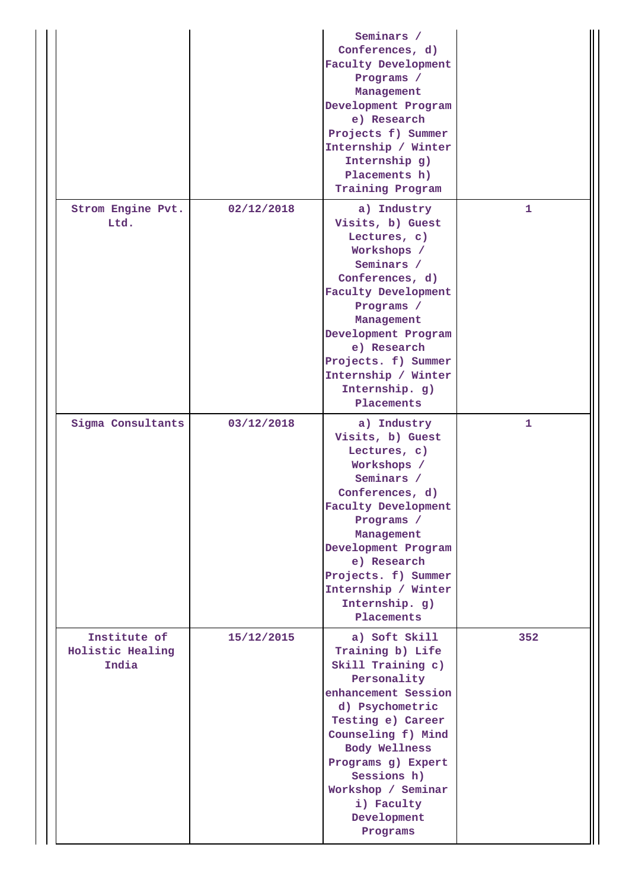| | | | |
|---|---|---|---|
| | | Seminars / Conferences, d) Faculty Development Programs / Management Development Program e) Research Projects f) Summer Internship / Winter Internship g) Placements h) Training Program | |
| Strom Engine Pvt. Ltd. | 02/12/2018 | a) Industry Visits, b) Guest Lectures, c) Workshops / Seminars / Conferences, d) Faculty Development Programs / Management Development Program e) Research Projects. f) Summer Internship / Winter Internship. g) Placements | 1 |
| Sigma Consultants | 03/12/2018 | a) Industry Visits, b) Guest Lectures, c) Workshops / Seminars / Conferences, d) Faculty Development Programs / Management Development Program e) Research Projects. f) Summer Internship / Winter Internship. g) Placements | 1 |
| Institute of Holistic Healing India | 15/12/2015 | a) Soft Skill Training b) Life Skill Training c) Personality enhancement Session d) Psychometric Testing e) Career Counseling f) Mind Body Wellness Programs g) Expert Sessions h) Workshop / Seminar i) Faculty Development Programs | 352 |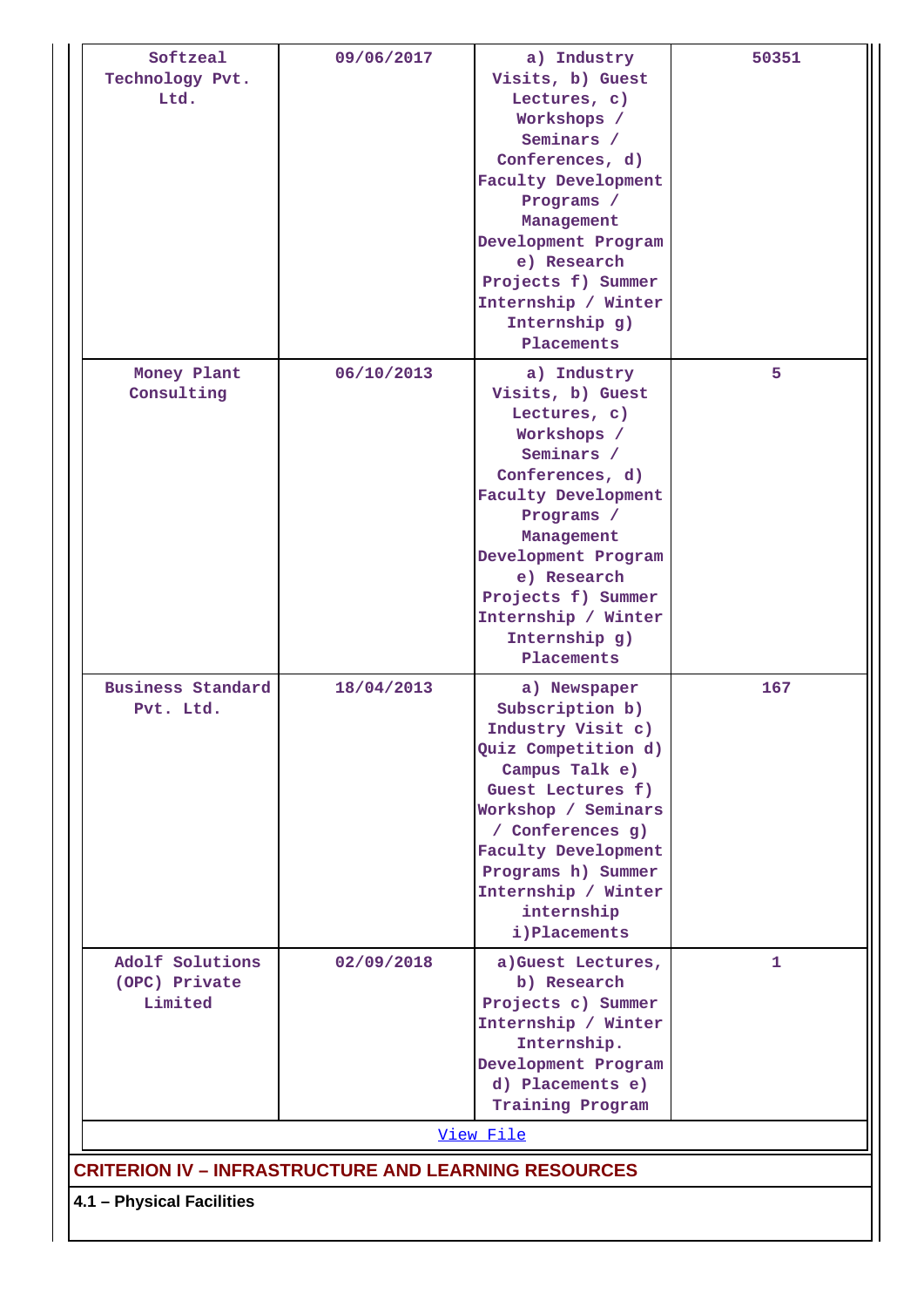| | | | |
|---|---|---|---|
| Softzeal Technology Pvt. Ltd. | 09/06/2017 | a) Industry Visits, b) Guest Lectures, c) Workshops / Seminars / Conferences, d) Faculty Development Programs / Management Development Program e) Research Projects f) Summer Internship / Winter Internship g) Placements | 50351 |
| Money Plant Consulting | 06/10/2013 | a) Industry Visits, b) Guest Lectures, c) Workshops / Seminars / Conferences, d) Faculty Development Programs / Management Development Program e) Research Projects f) Summer Internship / Winter Internship g) Placements | 5 |
| Business Standard Pvt. Ltd. | 18/04/2013 | a) Newspaper Subscription b) Industry Visit c) Quiz Competition d) Campus Talk e) Guest Lectures f) Workshop / Seminars / Conferences g) Faculty Development Programs h) Summer Internship / Winter internship i)Placements | 167 |
| Adolf Solutions (OPC) Private Limited | 02/09/2018 | a)Guest Lectures, b) Research Projects c) Summer Internship / Winter Internship. Development Program d) Placements e) Training Program | 1 |

View File

## CRITERION IV – INFRASTRUCTURE AND LEARNING RESOURCES

**4.1 – Physical Facilities**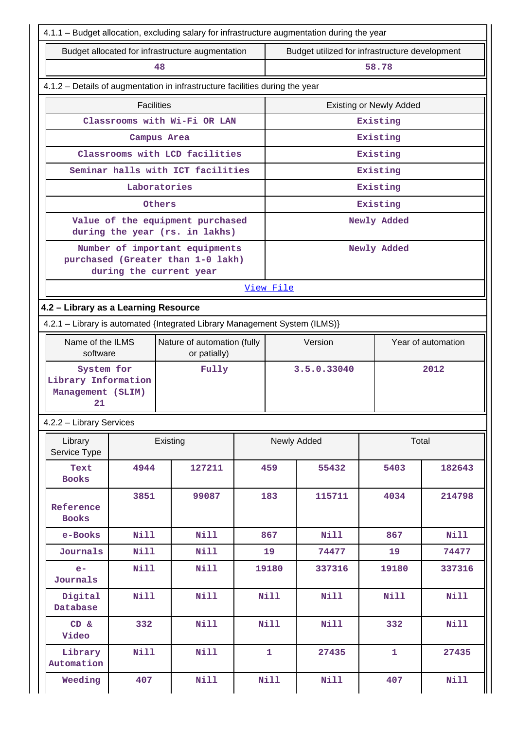4.1.1 – Budget allocation, excluding salary for infrastructure augmentation during the year

| Budget allocated for infrastructure augmentation | Budget utilized for infrastructure development |
|---|---|
| 48 | 58.78 |

4.1.2 – Details of augmentation in infrastructure facilities during the year

| Facilities | Existing or Newly Added |
|---|---|
| Classrooms with Wi-Fi OR LAN | Existing |
| Campus Area | Existing |
| Classrooms with LCD facilities | Existing |
| Seminar halls with ICT facilities | Existing |
| Laboratories | Existing |
| Others | Existing |
| Value of the equipment purchased during the year (rs. in lakhs) | Newly Added |
| Number of important equipments purchased (Greater than 1-0 lakh) during the current year | Newly Added |
| View File | |

## 4.2 – Library as a Learning Resource

4.2.1 – Library is automated {Integrated Library Management System (ILMS)}

| Name of the ILMS software | Nature of automation (fully or patially) | Version | Year of automation |
|---|---|---|---|
| System for Library Information Management (SLIM) 21 | Fully | 3.5.0.33040 | 2012 |

4.2.2 – Library Services

| Library Service Type | Existing | | Newly Added | | Total | |
|---|---|---|---|---|---|---|
| Text Books | 4944 | 127211 | 459 | 55432 | 5403 | 182643 |
| Reference Books | 3851 | 99087 | 183 | 115711 | 4034 | 214798 |
| e-Books | Nill | Nill | 867 | Nill | 867 | Nill |
| Journals | Nill | Nill | 19 | 74477 | 19 | 74477 |
| e-Journals | Nill | Nill | 19180 | 337316 | 19180 | 337316 |
| Digital Database | Nill | Nill | Nill | Nill | Nill | Nill |
| CD & Video | 332 | Nill | Nill | Nill | 332 | Nill |
| Library Automation | Nill | Nill | 1 | 27435 | 1 | 27435 |
| Weeding | 407 | Nill | Nill | Nill | 407 | Nill |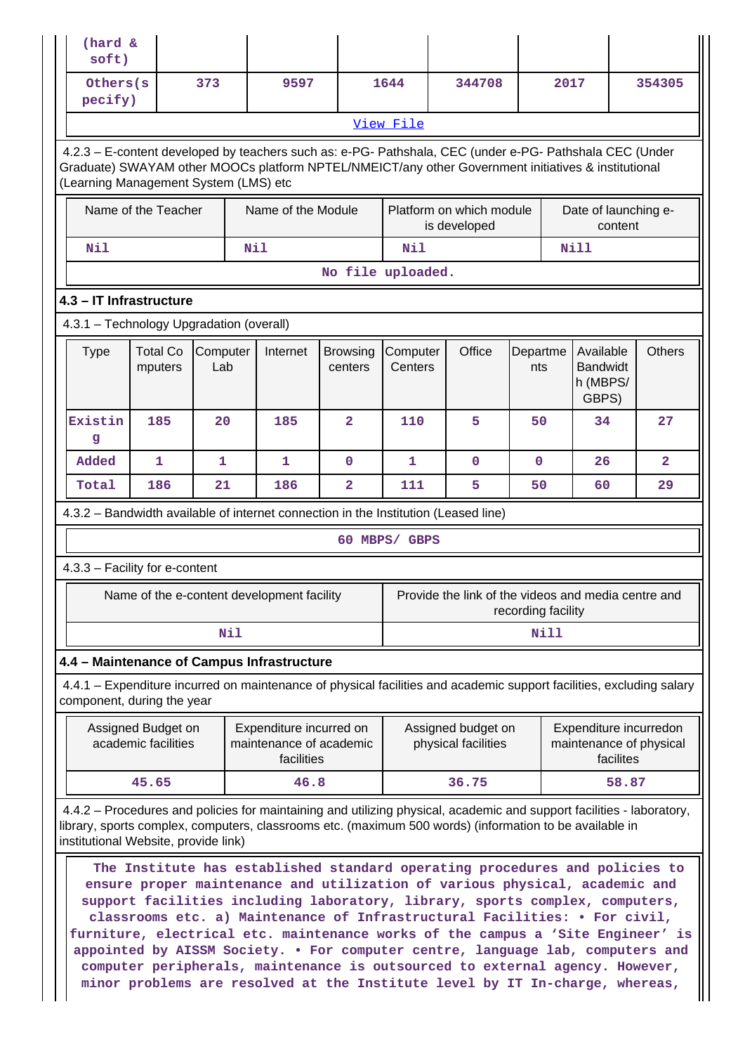| (hard & soft) | | | | | | |
|---|---|---|---|---|---|---|
| Others(specify) | 373 | 9597 | 1644 | 344708 | 2017 | 354305 |

View File

4.2.3 – E-content developed by teachers such as: e-PG- Pathshala, CEC (under e-PG- Pathshala CEC (Under Graduate) SWAYAM other MOOCs platform NPTEL/NMEICT/any other Government initiatives & institutional (Learning Management System (LMS) etc

| Name of the Teacher | Name of the Module | Platform on which module is developed | Date of launching e-content |
|---|---|---|---|
| Nil | Nil | Nil | Nill |

No file uploaded.

## 4.3 – IT Infrastructure

4.3.1 – Technology Upgradation (overall)

| Type | Total Computers | Computer Lab | Internet | Browsing centers | Computer Centers | Office | Departments | Available Bandwidth (MBPS/ GBPS) | Others |
|---|---|---|---|---|---|---|---|---|---|
| Existing | 185 | 20 | 185 | 2 | 110 | 5 | 50 | 34 | 27 |
| Added | 1 | 1 | 1 | 0 | 1 | 0 | 0 | 26 | 2 |
| Total | 186 | 21 | 186 | 2 | 111 | 5 | 50 | 60 | 29 |

4.3.2 – Bandwidth available of internet connection in the Institution (Leased line)

60 MBPS/ GBPS

4.3.3 – Facility for e-content

| Name of the e-content development facility | Provide the link of the videos and media centre and recording facility |
|---|---|
| Nil | Nill |

## 4.4 – Maintenance of Campus Infrastructure

4.4.1 – Expenditure incurred on maintenance of physical facilities and academic support facilities, excluding salary component, during the year

| Assigned Budget on academic facilities | Expenditure incurred on maintenance of academic facilities | Assigned budget on physical facilities | Expenditure incurredon maintenance of physical facilites |
|---|---|---|---|
| 45.65 | 46.8 | 36.75 | 58.87 |

4.4.2 – Procedures and policies for maintaining and utilizing physical, academic and support facilities - laboratory, library, sports complex, computers, classrooms etc. (maximum 500 words) (information to be available in institutional Website, provide link)

The Institute has established standard operating procedures and policies to ensure proper maintenance and utilization of various physical, academic and support facilities including laboratory, library, sports complex, computers, classrooms etc. a) Maintenance of Infrastructural Facilities: • For civil, furniture, electrical etc. maintenance works of the campus a 'Site Engineer' is appointed by AISSM Society. • For computer centre, language lab, computers and computer peripherals, maintenance is outsourced to external agency. However, minor problems are resolved at the Institute level by IT In-charge, whereas,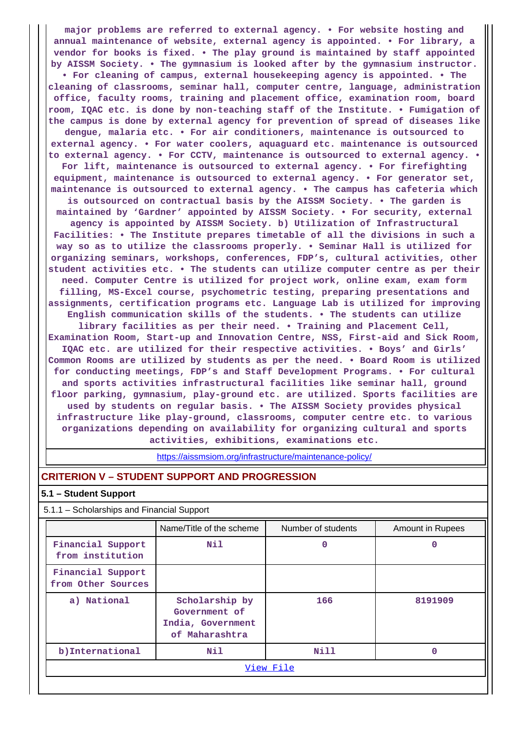major problems are referred to external agency. • For website hosting and annual maintenance of website, external agency is appointed. • For library, a vendor for books is fixed. • The play ground is maintained by staff appointed by AISSM Society. • The gymnasium is looked after by the gymnasium instructor. • For cleaning of campus, external housekeeping agency is appointed. • The cleaning of classrooms, seminar hall, computer centre, language, administration office, faculty rooms, training and placement office, examination room, board room, IQAC etc. is done by non-teaching staff of the Institute. • Fumigation of the campus is done by external agency for prevention of spread of diseases like dengue, malaria etc. • For air conditioners, maintenance is outsourced to external agency. • For water coolers, aquaguard etc. maintenance is outsourced to external agency. • For CCTV, maintenance is outsourced to external agency. • For lift, maintenance is outsourced to external agency. • For firefighting equipment, maintenance is outsourced to external agency. • For generator set, maintenance is outsourced to external agency. • The campus has cafeteria which is outsourced on contractual basis by the AISSM Society. • The garden is maintained by 'Gardner' appointed by AISSM Society. • For security, external agency is appointed by AISSM Society. b) Utilization of Infrastructural Facilities: • The Institute prepares timetable of all the divisions in such a way so as to utilize the classrooms properly. • Seminar Hall is utilized for organizing seminars, workshops, conferences, FDP's, cultural activities, other student activities etc. • The students can utilize computer centre as per their need. Computer Centre is utilized for project work, online exam, exam form filling, MS-Excel course, psychometric testing, preparing presentations and assignments, certification programs etc. Language Lab is utilized for improving English communication skills of the students. • The students can utilize library facilities as per their need. • Training and Placement Cell, Examination Room, Start-up and Innovation Centre, NSS, First-aid and Sick Room, IQAC etc. are utilized for their respective activities. • Boys' and Girls' Common Rooms are utilized by students as per the need. • Board Room is utilized for conducting meetings, FDP's and Staff Development Programs. • For cultural and sports activities infrastructural facilities like seminar hall, ground floor parking, gymnasium, play-ground etc. are utilized. Sports facilities are used by students on regular basis. • The AISSM Society provides physical infrastructure like play-ground, classrooms, computer centre etc. to various organizations depending on availability for organizing cultural and sports activities, exhibitions, examinations etc.

https://aissmsiom.org/infrastructure/maintenance-policy/

## CRITERION V – STUDENT SUPPORT AND PROGRESSION

### 5.1 – Student Support

5.1.1 – Scholarships and Financial Support

| | Name/Title of the scheme | Number of students | Amount in Rupees |
|---|---|---|---|
| Financial Support from institution | Nil | 0 | 0 |
| Financial Support from Other Sources | | | |
| a) National | Scholarship by Government of India, Government of Maharashtra | 166 | 8191909 |
| b)International | Nil | Nill | 0 |

View File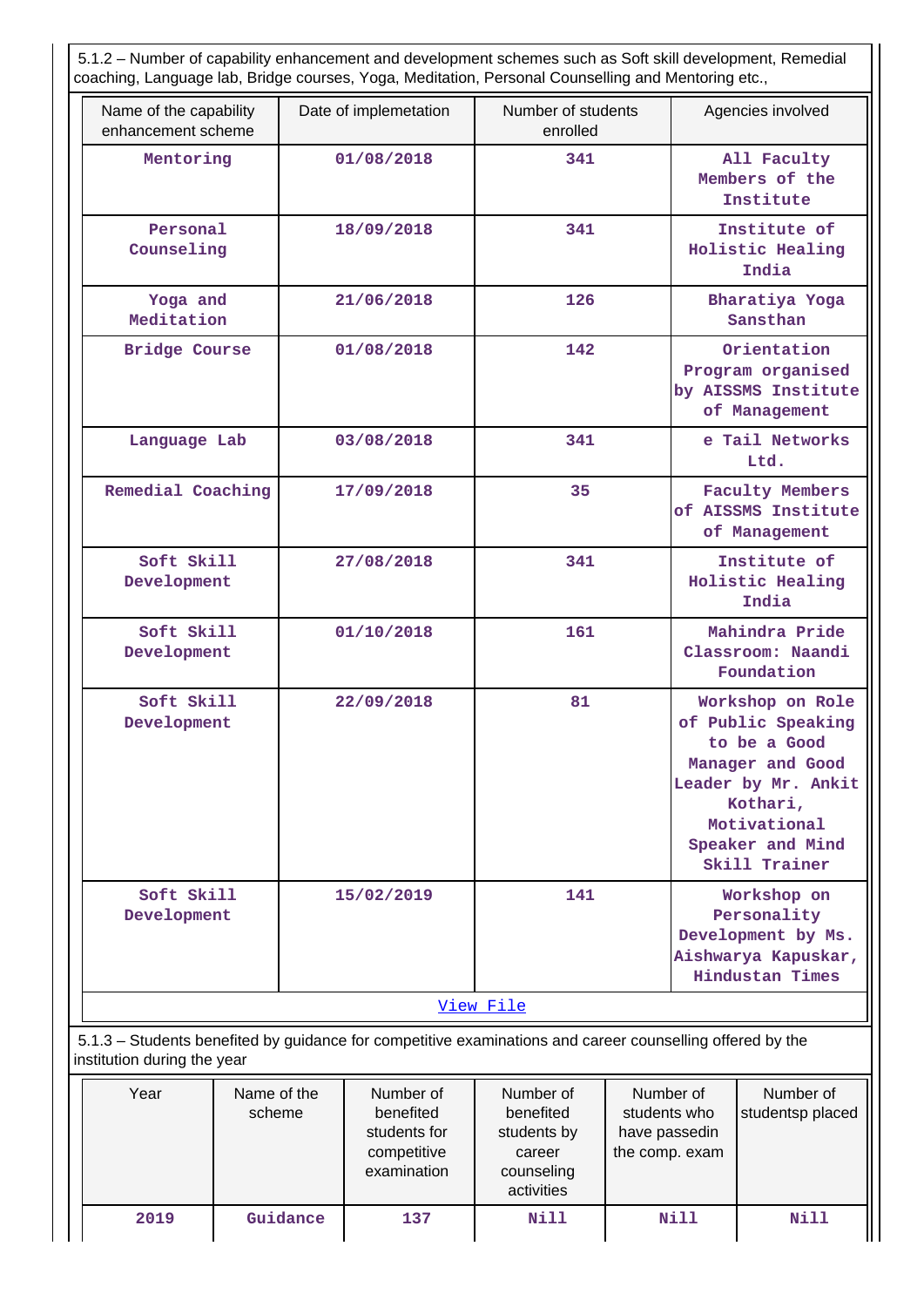5.1.2 – Number of capability enhancement and development schemes such as Soft skill development, Remedial coaching, Language lab, Bridge courses, Yoga, Meditation, Personal Counselling and Mentoring etc.,

| Name of the capability enhancement scheme | Date of implemetation | Number of students enrolled | Agencies involved |
|---|---|---|---|
| Mentoring | 01/08/2018 | 341 | All Faculty Members of the Institute |
| Personal Counseling | 18/09/2018 | 341 | Institute of Holistic Healing India |
| Yoga and Meditation | 21/06/2018 | 126 | Bharatiya Yoga Sansthan |
| Bridge Course | 01/08/2018 | 142 | Orientation Program organised by AISSMS Institute of Management |
| Language Lab | 03/08/2018 | 341 | e Tail Networks Ltd. |
| Remedial Coaching | 17/09/2018 | 35 | Faculty Members of AISSMS Institute of Management |
| Soft Skill Development | 27/08/2018 | 341 | Institute of Holistic Healing India |
| Soft Skill Development | 01/10/2018 | 161 | Mahindra Pride Classroom: Naandi Foundation |
| Soft Skill Development | 22/09/2018 | 81 | Workshop on Role of Public Speaking to be a Good Manager and Good Leader by Mr. Ankit Kothari, Motivational Speaker and Mind Skill Trainer |
| Soft Skill Development | 15/02/2019 | 141 | Workshop on Personality Development by Ms. Aishwarya Kapuskar, Hindustan Times |

View File

5.1.3 – Students benefited by guidance for competitive examinations and career counselling offered by the institution during the year

| Year | Name of the scheme | Number of benefited students for competitive examination | Number of benefited students by career counseling activities | Number of students who have passedin the comp. exam | Number of studentsp placed |
|---|---|---|---|---|---|
| 2019 | Guidance | 137 | Nill | Nill | Nill |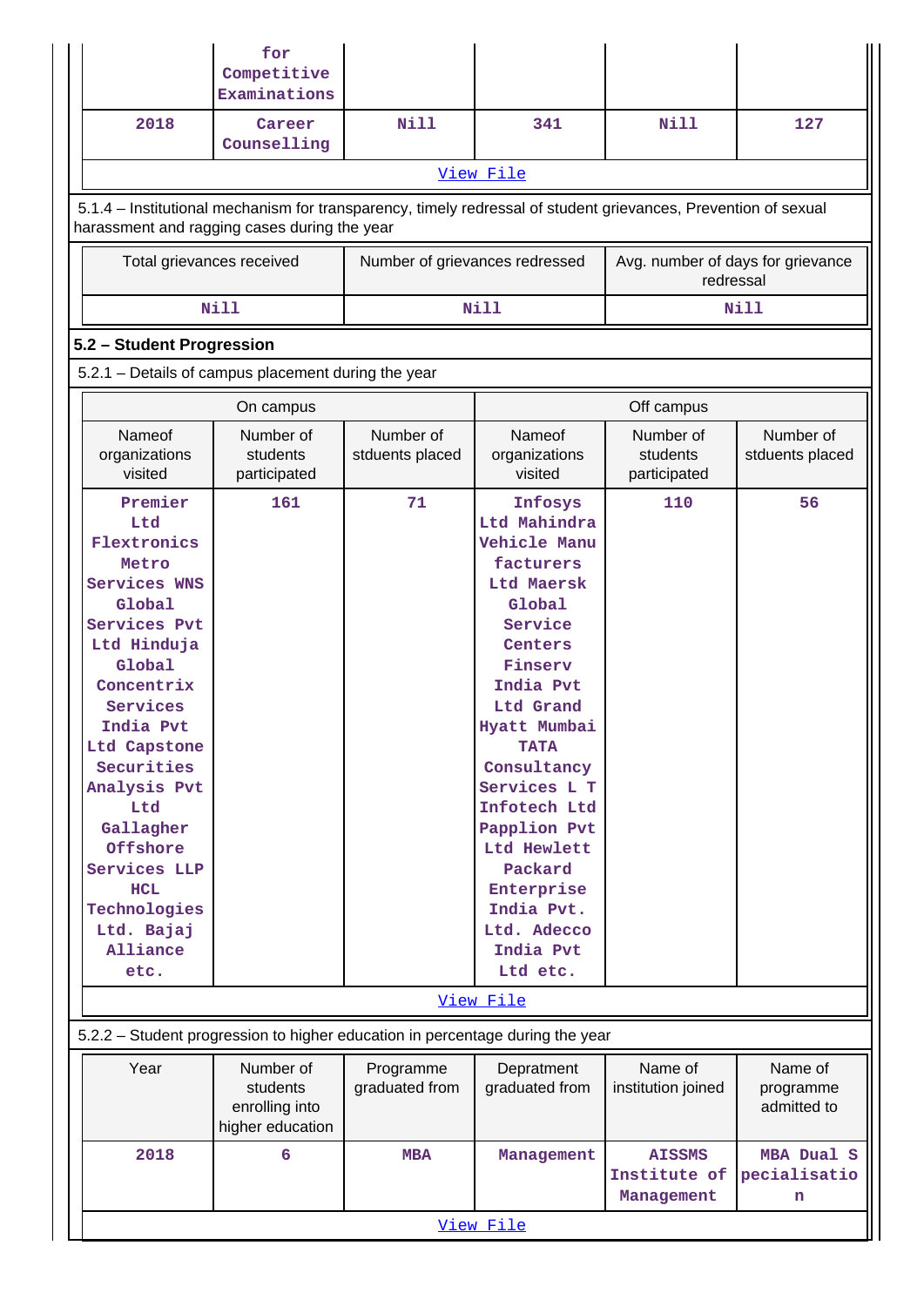| | for Competitive Examinations | | | | |
|---|---|---|---|---|---|
| 2018 | Career Counselling | Nill | 341 | Nill | 127 |

View File

5.1.4 – Institutional mechanism for transparency, timely redressal of student grievances, Prevention of sexual harassment and ragging cases during the year

| Total grievances received | Number of grievances redressed | Avg. number of days for grievance redressal |
|---|---|---|
| Nill | Nill | Nill |

**5.2 – Student Progression**

5.2.1 – Details of campus placement during the year

| On campus | | | Off campus | | |
|---|---|---|---|---|---|
| Nameof organizations visited | Number of students participated | Number of stduents placed | Nameof organizations visited | Number of students participated | Number of stduents placed |
| Premier Ltd Flextronics Metro Services WNS Global Services Pvt Ltd Hinduja Global Concentrix Services India Pvt Ltd Capstone Securities Analysis Pvt Ltd Gallagher Offshore Services LLP HCL Technologies Ltd. Bajaj Alliance etc. | 161 | 71 | Infosys Ltd Mahindra Vehicle Manu facturers Ltd Maersk Global Service Centers Finserv India Pvt Ltd Grand Hyatt Mumbai TATA Consultancy Services L T Infotech Ltd Papplion Pvt Ltd Hewlett Packard Enterprise India Pvt. Ltd. Adecco India Pvt Ltd etc. | 110 | 56 |

View File

5.2.2 – Student progression to higher education in percentage during the year

| Year | Number of students enrolling into higher education | Programme graduated from | Depratment graduated from | Name of institution joined | Name of programme admitted to |
|---|---|---|---|---|---|
| 2018 | 6 | MBA | Management | AISSMS Institute of Management | MBA Dual Specialisation |

View File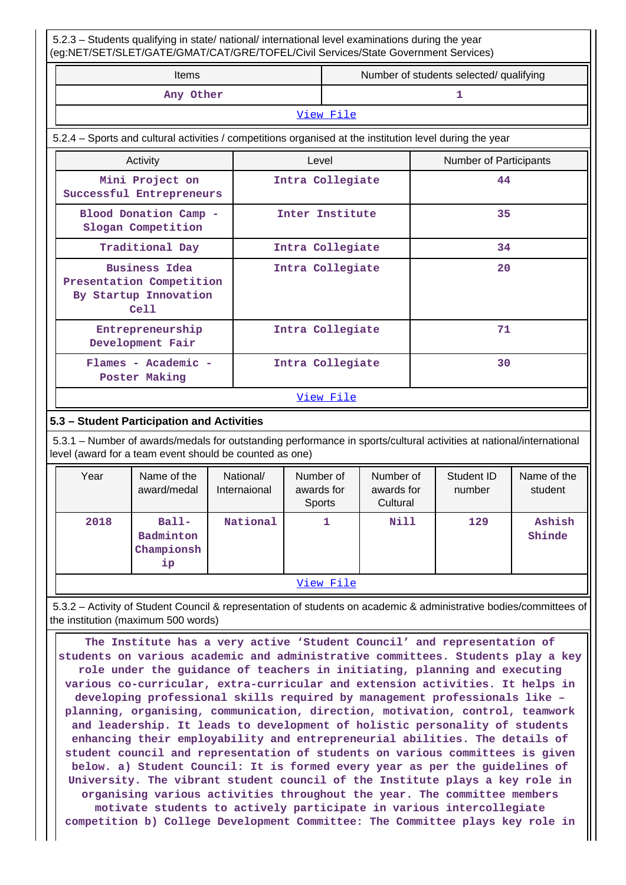5.2.3 – Students qualifying in state/ national/ international level examinations during the year (eg:NET/SET/SLET/GATE/GMAT/CAT/GRE/TOFEL/Civil Services/State Government Services)

| Items | Number of students selected/ qualifying |
|---|---|
| Any Other | 1 |
| View File | |

5.2.4 – Sports and cultural activities / competitions organised at the institution level during the year

| Activity | Level | Number of Participants |
|---|---|---|
| Mini Project on Successful Entrepreneurs | Intra Collegiate | 44 |
| Blood Donation Camp - Slogan Competition | Inter Institute | 35 |
| Traditional Day | Intra Collegiate | 34 |
| Business Idea Presentation Competition By Startup Innovation Cell | Intra Collegiate | 20 |
| Entrepreneurship Development Fair | Intra Collegiate | 71 |
| Flames - Academic - Poster Making | Intra Collegiate | 30 |
| View File | | |

### 5.3 – Student Participation and Activities

5.3.1 – Number of awards/medals for outstanding performance in sports/cultural activities at national/international level (award for a team event should be counted as one)

| Year | Name of the award/medal | National/ Internaional | Number of awards for Sports | Number of awards for Cultural | Student ID number | Name of the student |
|---|---|---|---|---|---|---|
| 2018 | Ball-Badminton Championship | National | 1 | Nill | 129 | Ashish Shinde |
| View File | | | | | | |

5.3.2 – Activity of Student Council & representation of students on academic & administrative bodies/committees of the institution (maximum 500 words)

The Institute has a very active 'Student Council' and representation of students on various academic and administrative committees. Students play a key role under the guidance of teachers in initiating, planning and executing various co-curricular, extra-curricular and extension activities. It helps in developing professional skills required by management professionals like – planning, organising, communication, direction, motivation, control, teamwork and leadership. It leads to development of holistic personality of students enhancing their employability and entrepreneurial abilities. The details of student council and representation of students on various committees is given below. a) Student Council: It is formed every year as per the guidelines of University. The vibrant student council of the Institute plays a key role in organising various activities throughout the year. The committee members motivate students to actively participate in various intercollegiate competition b) College Development Committee: The Committee plays key role in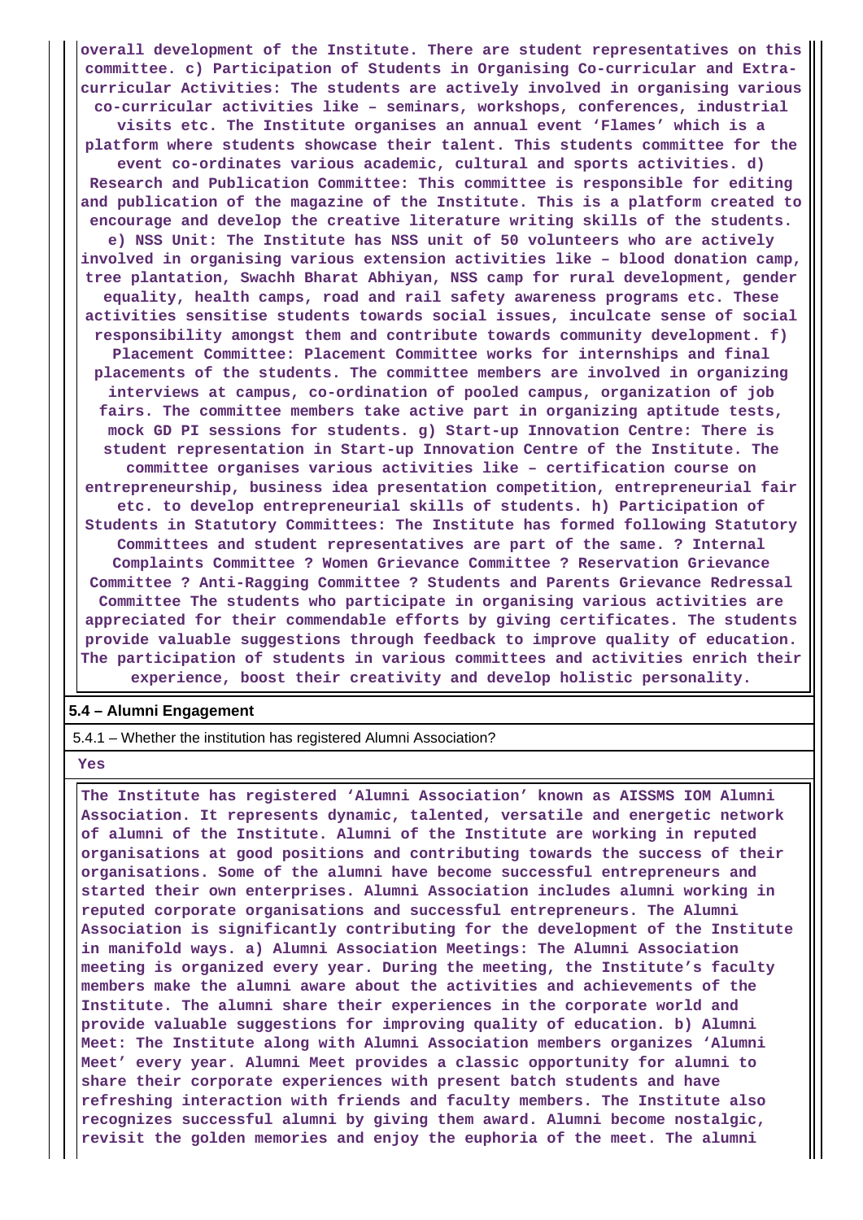overall development of the Institute. There are student representatives on this committee. c) Participation of Students in Organising Co-curricular and Extra-curricular Activities: The students are actively involved in organising various co-curricular activities like – seminars, workshops, conferences, industrial visits etc. The Institute organises an annual event 'Flames' which is a platform where students showcase their talent. This students committee for the event co-ordinates various academic, cultural and sports activities. d) Research and Publication Committee: This committee is responsible for editing and publication of the magazine of the Institute. This is a platform created to encourage and develop the creative literature writing skills of the students. e) NSS Unit: The Institute has NSS unit of 50 volunteers who are actively involved in organising various extension activities like – blood donation camp, tree plantation, Swachh Bharat Abhiyan, NSS camp for rural development, gender equality, health camps, road and rail safety awareness programs etc. These activities sensitise students towards social issues, inculcate sense of social responsibility amongst them and contribute towards community development. f) Placement Committee: Placement Committee works for internships and final placements of the students. The committee members are involved in organizing interviews at campus, co-ordination of pooled campus, organization of job fairs. The committee members take active part in organizing aptitude tests, mock GD PI sessions for students. g) Start-up Innovation Centre: There is student representation in Start-up Innovation Centre of the Institute. The committee organises various activities like – certification course on entrepreneurship, business idea presentation competition, entrepreneurial fair etc. to develop entrepreneurial skills of students. h) Participation of Students in Statutory Committees: The Institute has formed following Statutory Committees and student representatives are part of the same. ? Internal Complaints Committee ? Women Grievance Committee ? Reservation Grievance Committee ? Anti-Ragging Committee ? Students and Parents Grievance Redressal Committee The students who participate in organising various activities are appreciated for their commendable efforts by giving certificates. The students provide valuable suggestions through feedback to improve quality of education. The participation of students in various committees and activities enrich their experience, boost their creativity and develop holistic personality.

## 5.4 – Alumni Engagement

5.4.1 – Whether the institution has registered Alumni Association?

Yes

The Institute has registered 'Alumni Association' known as AISSMS IOM Alumni Association. It represents dynamic, talented, versatile and energetic network of alumni of the Institute. Alumni of the Institute are working in reputed organisations at good positions and contributing towards the success of their organisations. Some of the alumni have become successful entrepreneurs and started their own enterprises. Alumni Association includes alumni working in reputed corporate organisations and successful entrepreneurs. The Alumni Association is significantly contributing for the development of the Institute in manifold ways. a) Alumni Association Meetings: The Alumni Association meeting is organized every year. During the meeting, the Institute's faculty members make the alumni aware about the activities and achievements of the Institute. The alumni share their experiences in the corporate world and provide valuable suggestions for improving quality of education. b) Alumni Meet: The Institute along with Alumni Association members organizes 'Alumni Meet' every year. Alumni Meet provides a classic opportunity for alumni to share their corporate experiences with present batch students and have refreshing interaction with friends and faculty members. The Institute also recognizes successful alumni by giving them award. Alumni become nostalgic, revisit the golden memories and enjoy the euphoria of the meet. The alumni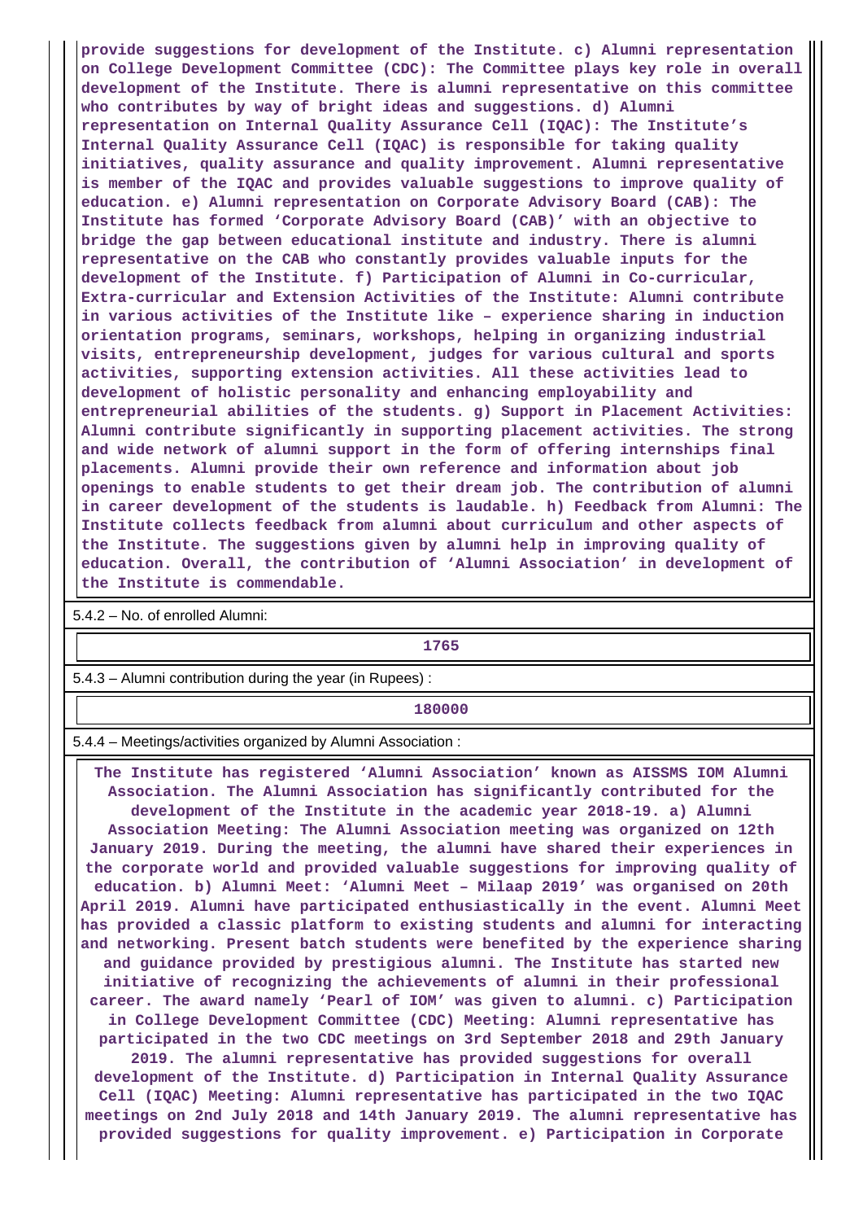**provide suggestions for development of the Institute. c) Alumni representation on College Development Committee (CDC): The Committee plays key role in overall development of the Institute. There is alumni representative on this committee who contributes by way of bright ideas and suggestions. d) Alumni representation on Internal Quality Assurance Cell (IQAC): The Institute's Internal Quality Assurance Cell (IQAC) is responsible for taking quality initiatives, quality assurance and quality improvement. Alumni representative is member of the IQAC and provides valuable suggestions to improve quality of education. e) Alumni representation on Corporate Advisory Board (CAB): The Institute has formed 'Corporate Advisory Board (CAB)' with an objective to bridge the gap between educational institute and industry. There is alumni representative on the CAB who constantly provides valuable inputs for the development of the Institute. f) Participation of Alumni in Co-curricular, Extra-curricular and Extension Activities of the Institute: Alumni contribute in various activities of the Institute like – experience sharing in induction orientation programs, seminars, workshops, helping in organizing industrial visits, entrepreneurship development, judges for various cultural and sports activities, supporting extension activities. All these activities lead to development of holistic personality and enhancing employability and entrepreneurial abilities of the students. g) Support in Placement Activities: Alumni contribute significantly in supporting placement activities. The strong and wide network of alumni support in the form of offering internships final placements. Alumni provide their own reference and information about job openings to enable students to get their dream job. The contribution of alumni in career development of the students is laudable. h) Feedback from Alumni: The Institute collects feedback from alumni about curriculum and other aspects of the Institute. The suggestions given by alumni help in improving quality of education. Overall, the contribution of 'Alumni Association' in development of the Institute is commendable.**

5.4.2 – No. of enrolled Alumni:

**1765**

5.4.3 – Alumni contribution during the year (in Rupees) :

**180000**

5.4.4 – Meetings/activities organized by Alumni Association :

**The Institute has registered 'Alumni Association' known as AISSMS IOM Alumni Association. The Alumni Association has significantly contributed for the development of the Institute in the academic year 2018-19. a) Alumni Association Meeting: The Alumni Association meeting was organized on 12th January 2019. During the meeting, the alumni have shared their experiences in the corporate world and provided valuable suggestions for improving quality of education. b) Alumni Meet: 'Alumni Meet – Milaap 2019' was organised on 20th April 2019. Alumni have participated enthusiastically in the event. Alumni Meet has provided a classic platform to existing students and alumni for interacting and networking. Present batch students were benefited by the experience sharing and guidance provided by prestigious alumni. The Institute has started new initiative of recognizing the achievements of alumni in their professional career. The award namely 'Pearl of IOM' was given to alumni. c) Participation in College Development Committee (CDC) Meeting: Alumni representative has participated in the two CDC meetings on 3rd September 2018 and 29th January 2019. The alumni representative has provided suggestions for overall development of the Institute. d) Participation in Internal Quality Assurance Cell (IQAC) Meeting: Alumni representative has participated in the two IQAC meetings on 2nd July 2018 and 14th January 2019. The alumni representative has provided suggestions for quality improvement. e) Participation in Corporate**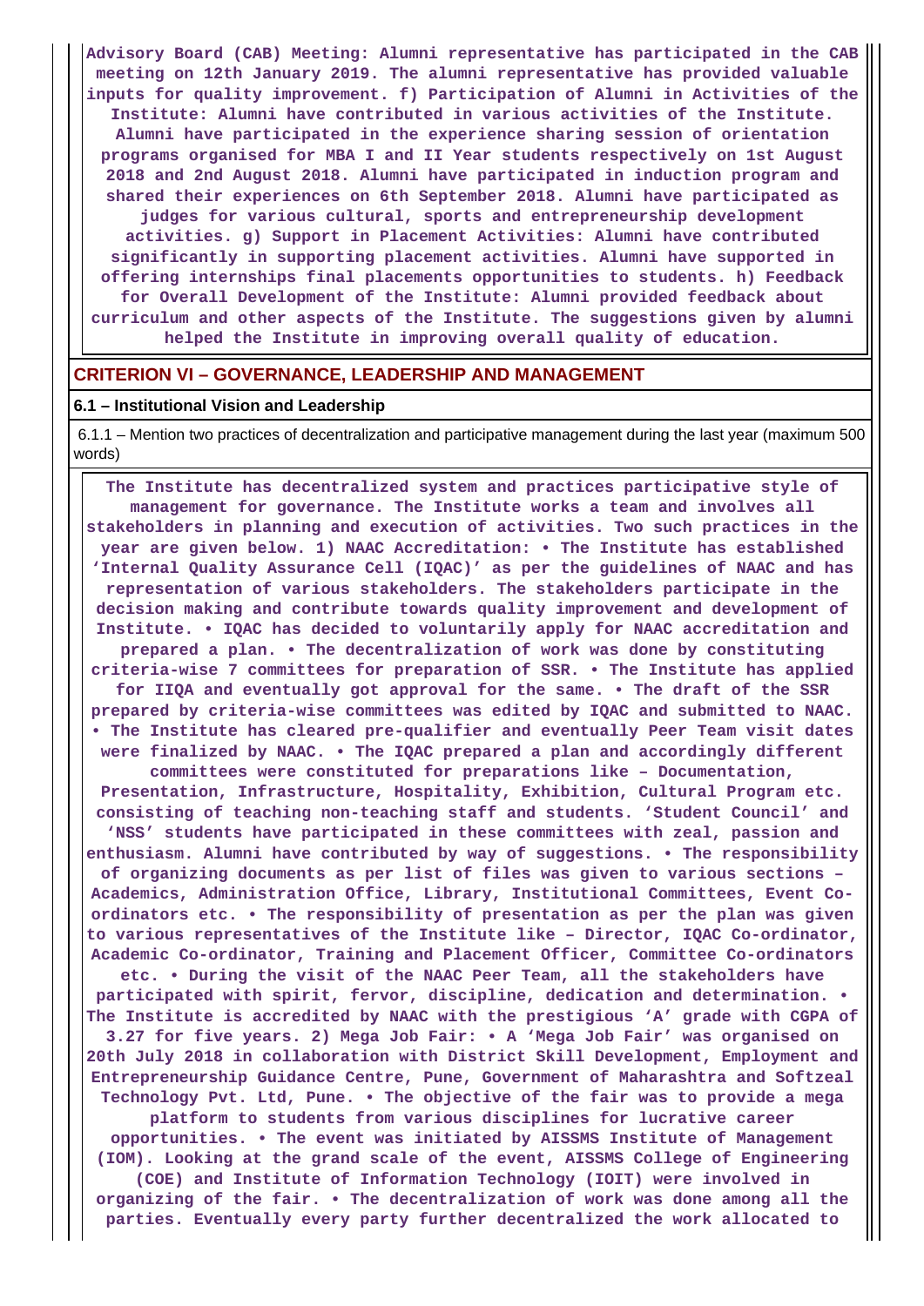Advisory Board (CAB) Meeting: Alumni representative has participated in the CAB meeting on 12th January 2019. The alumni representative has provided valuable inputs for quality improvement. f) Participation of Alumni in Activities of the Institute: Alumni have contributed in various activities of the Institute. Alumni have participated in the experience sharing session of orientation programs organised for MBA I and II Year students respectively on 1st August 2018 and 2nd August 2018. Alumni have participated in induction program and shared their experiences on 6th September 2018. Alumni have participated as judges for various cultural, sports and entrepreneurship development activities. g) Support in Placement Activities: Alumni have contributed significantly in supporting placement activities. Alumni have supported in offering internships final placements opportunities to students. h) Feedback for Overall Development of the Institute: Alumni provided feedback about curriculum and other aspects of the Institute. The suggestions given by alumni helped the Institute in improving overall quality of education.

## CRITERION VI – GOVERNANCE, LEADERSHIP AND MANAGEMENT

### 6.1 – Institutional Vision and Leadership

6.1.1 – Mention two practices of decentralization and participative management during the last year (maximum 500 words)

The Institute has decentralized system and practices participative style of management for governance. The Institute works a team and involves all stakeholders in planning and execution of activities. Two such practices in the year are given below. 1) NAAC Accreditation: • The Institute has established 'Internal Quality Assurance Cell (IQAC)' as per the guidelines of NAAC and has representation of various stakeholders. The stakeholders participate in the decision making and contribute towards quality improvement and development of Institute. • IQAC has decided to voluntarily apply for NAAC accreditation and prepared a plan. • The decentralization of work was done by constituting criteria-wise 7 committees for preparation of SSR. • The Institute has applied for IIQA and eventually got approval for the same. • The draft of the SSR prepared by criteria-wise committees was edited by IQAC and submitted to NAAC. • The Institute has cleared pre-qualifier and eventually Peer Team visit dates were finalized by NAAC. • The IQAC prepared a plan and accordingly different committees were constituted for preparations like – Documentation, Presentation, Infrastructure, Hospitality, Exhibition, Cultural Program etc. consisting of teaching non-teaching staff and students. 'Student Council' and 'NSS' students have participated in these committees with zeal, passion and enthusiasm. Alumni have contributed by way of suggestions. • The responsibility of organizing documents as per list of files was given to various sections – Academics, Administration Office, Library, Institutional Committees, Event Co-ordinators etc. • The responsibility of presentation as per the plan was given to various representatives of the Institute like – Director, IQAC Co-ordinator, Academic Co-ordinator, Training and Placement Officer, Committee Co-ordinators etc. • During the visit of the NAAC Peer Team, all the stakeholders have participated with spirit, fervor, discipline, dedication and determination. • The Institute is accredited by NAAC with the prestigious 'A' grade with CGPA of 3.27 for five years. 2) Mega Job Fair: • A 'Mega Job Fair' was organised on 20th July 2018 in collaboration with District Skill Development, Employment and Entrepreneurship Guidance Centre, Pune, Government of Maharashtra and Softzeal Technology Pvt. Ltd, Pune. • The objective of the fair was to provide a mega platform to students from various disciplines for lucrative career opportunities. • The event was initiated by AISSMS Institute of Management (IOM). Looking at the grand scale of the event, AISSMS College of Engineering (COE) and Institute of Information Technology (IOIT) were involved in organizing of the fair. • The decentralization of work was done among all the parties. Eventually every party further decentralized the work allocated to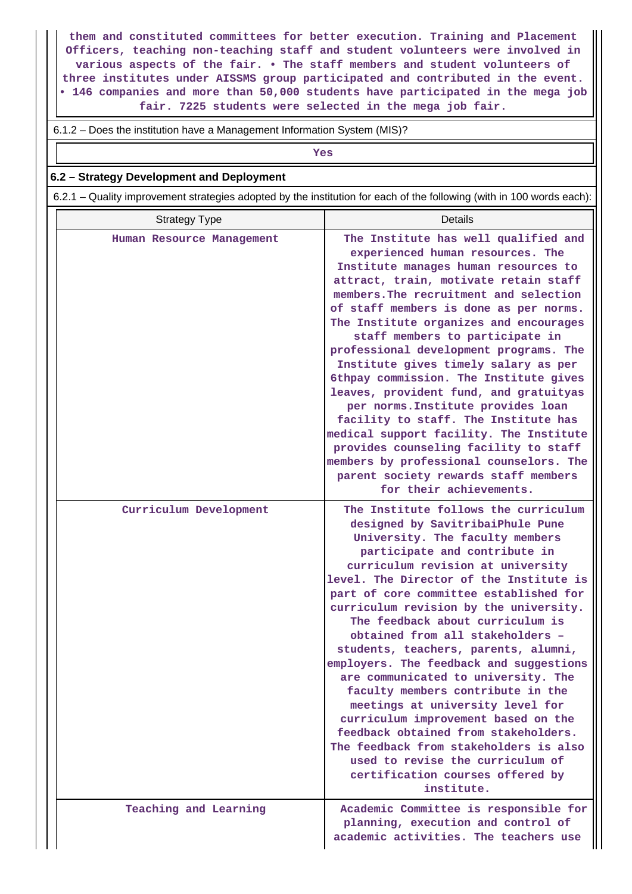them and constituted committees for better execution. Training and Placement Officers, teaching non-teaching staff and student volunteers were involved in various aspects of the fair. • The staff members and student volunteers of three institutes under AISSMS group participated and contributed in the event. • 146 companies and more than 50,000 students have participated in the mega job fair. 7225 students were selected in the mega job fair.

6.1.2 – Does the institution have a Management Information System (MIS)?

Yes

**6.2 – Strategy Development and Deployment**

6.2.1 – Quality improvement strategies adopted by the institution for each of the following (with in 100 words each):

| Strategy Type | Details |
|---|---|
| Human Resource Management | The Institute has well qualified and experienced human resources. The Institute manages human resources to attract, train, motivate retain staff members.The recruitment and selection of staff members is done as per norms. The Institute organizes and encourages staff members to participate in professional development programs. The Institute gives timely salary as per 6thpay commission. The Institute gives leaves, provident fund, and gratuityas per norms.Institute provides loan facility to staff. The Institute has medical support facility. The Institute provides counseling facility to staff members by professional counselors. The parent society rewards staff members for their achievements. |
| Curriculum Development | The Institute follows the curriculum designed by SavitribaiPhule Pune University. The faculty members participate and contribute in curriculum revision at university level. The Director of the Institute is part of core committee established for curriculum revision by the university. The feedback about curriculum is obtained from all stakeholders – students, teachers, parents, alumni, employers. The feedback and suggestions are communicated to university. The faculty members contribute in the meetings at university level for curriculum improvement based on the feedback obtained from stakeholders. The feedback from stakeholders is also used to revise the curriculum of certification courses offered by institute. |
| Teaching and Learning | Academic Committee is responsible for planning, execution and control of academic activities. The teachers use |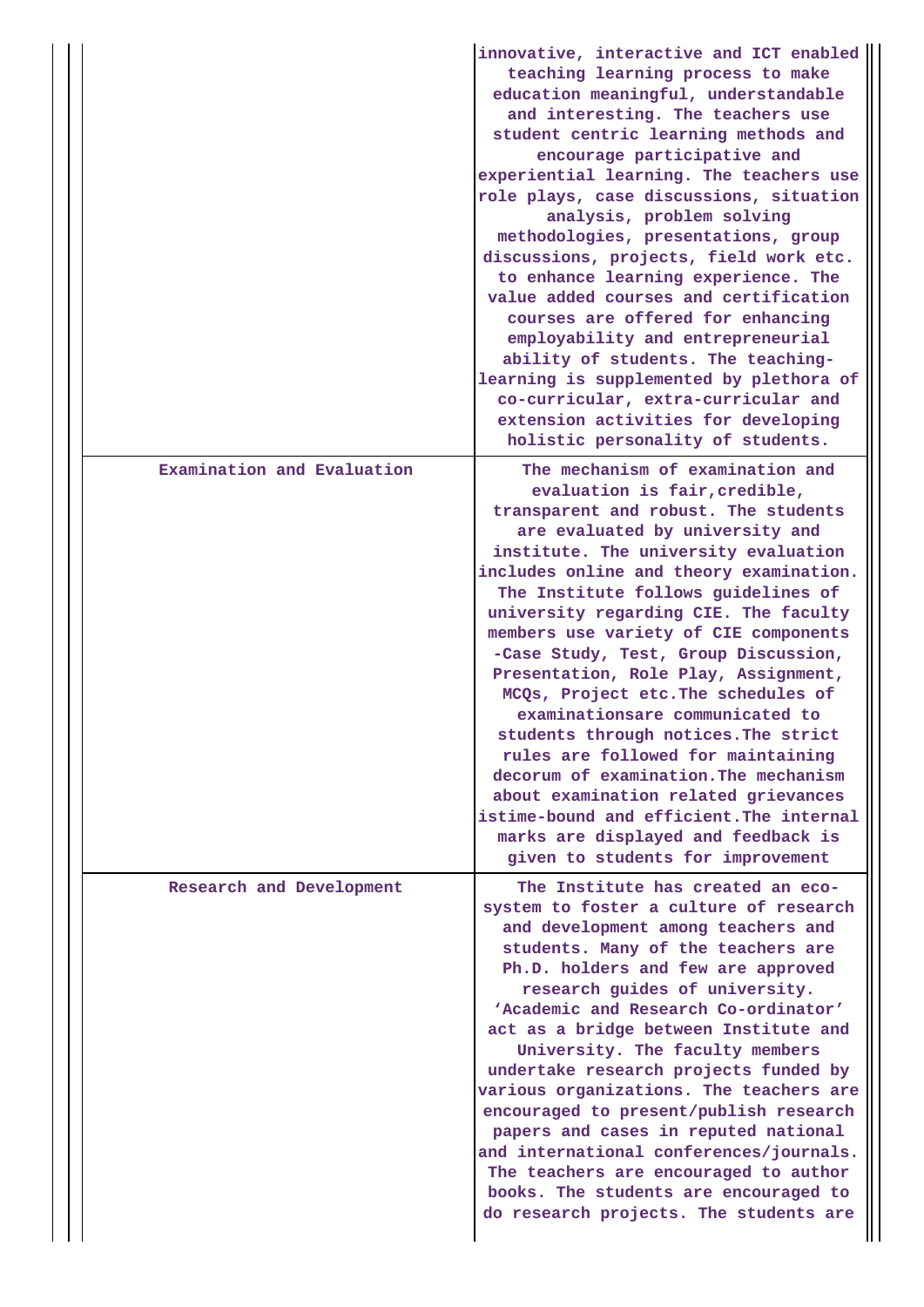| | |
|---|---|
| | innovative, interactive and ICT enabled teaching learning process to make education meaningful, understandable and interesting. The teachers use student centric learning methods and encourage participative and experiential learning. The teachers use role plays, case discussions, situation analysis, problem solving methodologies, presentations, group discussions, projects, field work etc. to enhance learning experience. The value added courses and certification courses are offered for enhancing employability and entrepreneurial ability of students. The teaching-learning is supplemented by plethora of co-curricular, extra-curricular and extension activities for developing holistic personality of students. |
| Examination and Evaluation | The mechanism of examination and evaluation is fair,credible, transparent and robust. The students are evaluated by university and institute. The university evaluation includes online and theory examination. The Institute follows guidelines of university regarding CIE. The faculty members use variety of CIE components -Case Study, Test, Group Discussion, Presentation, Role Play, Assignment, MCQs, Project etc.The schedules of examinationsare communicated to students through notices.The strict rules are followed for maintaining decorum of examination.The mechanism about examination related grievances istime-bound and efficient.The internal marks are displayed and feedback is given to students for improvement |
| Research and Development | The Institute has created an eco-system to foster a culture of research and development among teachers and students. Many of the teachers are Ph.D. holders and few are approved research guides of university. 'Academic and Research Co-ordinator' act as a bridge between Institute and University. The faculty members undertake research projects funded by various organizations. The teachers are encouraged to present/publish research papers and cases in reputed national and international conferences/journals. The teachers are encouraged to author books. The students are encouraged to do research projects. The students are |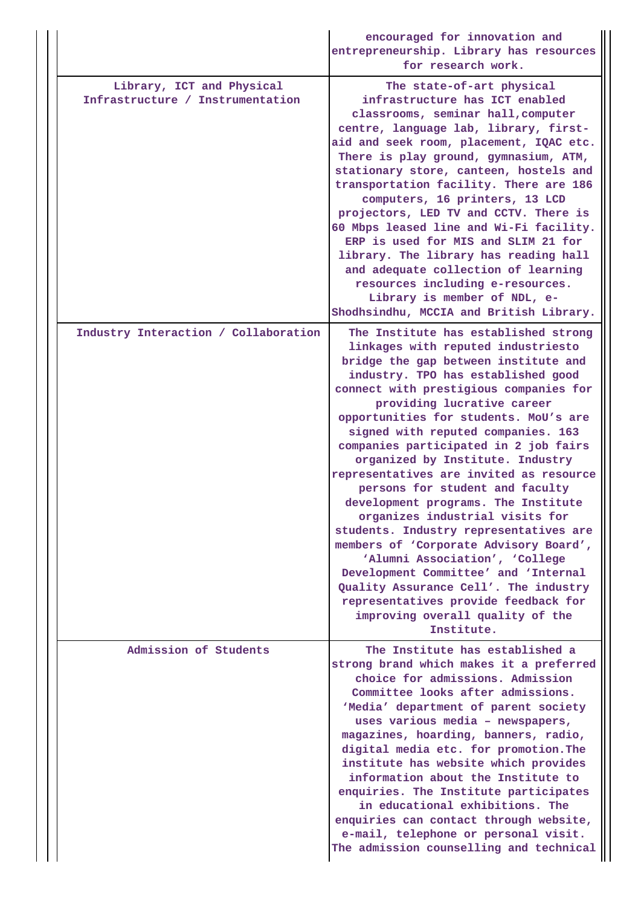| | |
|---|---|
| | encouraged for innovation and entrepreneurship. Library has resources for research work. |
| Library, ICT and Physical Infrastructure / Instrumentation | The state-of-art physical infrastructure has ICT enabled classrooms, seminar hall,computer centre, language lab, library, first-aid and seek room, placement, IQAC etc. There is play ground, gymnasium, ATM, stationary store, canteen, hostels and transportation facility. There are 186 computers, 16 printers, 13 LCD projectors, LED TV and CCTV. There is 60 Mbps leased line and Wi-Fi facility. ERP is used for MIS and SLIM 21 for library. The library has reading hall and adequate collection of learning resources including e-resources. Library is member of NDL, e-Shodhsindhu, MCCIA and British Library. |
| Industry Interaction / Collaboration | The Institute has established strong linkages with reputed industriesto bridge the gap between institute and industry. TPO has established good connect with prestigious companies for providing lucrative career opportunities for students. MoU's are signed with reputed companies. 163 companies participated in 2 job fairs organized by Institute. Industry representatives are invited as resource persons for student and faculty development programs. The Institute organizes industrial visits for students. Industry representatives are members of 'Corporate Advisory Board', 'Alumni Association', 'College Development Committee' and 'Internal Quality Assurance Cell'. The industry representatives provide feedback for improving overall quality of the Institute. |
| Admission of Students | The Institute has established a strong brand which makes it a preferred choice for admissions. Admission Committee looks after admissions. 'Media' department of parent society uses various media – newspapers, magazines, hoarding, banners, radio, digital media etc. for promotion.The institute has website which provides information about the Institute to enquiries. The Institute participates in educational exhibitions. The enquiries can contact through website, e-mail, telephone or personal visit. The admission counselling and technical |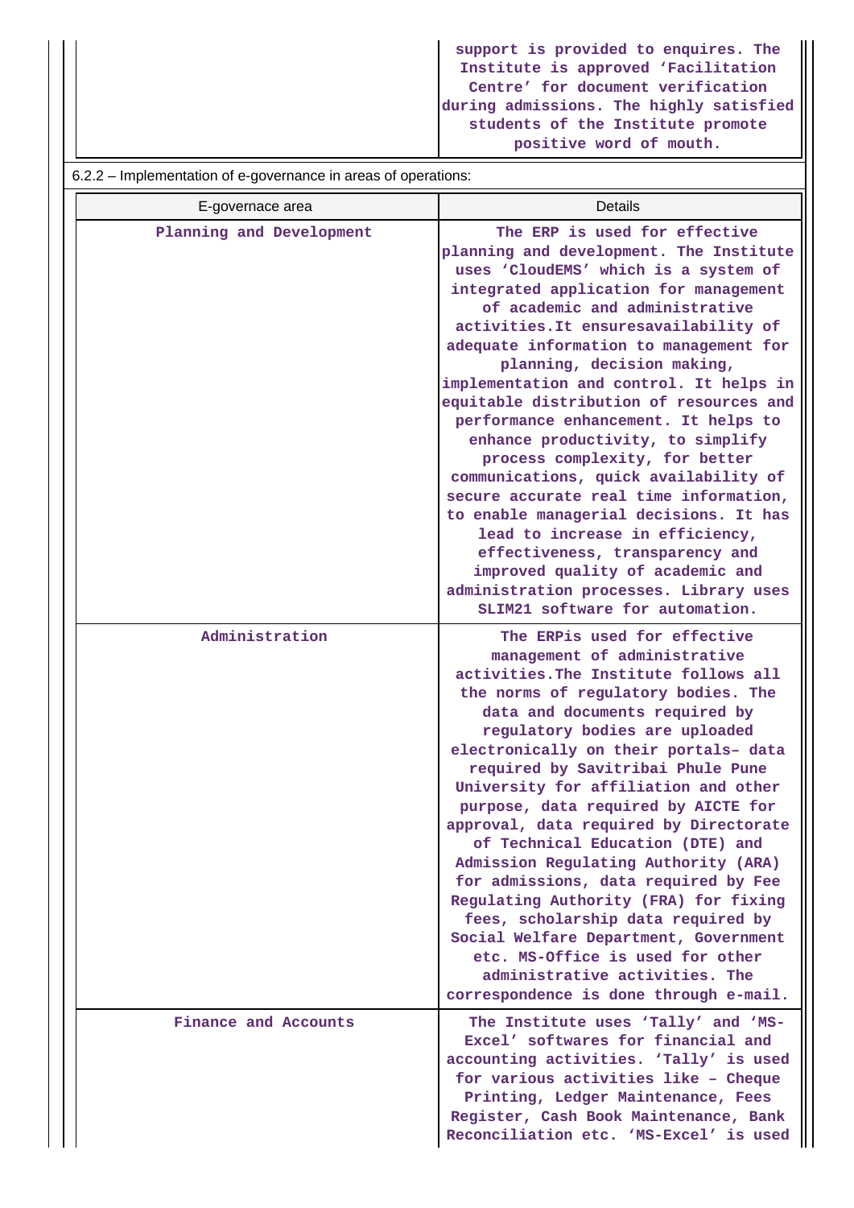| | support is provided to enquires. The Institute is approved 'Facilitation Centre' for document verification during admissions. The highly satisfied students of the Institute promote positive word of mouth. |
|---|---|

6.2.2 – Implementation of e-governance in areas of operations:

| E-govenance area | Details |
|---|---|
| Planning and Development | The ERP is used for effective planning and development. The Institute uses 'CloudEMS' which is a system of integrated application for management of academic and administrative activities.It ensuresavailability of adequate information to management for planning, decision making, implementation and control. It helps in equitable distribution of resources and performance enhancement. It helps to enhance productivity, to simplify process complexity, for better communications, quick availability of secure accurate real time information, to enable managerial decisions. It has lead to increase in efficiency, effectiveness, transparency and improved quality of academic and administration processes. Library uses SLIM21 software for automation. |
| Administration | The ERPis used for effective management of administrative activities.The Institute follows all the norms of regulatory bodies. The data and documents required by regulatory bodies are uploaded electronically on their portals– data required by Savitribai Phule Pune University for affiliation and other purpose, data required by AICTE for approval, data required by Directorate of Technical Education (DTE) and Admission Regulating Authority (ARA) for admissions, data required by Fee Regulating Authority (FRA) for fixing fees, scholarship data required by Social Welfare Department, Government etc. MS-Office is used for other administrative activities. The correspondence is done through e-mail. |
| Finance and Accounts | The Institute uses 'Tally' and 'MS-Excel' softwares for financial and accounting activities. 'Tally' is used for various activities like – Cheque Printing, Ledger Maintenance, Fees Register, Cash Book Maintenance, Bank Reconciliation etc. 'MS-Excel' is used |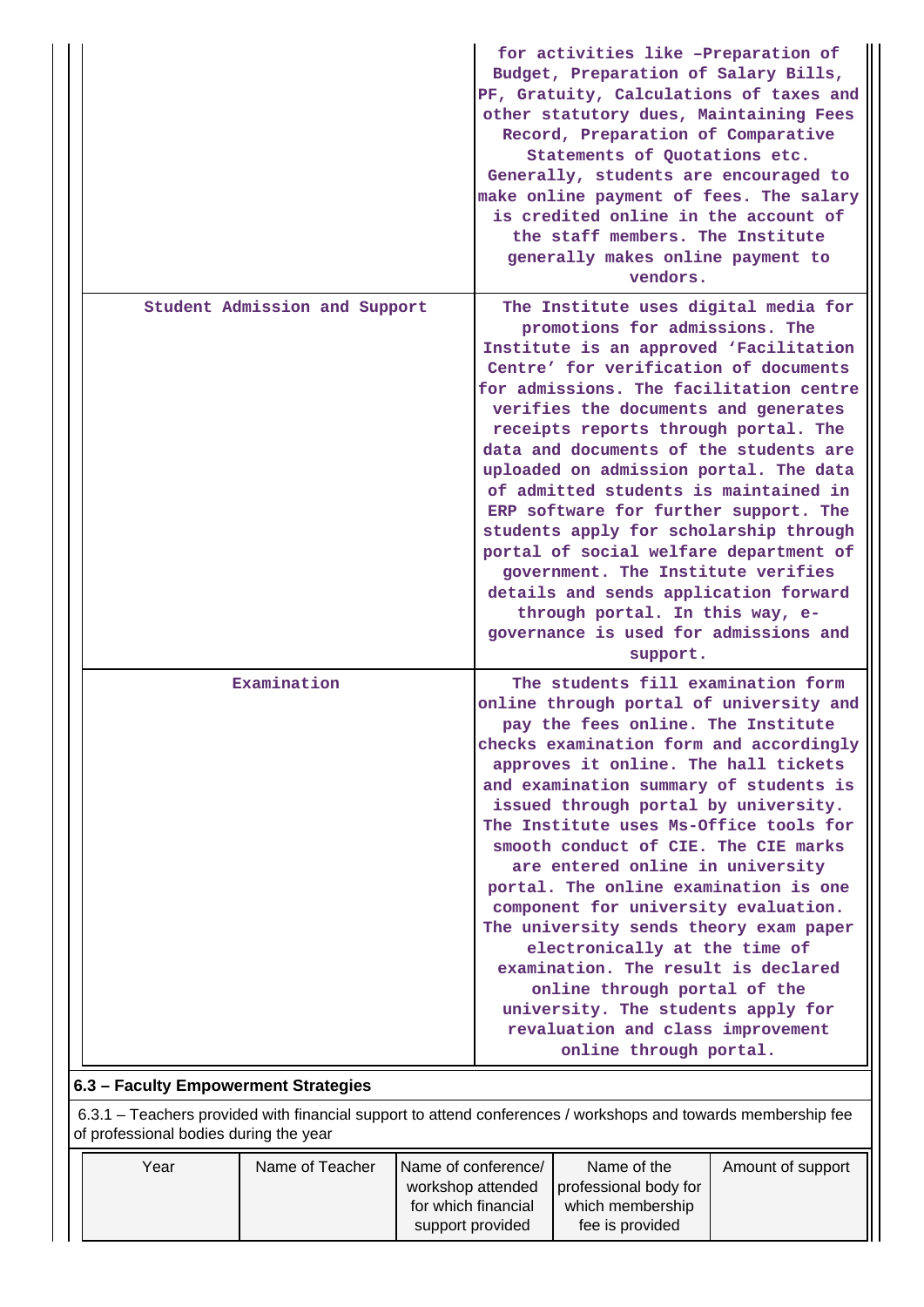| | |
|---|---|
| | for activities like –Preparation of Budget, Preparation of Salary Bills, PF, Gratuity, Calculations of taxes and other statutory dues, Maintaining Fees Record, Preparation of Comparative Statements of Quotations etc. Generally, students are encouraged to make online payment of fees. The salary is credited online in the account of the staff members. The Institute generally makes online payment to vendors. |
| Student Admission and Support | The Institute uses digital media for promotions for admissions. The Institute is an approved 'Facilitation Centre' for verification of documents for admissions. The facilitation centre verifies the documents and generates receipts reports through portal. The data and documents of the students are uploaded on admission portal. The data of admitted students is maintained in ERP software for further support. The students apply for scholarship through portal of social welfare department of government. The Institute verifies details and sends application forward through portal. In this way, e-governance is used for admissions and support. |
| Examination | The students fill examination form online through portal of university and pay the fees online. The Institute checks examination form and accordingly approves it online. The hall tickets and examination summary of students is issued through portal by university. The Institute uses Ms-Office tools for smooth conduct of CIE. The CIE marks are entered online in university portal. The online examination is one component for university evaluation. The university sends theory exam paper electronically at the time of examination. The result is declared online through portal of the university. The students apply for revaluation and class improvement online through portal. |

### 6.3 – Faculty Empowerment Strategies

6.3.1 – Teachers provided with financial support to attend conferences / workshops and towards membership fee of professional bodies during the year

| Year | Name of Teacher | Name of conference/ workshop attended for which financial support provided | Name of the professional body for which membership fee is provided | Amount of support |
|---|---|---|---|---|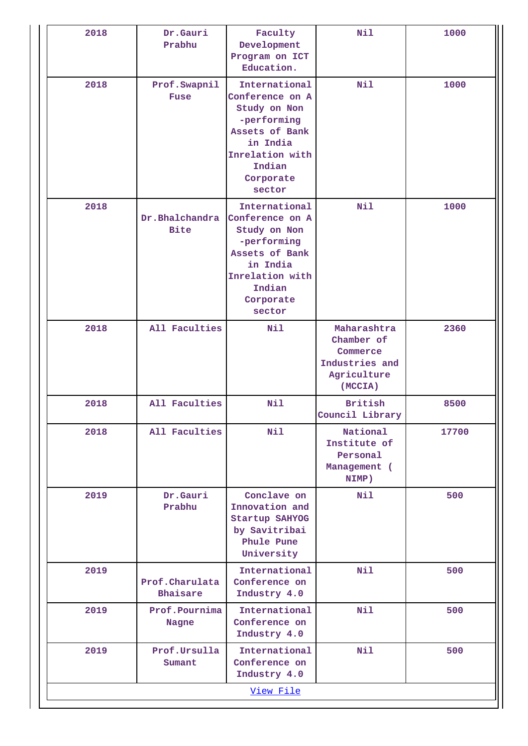| 2018 | Dr.Gauri Prabhu | Faculty Development Program on ICT Education. | Nil | 1000 |
|---|---|---|---|---|
| 2018 | Prof.Swapnil Fuse | International Conference on A Study on Non -performing Assets of Bank in India Inrelation with Indian Corporate sector | Nil | 1000 |
| 2018 | Dr.Bhalchandra Bite | International Conference on A Study on Non -performing Assets of Bank in India Inrelation with Indian Corporate sector | Nil | 1000 |
| 2018 | All Faculties | Nil | Maharashtra Chamber of Commerce Industries and Agriculture (MCCIA) | 2360 |
| 2018 | All Faculties | Nil | British Council Library | 8500 |
| 2018 | All Faculties | Nil | National Institute of Personal Management ( NIMP) | 17700 |
| 2019 | Dr.Gauri Prabhu | Conclave on Innovation and Startup SAHYOG by Savitribai Phule Pune University | Nil | 500 |
| 2019 | Prof.Charulata Bhaisare | International Conference on Industry 4.0 | Nil | 500 |
| 2019 | Prof.Pournima Nagne | International Conference on Industry 4.0 | Nil | 500 |
| 2019 | Prof.Ursulla Sumant | International Conference on Industry 4.0 | Nil | 500 |

View File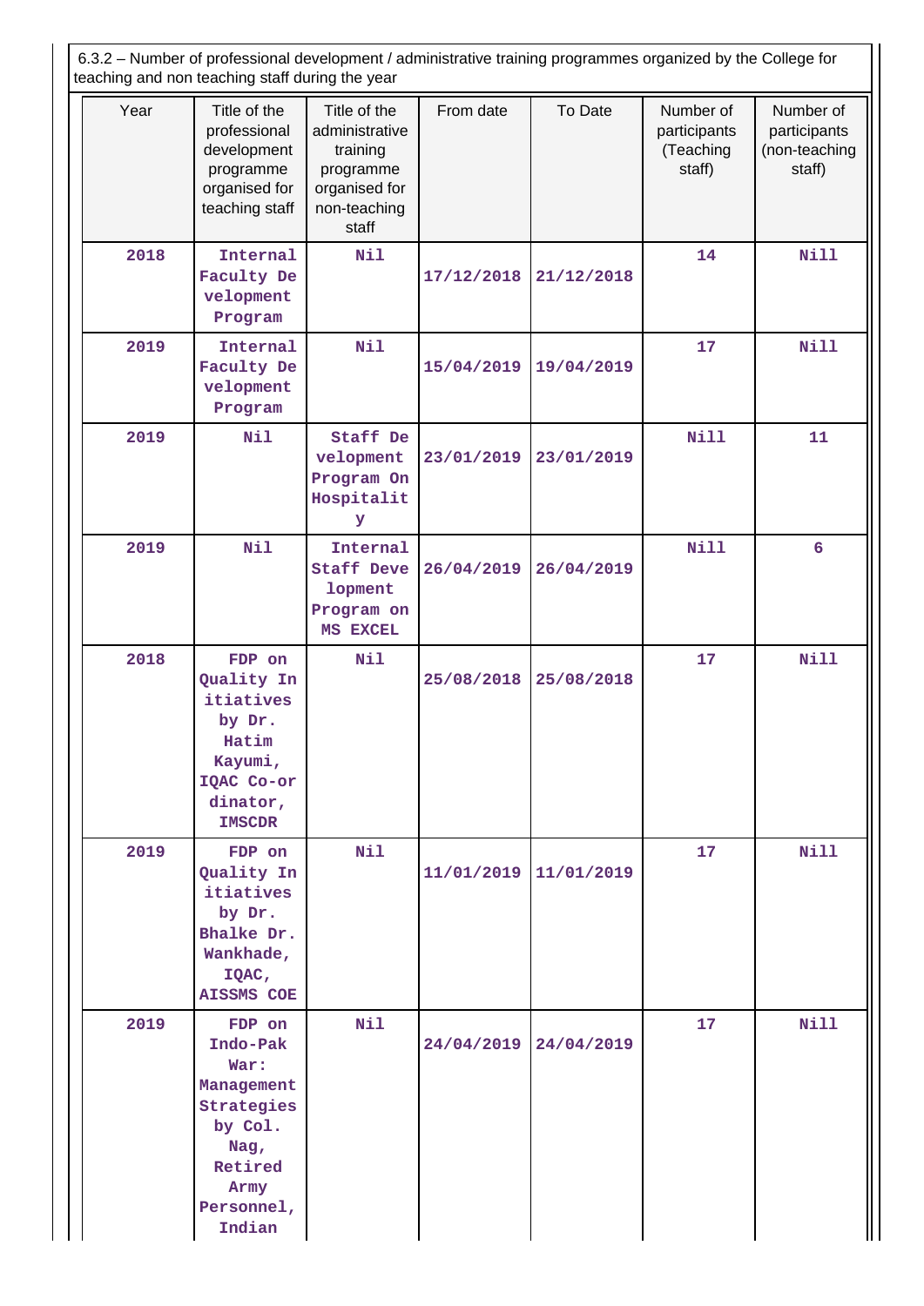6.3.2 – Number of professional development / administrative training programmes organized by the College for teaching and non teaching staff during the year

| Year | Title of the professional development programme organised for teaching staff | Title of the administrative training programme organised for non-teaching staff | From date | To Date | Number of participants (Teaching staff) | Number of participants (non-teaching staff) |
|---|---|---|---|---|---|---|
| 2018 | Internal Faculty Development Program | Nil | 17/12/2018 | 21/12/2018 | 14 | Nill |
| 2019 | Internal Faculty Development Program | Nil | 15/04/2019 | 19/04/2019 | 17 | Nill |
| 2019 | Nil | Staff Development Program On Hospitality | 23/01/2019 | 23/01/2019 | Nill | 11 |
| 2019 | Nil | Internal Staff Development Program on MS EXCEL | 26/04/2019 | 26/04/2019 | Nill | 6 |
| 2018 | FDP on Quality Initiatives by Dr. Hatim Kayumi, IQAC Co-ordinator, IMSCDR | Nil | 25/08/2018 | 25/08/2018 | 17 | Nill |
| 2019 | FDP on Quality Initiatives by Dr. Bhalke Dr. Wankhade, IQAC, AISSMS COE | Nil | 11/01/2019 | 11/01/2019 | 17 | Nill |
| 2019 | FDP on Indo-Pak War: Management Strategies by Col. Nag, Retired Army Personnel, Indian | Nil | 24/04/2019 | 24/04/2019 | 17 | Nill |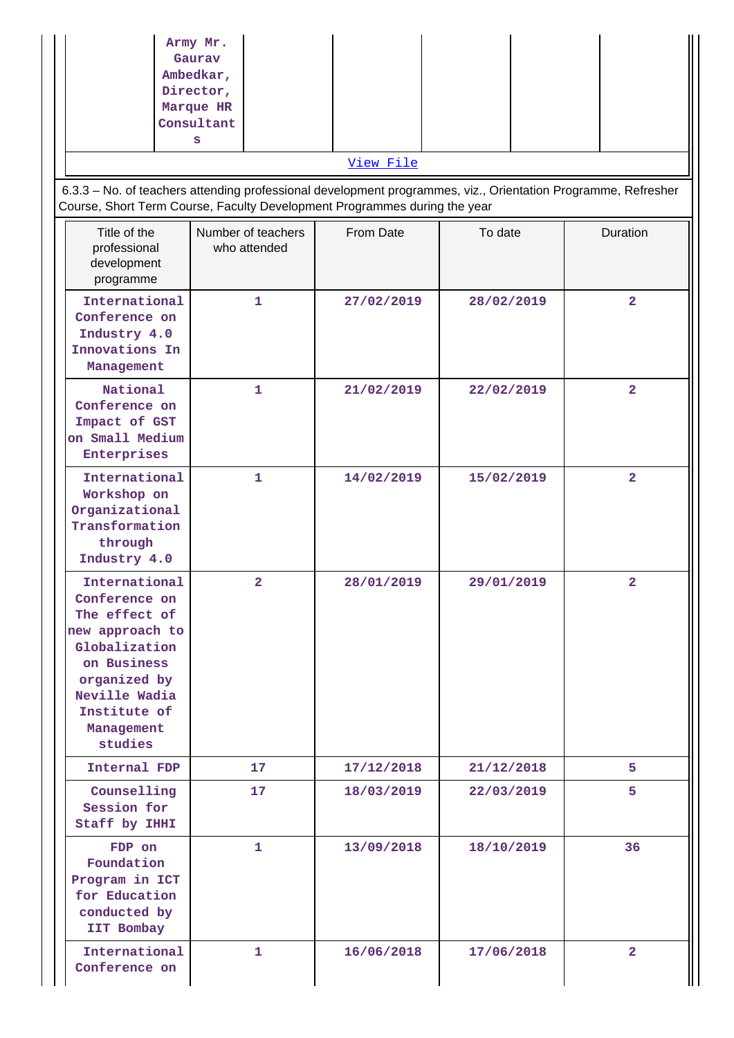| | Army Mr. Gaurav Ambedkar, Director, Marque HR Consultants | | | | | |
|---|---|---|---|---|---|---|

View File

6.3.3 – No. of teachers attending professional development programmes, viz., Orientation Programme, Refresher Course, Short Term Course, Faculty Development Programmes during the year

| Title of the professional development programme | Number of teachers who attended | From Date | To date | Duration |
|---|---|---|---|---|
| International Conference on Industry 4.0 Innovations In Management | 1 | 27/02/2019 | 28/02/2019 | 2 |
| National Conference on Impact of GST on Small Medium Enterprises | 1 | 21/02/2019 | 22/02/2019 | 2 |
| International Workshop on Organizational Transformation through Industry 4.0 | 1 | 14/02/2019 | 15/02/2019 | 2 |
| International Conference on The effect of new approach to Globalization on Business organized by Neville Wadia Institute of Management studies | 2 | 28/01/2019 | 29/01/2019 | 2 |
| Internal FDP | 17 | 17/12/2018 | 21/12/2018 | 5 |
| Counselling Session for Staff by IHHI | 17 | 18/03/2019 | 22/03/2019 | 5 |
| FDP on Foundation Program in ICT for Education conducted by IIT Bombay | 1 | 13/09/2018 | 18/10/2019 | 36 |
| International Conference on | 1 | 16/06/2018 | 17/06/2018 | 2 |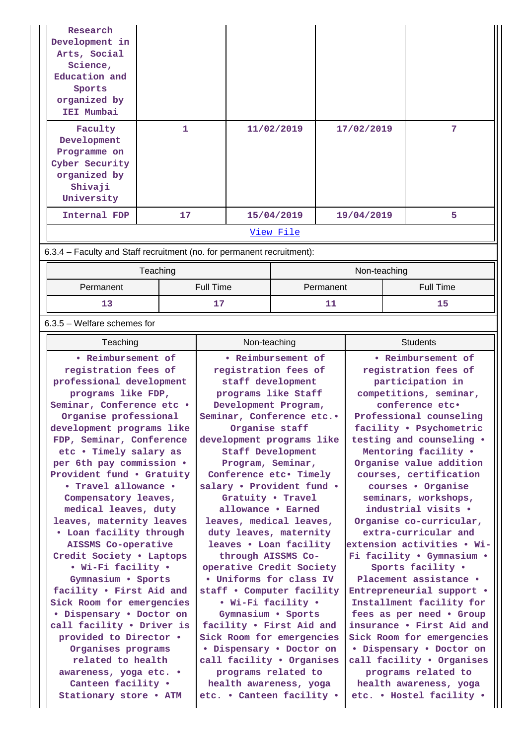| | | | | |
|---|---|---|---|---|
| Research Development in Arts, Social Science, Education and Sports organized by IEI Mumbai | | | | |
| Faculty Development Programme on Cyber Security organized by Shivaji University | 1 | 11/02/2019 | 17/02/2019 | 7 |
| Internal FDP | 17 | 15/04/2019 | 19/04/2019 | 5 |
| View File | | | | |

6.3.4 – Faculty and Staff recruitment (no. for permanent recruitment):

| Teaching | | Non-teaching | |
|---|---|---|---|
| Permanent | Full Time | Permanent | Full Time |
| 13 | 17 | 11 | 15 |

6.3.5 – Welfare schemes for

| Teaching | Non-teaching | Students |
|---|---|---|
| • Reimbursement of registration fees of professional development programs like FDP, Seminar, Conference etc • Organise professional development programs like FDP, Seminar, Conference etc • Timely salary as per 6th pay commission • Provident fund • Gratuity • Travel allowance • Compensatory leaves, medical leaves, duty leaves, maternity leaves • Loan facility through AISSMS Co-operative Credit Society • Laptops • Wi-Fi facility • Gymnasium • Sports facility • First Aid and Sick Room for emergencies • Dispensary • Doctor on call facility • Driver is provided to Director • Organises programs related to health awareness, yoga etc. • Canteen facility • Stationary store • ATM | • Reimbursement of registration fees of staff development programs like Staff Development Program, Seminar, Conference etc.• Organise staff development programs like Staff Development Program, Seminar, Conference etc• Timely salary • Provident fund • Gratuity • Travel allowance • Earned leaves, medical leaves, duty leaves, maternity leaves • Loan facility through AISSMS Co-operative Credit Society • Uniforms for class IV staff • Computer facility • Wi-Fi facility • Gymnasium • Sports facility • First Aid and Sick Room for emergencies • Dispensary • Doctor on call facility • Organises programs related to health awareness, yoga etc. • Canteen facility • | • Reimbursement of registration fees of participation in competitions, seminar, conference etc• Professional counseling facility • Psychometric testing and counseling • Mentoring facility • Organise value addition courses, certification courses • Organise seminars, workshops, industrial visits • Organise co-curricular, extra-curricular and extension activities • Wi-Fi facility • Gymnasium • Sports facility • Placement assistance • Entrepreneurial support • Installment facility for fees as per need • Group insurance • First Aid and Sick Room for emergencies • Dispensary • Doctor on call facility • Organises programs related to health awareness, yoga etc. • Hostel facility • |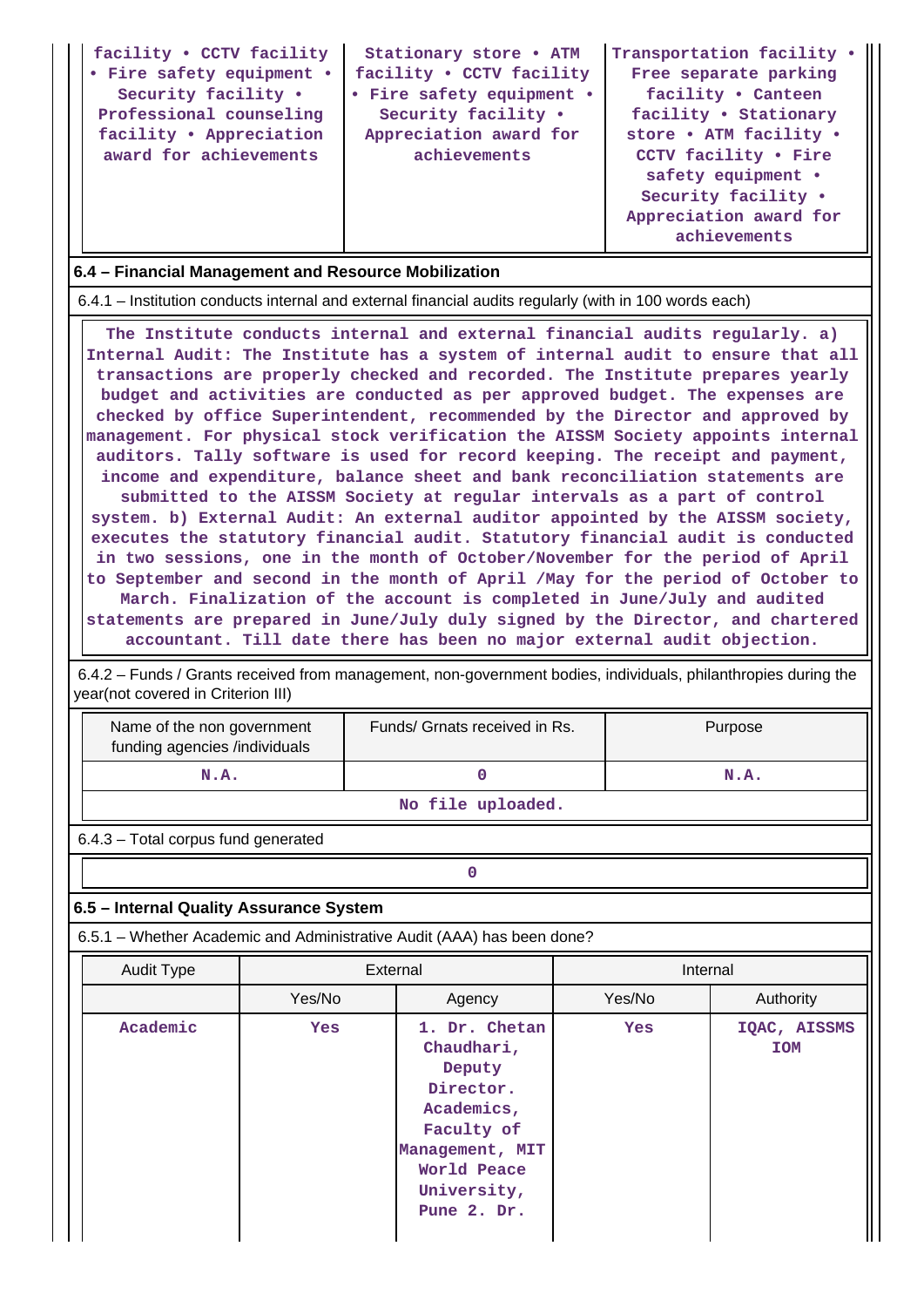| facility • CCTV facility • Fire safety equipment • Security facility • Professional counseling facility • Appreciation award for achievements | Stationary store • ATM facility • CCTV facility • Fire safety equipment • Security facility • Appreciation award for achievements | Transportation facility • Free separate parking facility • Canteen facility • Stationary store • ATM facility • CCTV facility • Fire safety equipment • Security facility • Appreciation award for achievements |
|---|---|---|

### 6.4 – Financial Management and Resource Mobilization

6.4.1 – Institution conducts internal and external financial audits regularly (with in 100 words each)

The Institute conducts internal and external financial audits regularly. a) Internal Audit: The Institute has a system of internal audit to ensure that all transactions are properly checked and recorded. The Institute prepares yearly budget and activities are conducted as per approved budget. The expenses are checked by office Superintendent, recommended by the Director and approved by management. For physical stock verification the AISSM Society appoints internal auditors. Tally software is used for record keeping. The receipt and payment, income and expenditure, balance sheet and bank reconciliation statements are submitted to the AISSM Society at regular intervals as a part of control system. b) External Audit: An external auditor appointed by the AISSM society, executes the statutory financial audit. Statutory financial audit is conducted in two sessions, one in the month of October/November for the period of April to September and second in the month of April /May for the period of October to March. Finalization of the account is completed in June/July and audited statements are prepared in June/July duly signed by the Director, and chartered accountant. Till date there has been no major external audit objection.

6.4.2 – Funds / Grants received from management, non-government bodies, individuals, philanthropies during the year(not covered in Criterion III)

| Name of the non government funding agencies /individuals | Funds/ Grnats received in Rs. | Purpose |
|---|---|---|
| N.A. | 0 | N.A. |
| No file uploaded. | | |

6.4.3 – Total corpus fund generated

| 0 |
|---|

### 6.5 – Internal Quality Assurance System

6.5.1 – Whether Academic and Administrative Audit (AAA) has been done?

| Audit Type | External | | Internal | |
|---|---|---|---|---|
| | Yes/No | Agency | Yes/No | Authority |
| Academic | Yes | 1. Dr. Chetan Chaudhari, Deputy Director. Academics, Faculty of Management, MIT World Peace University, Pune 2. Dr. | Yes | IQAC, AISSMS IOM |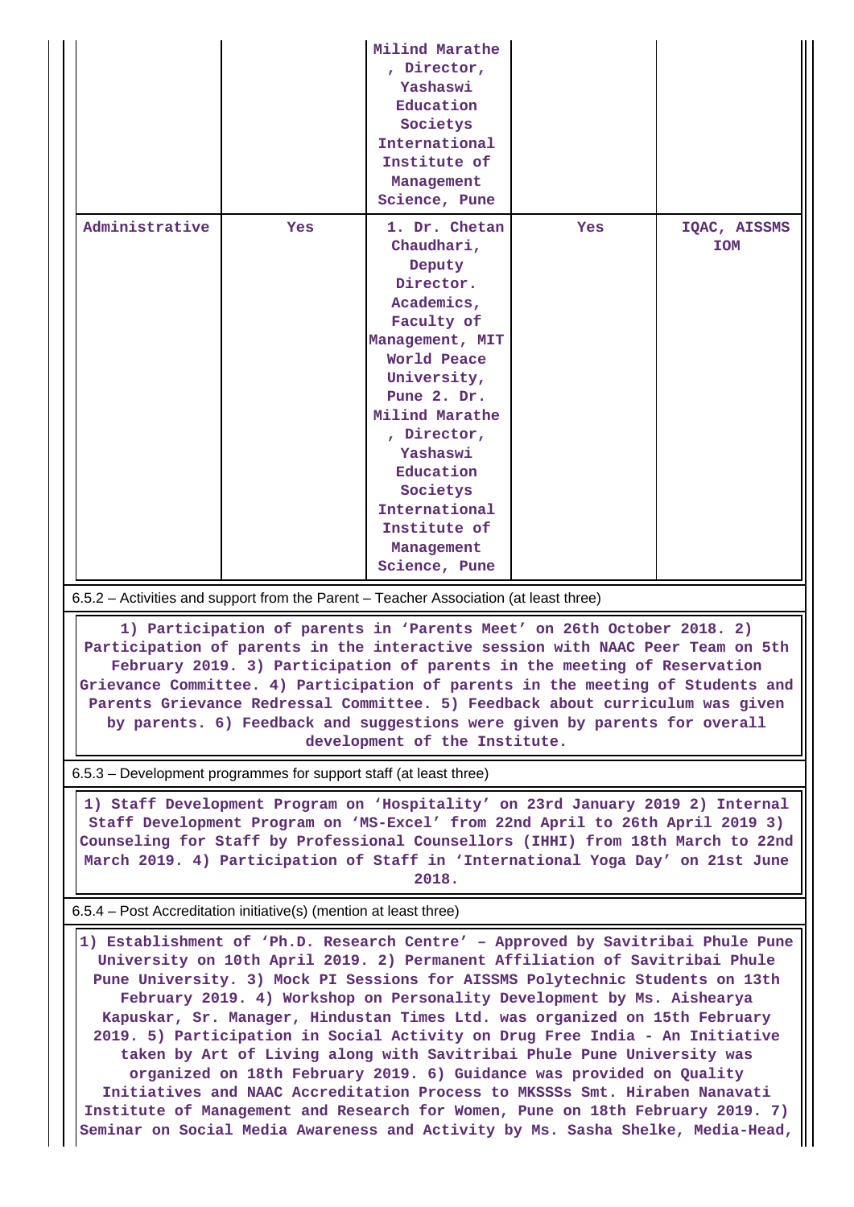|  |  | Milind Marathe , Director, Yashaswi Education Societys International Institute of Management Science, Pune |  |  |
|---|---|---|---|---|
| Administrative | Yes | 1. Dr. Chetan Chaudhari, Deputy Director. Academics, Faculty of Management, MIT World Peace University, Pune 2. Dr. Milind Marathe , Director, Yashaswi Education Societys International Institute of Management Science, Pune | Yes | IQAC, AISSMS IOM |

6.5.2 – Activities and support from the Parent – Teacher Association (at least three)

1) Participation of parents in 'Parents Meet' on 26th October 2018. 2) Participation of parents in the interactive session with NAAC Peer Team on 5th February 2019. 3) Participation of parents in the meeting of Reservation Grievance Committee. 4) Participation of parents in the meeting of Students and Parents Grievance Redressal Committee. 5) Feedback about curriculum was given by parents. 6) Feedback and suggestions were given by parents for overall development of the Institute.

6.5.3 – Development programmes for support staff (at least three)

1) Staff Development Program on 'Hospitality' on 23rd January 2019 2) Internal Staff Development Program on 'MS-Excel' from 22nd April to 26th April 2019 3) Counseling for Staff by Professional Counsellors (IHHI) from 18th March to 22nd March 2019. 4) Participation of Staff in 'International Yoga Day' on 21st June 2018.

6.5.4 – Post Accreditation initiative(s) (mention at least three)

1) Establishment of 'Ph.D. Research Centre' – Approved by Savitribai Phule Pune University on 10th April 2019. 2) Permanent Affiliation of Savitribai Phule Pune University. 3) Mock PI Sessions for AISSMS Polytechnic Students on 13th February 2019. 4) Workshop on Personality Development by Ms. Aishearya Kapuskar, Sr. Manager, Hindustan Times Ltd. was organized on 15th February 2019. 5) Participation in Social Activity on Drug Free India - An Initiative taken by Art of Living along with Savitribai Phule Pune University was organized on 18th February 2019. 6) Guidance was provided on Quality Initiatives and NAAC Accreditation Process to MKSSSs Smt. Hiraben Nanavati Institute of Management and Research for Women, Pune on 18th February 2019. 7) Seminar on Social Media Awareness and Activity by Ms. Sasha Shelke, Media-Head,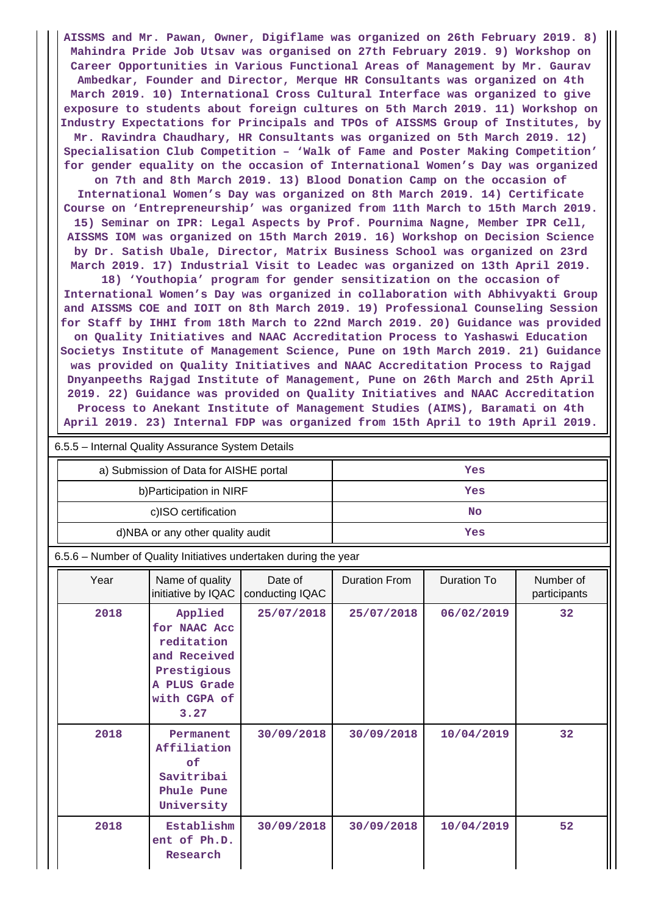AISSMS and Mr. Pawan, Owner, Digiflame was organized on 26th February 2019. 8) Mahindra Pride Job Utsav was organised on 27th February 2019. 9) Workshop on Career Opportunities in Various Functional Areas of Management by Mr. Gaurav Ambedkar, Founder and Director, Merque HR Consultants was organized on 4th March 2019. 10) International Cross Cultural Interface was organized to give exposure to students about foreign cultures on 5th March 2019. 11) Workshop on Industry Expectations for Principals and TPOs of AISSMS Group of Institutes, by Mr. Ravindra Chaudhary, HR Consultants was organized on 5th March 2019. 12) Specialisation Club Competition – 'Walk of Fame and Poster Making Competition' for gender equality on the occasion of International Women's Day was organized on 7th and 8th March 2019. 13) Blood Donation Camp on the occasion of International Women's Day was organized on 8th March 2019. 14) Certificate Course on 'Entrepreneurship' was organized from 11th March to 15th March 2019. 15) Seminar on IPR: Legal Aspects by Prof. Pournima Nagne, Member IPR Cell, AISSMS IOM was organized on 15th March 2019. 16) Workshop on Decision Science by Dr. Satish Ubale, Director, Matrix Business School was organized on 23rd March 2019. 17) Industrial Visit to Leadec was organized on 13th April 2019. 18) 'Youthopia' program for gender sensitization on the occasion of International Women's Day was organized in collaboration with Abhivyakti Group and AISSMS COE and IOIT on 8th March 2019. 19) Professional Counseling Session for Staff by IHHI from 18th March to 22nd March 2019. 20) Guidance was provided on Quality Initiatives and NAAC Accreditation Process to Yashaswi Education Societys Institute of Management Science, Pune on 19th March 2019. 21) Guidance was provided on Quality Initiatives and NAAC Accreditation Process to Rajgad Dnyanpeeths Rajgad Institute of Management, Pune on 26th March and 25th April 2019. 22) Guidance was provided on Quality Initiatives and NAAC Accreditation Process to Anekant Institute of Management Studies (AIMS), Baramati on 4th April 2019. 23) Internal FDP was organized from 15th April to 19th April 2019.

6.5.5 – Internal Quality Assurance System Details

| | |
|---|---|
| a) Submission of Data for AISHE portal | Yes |
| b)Participation in NIRF | Yes |
| c)ISO certification | No |
| d)NBA or any other quality audit | Yes |

6.5.6 – Number of Quality Initiatives undertaken during the year

| Year | Name of quality initiative by IQAC | Date of conducting IQAC | Duration From | Duration To | Number of participants |
|---|---|---|---|---|---|
| 2018 | Applied for NAAC Accreditation and Received Prestigious A PLUS Grade with CGPA of 3.27 | 25/07/2018 | 25/07/2018 | 06/02/2019 | 32 |
| 2018 | Permanent Affiliation of Savitribai Phule Pune University | 30/09/2018 | 30/09/2018 | 10/04/2019 | 32 |
| 2018 | Establishment of Ph.D. Research | 30/09/2018 | 30/09/2018 | 10/04/2019 | 52 |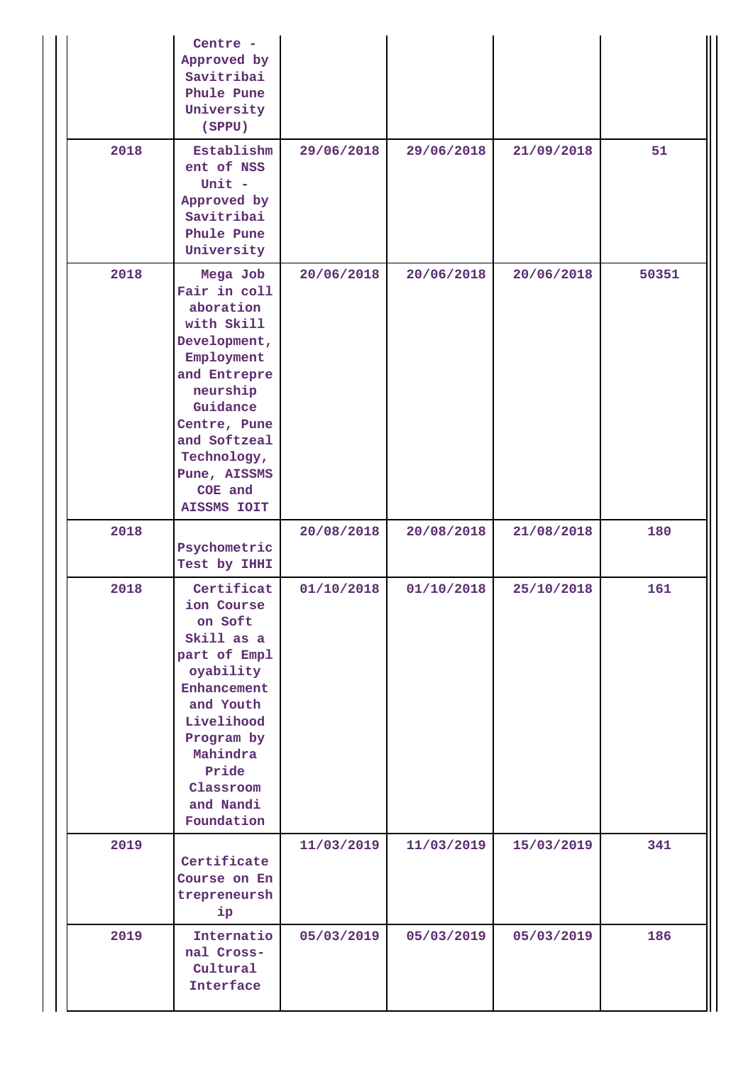| | | | | | |
|---|---|---|---|---|---|
| | Centre - Approved by Savitribai Phule Pune University (SPPU) | | | | |
| 2018 | Establishment of NSS Unit - Approved by Savitribai Phule Pune University | 29/06/2018 | 29/06/2018 | 21/09/2018 | 51 |
| 2018 | Mega Job Fair in collaboration with Skill Development, Employment and Entrepreneurship Guidance Centre, Pune and Softzeal Technology, Pune, AISSMS COE and AISSMS IOIT | 20/06/2018 | 20/06/2018 | 20/06/2018 | 50351 |
| 2018 | Psychometric Test by IHHI | 20/08/2018 | 20/08/2018 | 21/08/2018 | 180 |
| 2018 | Certification Course on Soft Skill as a part of Employability Enhancement and Youth Livelihood Program by Mahindra Pride Classroom and Nandi Foundation | 01/10/2018 | 01/10/2018 | 25/10/2018 | 161 |
| 2019 | Certificate Course on Entrepreneurship | 11/03/2019 | 11/03/2019 | 15/03/2019 | 341 |
| 2019 | International Cross-Cultural Interface | 05/03/2019 | 05/03/2019 | 05/03/2019 | 186 |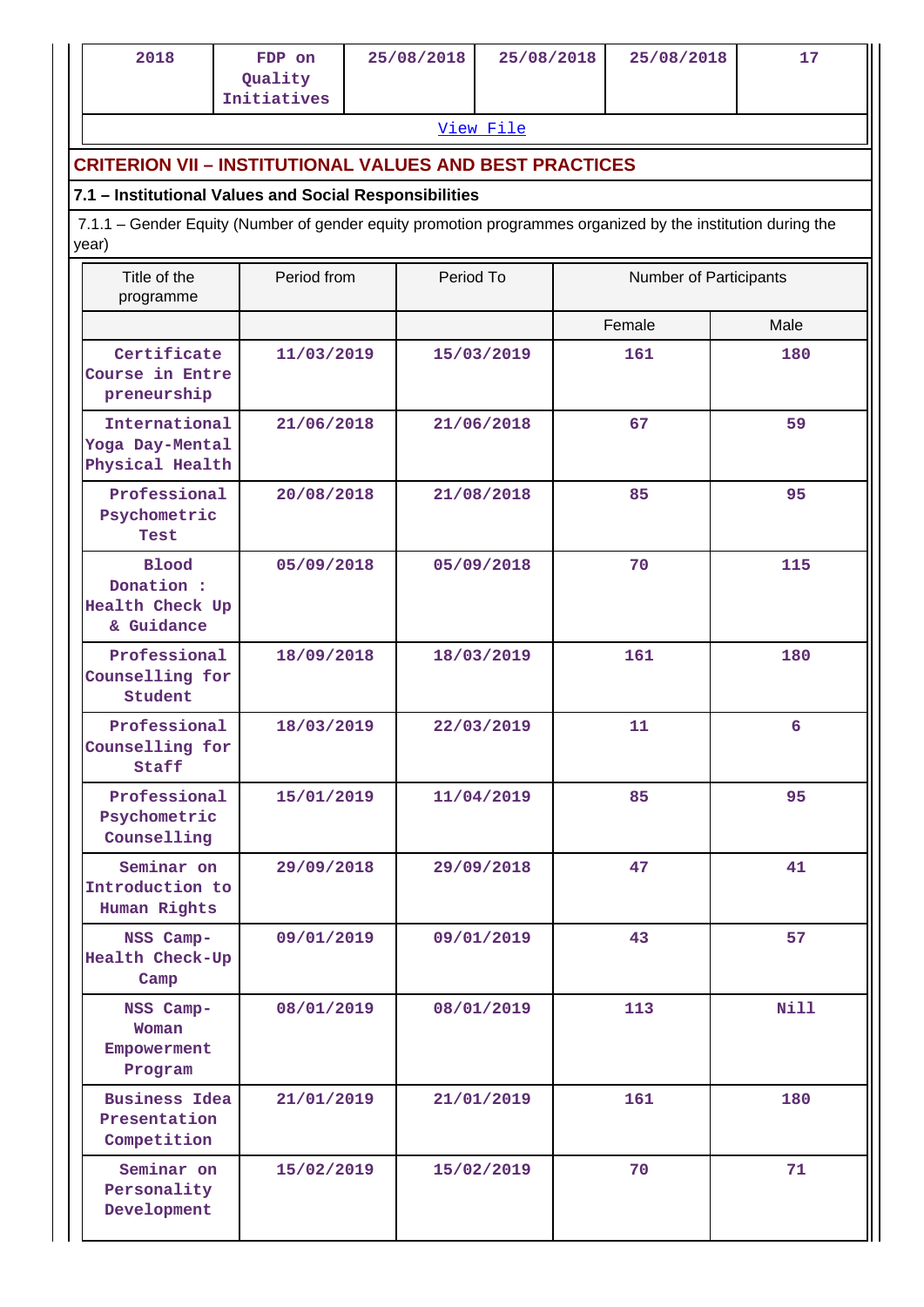| 2018 | FDP on Quality Initiatives | 25/08/2018 | 25/08/2018 | 25/08/2018 | 17 |
|---|---|---|---|---|---|

View File

## CRITERION VII – INSTITUTIONAL VALUES AND BEST PRACTICES

### 7.1 – Institutional Values and Social Responsibilities

7.1.1 – Gender Equity (Number of gender equity promotion programmes organized by the institution during the year)

| Title of the programme | Period from | Period To | Number of Participants | |
|---|---|---|---|---|
| | | | Female | Male |
| Certificate Course in Entrepreneurship | 11/03/2019 | 15/03/2019 | 161 | 180 |
| International Yoga Day-Mental Physical Health | 21/06/2018 | 21/06/2018 | 67 | 59 |
| Professional Psychometric Test | 20/08/2018 | 21/08/2018 | 85 | 95 |
| Blood Donation : Health Check Up & Guidance | 05/09/2018 | 05/09/2018 | 70 | 115 |
| Professional Counselling for Student | 18/09/2018 | 18/03/2019 | 161 | 180 |
| Professional Counselling for Staff | 18/03/2019 | 22/03/2019 | 11 | 6 |
| Professional Psychometric Counselling | 15/01/2019 | 11/04/2019 | 85 | 95 |
| Seminar on Introduction to Human Rights | 29/09/2018 | 29/09/2018 | 47 | 41 |
| NSS Camp-Health Check-Up Camp | 09/01/2019 | 09/01/2019 | 43 | 57 |
| NSS Camp-Woman Empowerment Program | 08/01/2019 | 08/01/2019 | 113 | Nill |
| Business Idea Presentation Competition | 21/01/2019 | 21/01/2019 | 161 | 180 |
| Seminar on Personality Development | 15/02/2019 | 15/02/2019 | 70 | 71 |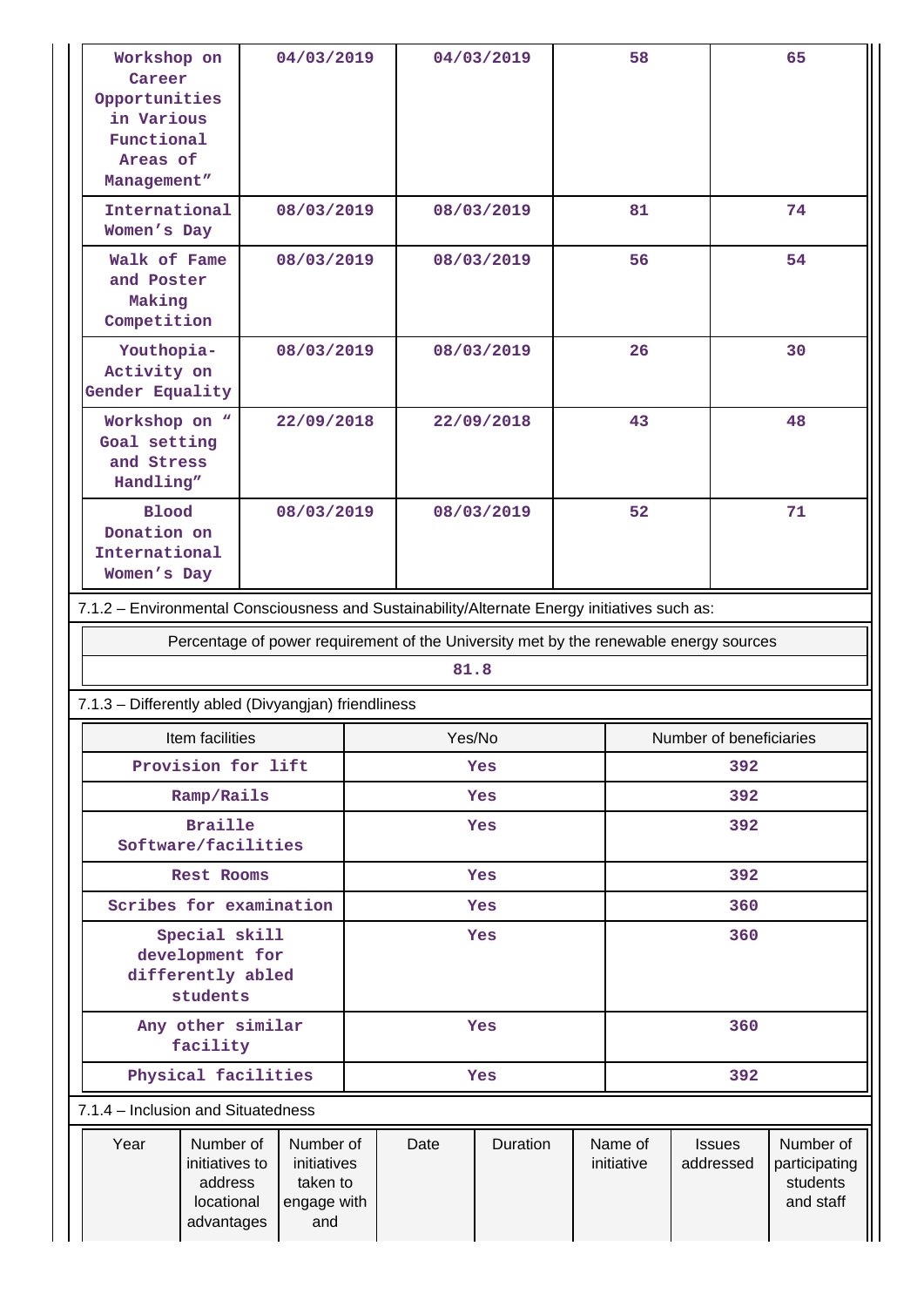| Workshop on Career Opportunities in Various Functional Areas of Management” | 04/03/2019 | 04/03/2019 | 58 | 65 |
|---|---|---|---|---|
| International Women’s Day | 08/03/2019 | 08/03/2019 | 81 | 74 |
| Walk of Fame and Poster Making Competition | 08/03/2019 | 08/03/2019 | 56 | 54 |
| Youthopia- Activity on Gender Equality | 08/03/2019 | 08/03/2019 | 26 | 30 |
| Workshop on “ Goal setting and Stress Handling” | 22/09/2018 | 22/09/2018 | 43 | 48 |
| Blood Donation on International Women’s Day | 08/03/2019 | 08/03/2019 | 52 | 71 |

7.1.2 – Environmental Consciousness and Sustainability/Alternate Energy initiatives such as:

| Percentage of power requirement of the University met by the renewable energy sources |
|---|
| 81.8 |

7.1.3 – Differently abled (Divyangjan) friendliness

| Item facilities | Yes/No | Number of beneficiaries |
|---|---|---|
| Provision for lift | Yes | 392 |
| Ramp/Rails | Yes | 392 |
| Braille Software/facilities | Yes | 392 |
| Rest Rooms | Yes | 392 |
| Scribes for examination | Yes | 360 |
| Special skill development for differently abled students | Yes | 360 |
| Any other similar facility | Yes | 360 |
| Physical facilities | Yes | 392 |

7.1.4 – Inclusion and Situatedness

| Year | Number of initiatives to address locational advantages | Number of initiatives taken to engage with and | Date | Duration | Name of initiative | Issues addressed | Number of participating students and staff |
|---|---|---|---|---|---|---|---|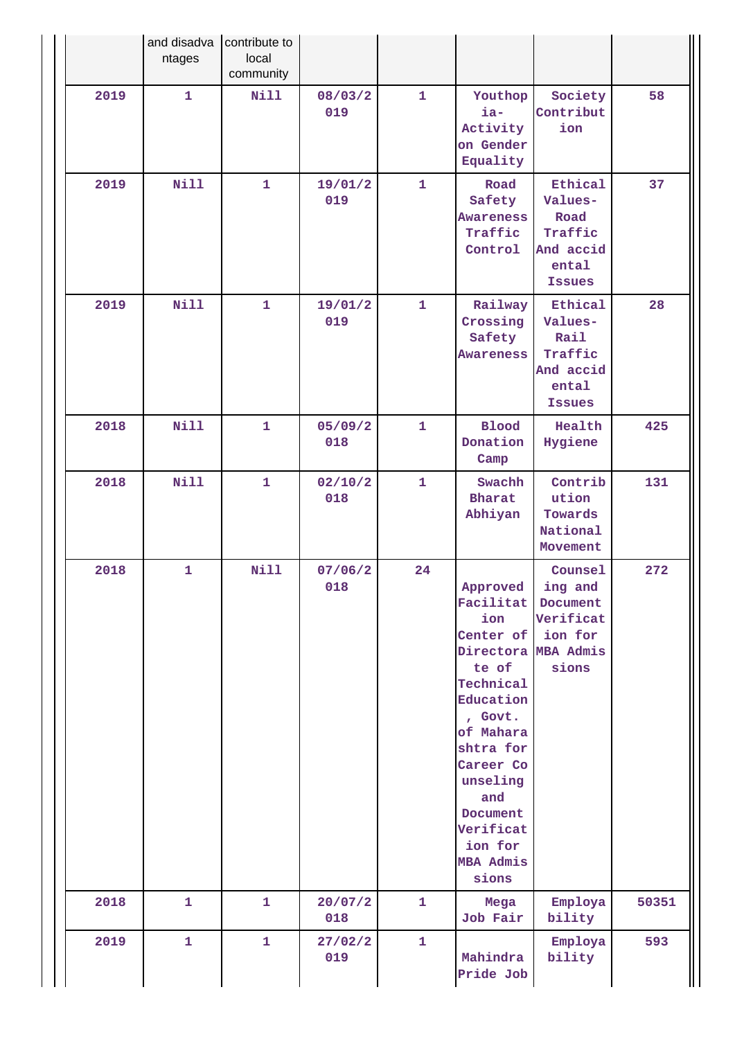| | and disadvantages | contribute to local community | | | | | |
|---|---|---|---|---|---|---|---|
| 2019 | 1 | Nill | 08/03/2019 | 1 | Youthopia-Activity on Gender Equality | Society Contribution | 58 |
| 2019 | Nill | 1 | 19/01/2019 | 1 | Road Safety Awareness Traffic Control | Ethical Values-Road Traffic And accidental Issues | 37 |
| 2019 | Nill | 1 | 19/01/2019 | 1 | Railway Crossing Safety Awareness | Ethical Values-Rail Traffic And accidental Issues | 28 |
| 2018 | Nill | 1 | 05/09/2018 | 1 | Blood Donation Camp | Health Hygiene | 425 |
| 2018 | Nill | 1 | 02/10/2018 | 1 | Swachh Bharat Abhiyan | Contribution Towards National Movement | 131 |
| 2018 | 1 | Nill | 07/06/2018 | 24 | Approved Facilitation Center of Directorate of Technical Education, Govt. of Maharashtra for Career Counseling and Document Verification for MBA Admissions | Counseling and Document Verification for MBA Admissions | 272 |
| 2018 | 1 | 1 | 20/07/2018 | 1 | Mega Job Fair | Employability | 50351 |
| 2019 | 1 | 1 | 27/02/2019 | 1 | Mahindra Pride Job | Employability | 593 |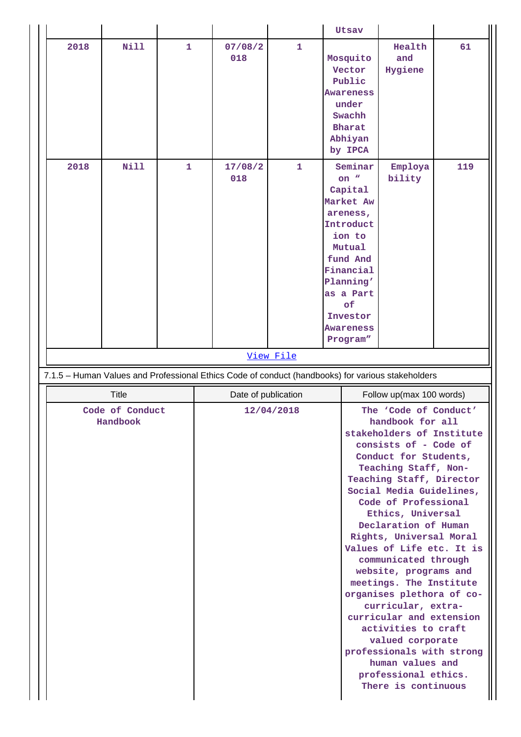| | | | | | Utsav | | |
|---|---|---|---|---|---|---|---|
| 2018 | Nill | 1 | 07/08/2018 | 1 | Mosquito Vector Public Awareness under Swachh Bharat Abhiyan by IPCA | Health and Hygiene | 61 |
| 2018 | Nill | 1 | 17/08/2018 | 1 | Seminar on " Capital Market Awareness, Introduction to Mutual fund And Financial Planning' as a Part of Investor Awareness Program" | Employability | 119 |

View File

7.1.5 – Human Values and Professional Ethics Code of conduct (handbooks) for various stakeholders

| Title | Date of publication | Follow up(max 100 words) |
|---|---|---|
| Code of Conduct Handbook | 12/04/2018 | The 'Code of Conduct' handbook for all stakeholders of Institute consists of - Code of Conduct for Students, Teaching Staff, Non-Teaching Staff, Director Social Media Guidelines, Code of Professional Ethics, Universal Declaration of Human Rights, Universal Moral Values of Life etc. It is communicated through website, programs and meetings. The Institute organises plethora of co-curricular, extra-curricular and extension activities to craft valued corporate professionals with strong human values and professional ethics. There is continuous |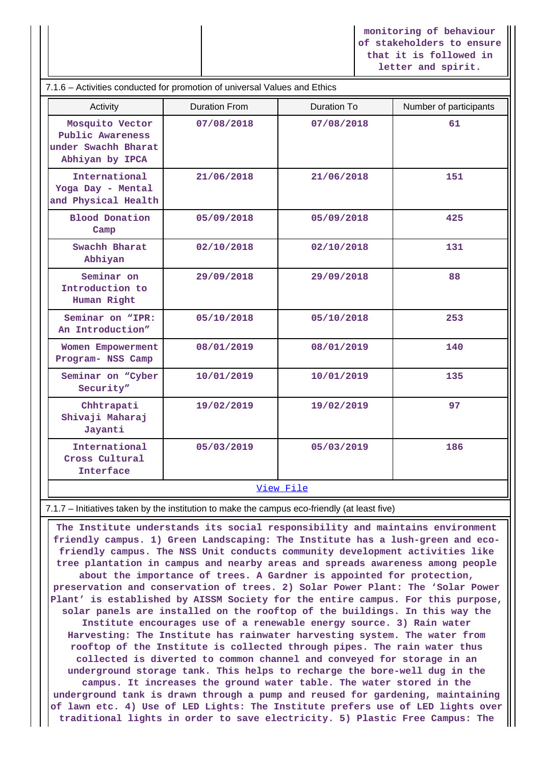| | | monitoring of behaviour of stakeholders to ensure that it is followed in letter and spirit. |
|---|---|---|

7.1.6 – Activities conducted for promotion of universal Values and Ethics

| Activity | Duration From | Duration To | Number of participants |
|---|---|---|---|
| Mosquito Vector Public Awareness under Swachh Bharat Abhiyan by IPCA | 07/08/2018 | 07/08/2018 | 61 |
| International Yoga Day - Mental and Physical Health | 21/06/2018 | 21/06/2018 | 151 |
| Blood Donation Camp | 05/09/2018 | 05/09/2018 | 425 |
| Swachh Bharat Abhiyan | 02/10/2018 | 02/10/2018 | 131 |
| Seminar on Introduction to Human Right | 29/09/2018 | 29/09/2018 | 88 |
| Seminar on “IPR: An Introduction” | 05/10/2018 | 05/10/2018 | 253 |
| Women Empowerment Program- NSS Camp | 08/01/2019 | 08/01/2019 | 140 |
| Seminar on “Cyber Security” | 10/01/2019 | 10/01/2019 | 135 |
| Chhtrapati Shivaji Maharaj Jayanti | 19/02/2019 | 19/02/2019 | 97 |
| International Cross Cultural Interface | 05/03/2019 | 05/03/2019 | 186 |

View File

7.1.7 – Initiatives taken by the institution to make the campus eco-friendly (at least five)

The Institute understands its social responsibility and maintains environment friendly campus. 1) Green Landscaping: The Institute has a lush-green and eco-friendly campus. The NSS Unit conducts community development activities like tree plantation in campus and nearby areas and spreads awareness among people about the importance of trees. A Gardner is appointed for protection, preservation and conservation of trees. 2) Solar Power Plant: The ‘Solar Power Plant’ is established by AISSM Society for the entire campus. For this purpose, solar panels are installed on the rooftop of the buildings. In this way the Institute encourages use of a renewable energy source. 3) Rain water Harvesting: The Institute has rainwater harvesting system. The water from rooftop of the Institute is collected through pipes. The rain water thus collected is diverted to common channel and conveyed for storage in an underground storage tank. This helps to recharge the bore-well dug in the campus. It increases the ground water table. The water stored in the underground tank is drawn through a pump and reused for gardening, maintaining of lawn etc. 4) Use of LED Lights: The Institute prefers use of LED lights over traditional lights in order to save electricity. 5) Plastic Free Campus: The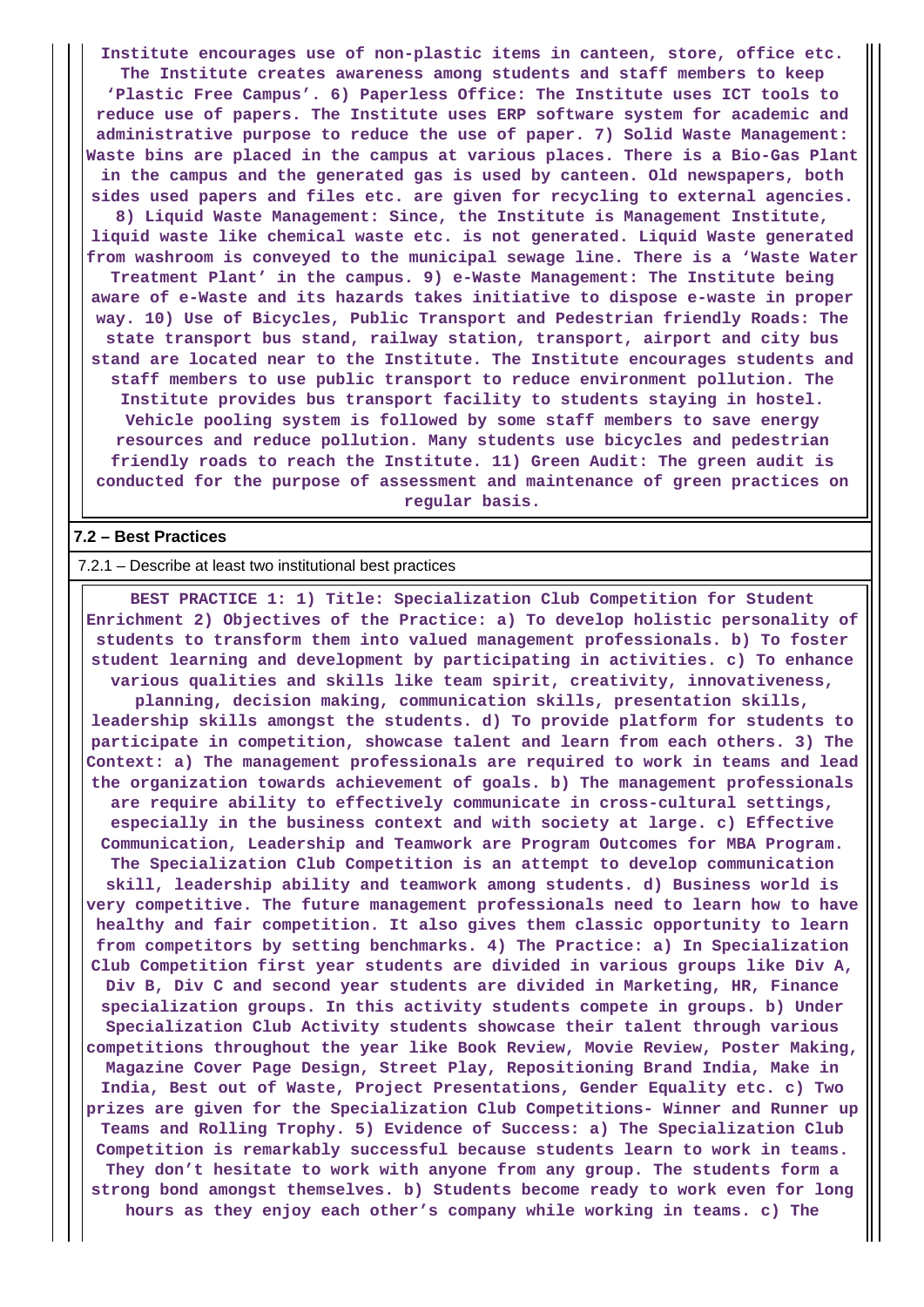**Institute encourages use of non-plastic items in canteen, store, office etc. The Institute creates awareness among students and staff members to keep 'Plastic Free Campus'. 6) Paperless Office: The Institute uses ICT tools to reduce use of papers. The Institute uses ERP software system for academic and administrative purpose to reduce the use of paper. 7) Solid Waste Management: Waste bins are placed in the campus at various places. There is a Bio-Gas Plant in the campus and the generated gas is used by canteen. Old newspapers, both sides used papers and files etc. are given for recycling to external agencies. 8) Liquid Waste Management: Since, the Institute is Management Institute, liquid waste like chemical waste etc. is not generated. Liquid Waste generated from washroom is conveyed to the municipal sewage line. There is a 'Waste Water Treatment Plant' in the campus. 9) e-Waste Management: The Institute being aware of e-Waste and its hazards takes initiative to dispose e-waste in proper way. 10) Use of Bicycles, Public Transport and Pedestrian friendly Roads: The state transport bus stand, railway station, transport, airport and city bus stand are located near to the Institute. The Institute encourages students and staff members to use public transport to reduce environment pollution. The Institute provides bus transport facility to students staying in hostel. Vehicle pooling system is followed by some staff members to save energy resources and reduce pollution. Many students use bicycles and pedestrian friendly roads to reach the Institute. 11) Green Audit: The green audit is conducted for the purpose of assessment and maintenance of green practices on regular basis.**

**7.2 – Best Practices**

7.2.1 – Describe at least two institutional best practices

**BEST PRACTICE 1: 1) Title: Specialization Club Competition for Student Enrichment 2) Objectives of the Practice: a) To develop holistic personality of students to transform them into valued management professionals. b) To foster student learning and development by participating in activities. c) To enhance various qualities and skills like team spirit, creativity, innovativeness, planning, decision making, communication skills, presentation skills, leadership skills amongst the students. d) To provide platform for students to participate in competition, showcase talent and learn from each others. 3) The Context: a) The management professionals are required to work in teams and lead the organization towards achievement of goals. b) The management professionals are require ability to effectively communicate in cross-cultural settings, especially in the business context and with society at large. c) Effective Communication, Leadership and Teamwork are Program Outcomes for MBA Program. The Specialization Club Competition is an attempt to develop communication skill, leadership ability and teamwork among students. d) Business world is very competitive. The future management professionals need to learn how to have healthy and fair competition. It also gives them classic opportunity to learn from competitors by setting benchmarks. 4) The Practice: a) In Specialization Club Competition first year students are divided in various groups like Div A, Div B, Div C and second year students are divided in Marketing, HR, Finance specialization groups. In this activity students compete in groups. b) Under Specialization Club Activity students showcase their talent through various competitions throughout the year like Book Review, Movie Review, Poster Making, Magazine Cover Page Design, Street Play, Repositioning Brand India, Make in India, Best out of Waste, Project Presentations, Gender Equality etc. c) Two prizes are given for the Specialization Club Competitions- Winner and Runner up Teams and Rolling Trophy. 5) Evidence of Success: a) The Specialization Club Competition is remarkably successful because students learn to work in teams. They don't hesitate to work with anyone from any group. The students form a strong bond amongst themselves. b) Students become ready to work even for long hours as they enjoy each other's company while working in teams. c) The**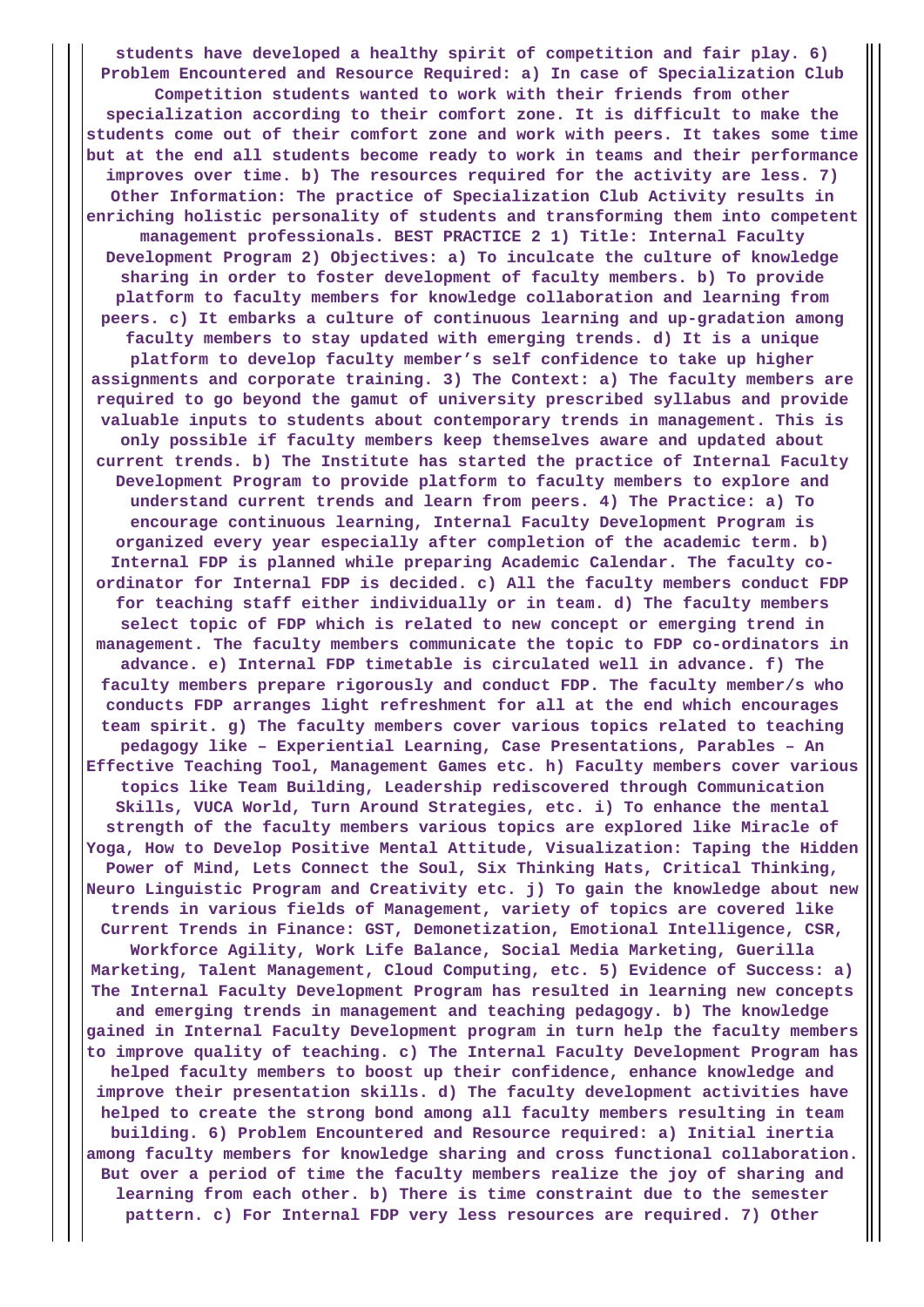**students have developed a healthy spirit of competition and fair play. 6) Problem Encountered and Resource Required: a) In case of Specialization Club Competition students wanted to work with their friends from other specialization according to their comfort zone. It is difficult to make the students come out of their comfort zone and work with peers. It takes some time but at the end all students become ready to work in teams and their performance improves over time. b) The resources required for the activity are less. 7) Other Information: The practice of Specialization Club Activity results in enriching holistic personality of students and transforming them into competent management professionals. BEST PRACTICE 2 1) Title: Internal Faculty Development Program 2) Objectives: a) To inculcate the culture of knowledge sharing in order to foster development of faculty members. b) To provide platform to faculty members for knowledge collaboration and learning from peers. c) It embarks a culture of continuous learning and up-gradation among faculty members to stay updated with emerging trends. d) It is a unique platform to develop faculty member's self confidence to take up higher assignments and corporate training. 3) The Context: a) The faculty members are required to go beyond the gamut of university prescribed syllabus and provide valuable inputs to students about contemporary trends in management. This is only possible if faculty members keep themselves aware and updated about current trends. b) The Institute has started the practice of Internal Faculty Development Program to provide platform to faculty members to explore and understand current trends and learn from peers. 4) The Practice: a) To encourage continuous learning, Internal Faculty Development Program is organized every year especially after completion of the academic term. b) Internal FDP is planned while preparing Academic Calendar. The faculty co-ordinator for Internal FDP is decided. c) All the faculty members conduct FDP for teaching staff either individually or in team. d) The faculty members select topic of FDP which is related to new concept or emerging trend in management. The faculty members communicate the topic to FDP co-ordinators in advance. e) Internal FDP timetable is circulated well in advance. f) The faculty members prepare rigorously and conduct FDP. The faculty member/s who conducts FDP arranges light refreshment for all at the end which encourages team spirit. g) The faculty members cover various topics related to teaching pedagogy like – Experiential Learning, Case Presentations, Parables – An Effective Teaching Tool, Management Games etc. h) Faculty members cover various topics like Team Building, Leadership rediscovered through Communication Skills, VUCA World, Turn Around Strategies, etc. i) To enhance the mental strength of the faculty members various topics are explored like Miracle of Yoga, How to Develop Positive Mental Attitude, Visualization: Taping the Hidden Power of Mind, Lets Connect the Soul, Six Thinking Hats, Critical Thinking, Neuro Linguistic Program and Creativity etc. j) To gain the knowledge about new trends in various fields of Management, variety of topics are covered like Current Trends in Finance: GST, Demonetization, Emotional Intelligence, CSR, Workforce Agility, Work Life Balance, Social Media Marketing, Guerilla Marketing, Talent Management, Cloud Computing, etc. 5) Evidence of Success: a) The Internal Faculty Development Program has resulted in learning new concepts and emerging trends in management and teaching pedagogy. b) The knowledge gained in Internal Faculty Development program in turn help the faculty members to improve quality of teaching. c) The Internal Faculty Development Program has helped faculty members to boost up their confidence, enhance knowledge and improve their presentation skills. d) The faculty development activities have helped to create the strong bond among all faculty members resulting in team building. 6) Problem Encountered and Resource required: a) Initial inertia among faculty members for knowledge sharing and cross functional collaboration. But over a period of time the faculty members realize the joy of sharing and learning from each other. b) There is time constraint due to the semester pattern. c) For Internal FDP very less resources are required. 7) Other**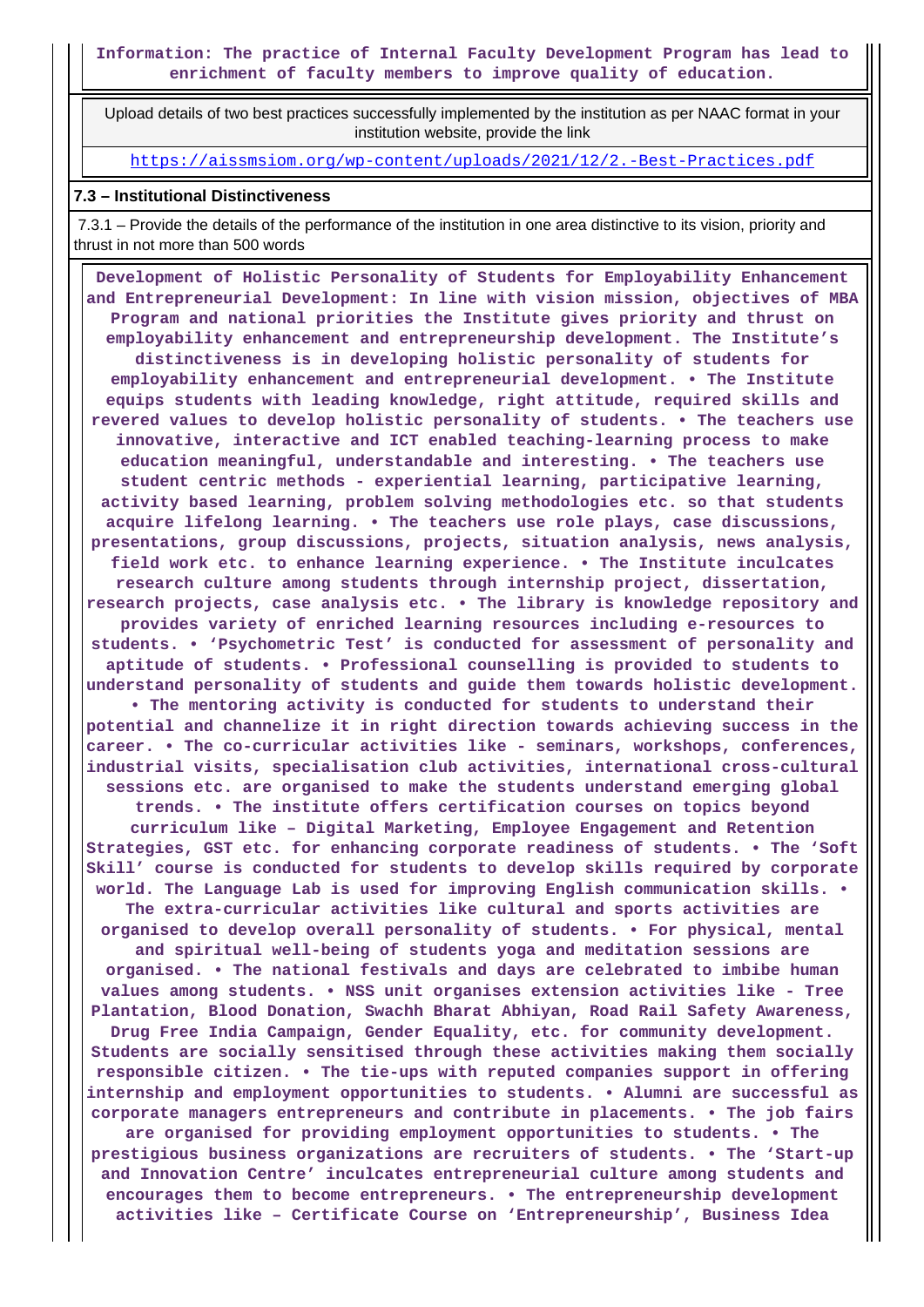**Information: The practice of Internal Faculty Development Program has lead to enrichment of faculty members to improve quality of education.**

Upload details of two best practices successfully implemented by the institution as per NAAC format in your institution website, provide the link

https://aissmsiom.org/wp-content/uploads/2021/12/2.-Best-Practices.pdf

### 7.3 – Institutional Distinctiveness

7.3.1 – Provide the details of the performance of the institution in one area distinctive to its vision, priority and thrust in not more than 500 words

**Development of Holistic Personality of Students for Employability Enhancement and Entrepreneurial Development: In line with vision mission, objectives of MBA Program and national priorities the Institute gives priority and thrust on employability enhancement and entrepreneurship development. The Institute's distinctiveness is in developing holistic personality of students for employability enhancement and entrepreneurial development. • The Institute equips students with leading knowledge, right attitude, required skills and revered values to develop holistic personality of students. • The teachers use innovative, interactive and ICT enabled teaching-learning process to make education meaningful, understandable and interesting. • The teachers use student centric methods - experiential learning, participative learning, activity based learning, problem solving methodologies etc. so that students acquire lifelong learning. • The teachers use role plays, case discussions, presentations, group discussions, projects, situation analysis, news analysis, field work etc. to enhance learning experience. • The Institute inculcates research culture among students through internship project, dissertation, research projects, case analysis etc. • The library is knowledge repository and provides variety of enriched learning resources including e-resources to students. • 'Psychometric Test' is conducted for assessment of personality and aptitude of students. • Professional counselling is provided to students to understand personality of students and guide them towards holistic development. • The mentoring activity is conducted for students to understand their potential and channelize it in right direction towards achieving success in the career. • The co-curricular activities like - seminars, workshops, conferences, industrial visits, specialisation club activities, international cross-cultural sessions etc. are organised to make the students understand emerging global trends. • The institute offers certification courses on topics beyond curriculum like – Digital Marketing, Employee Engagement and Retention Strategies, GST etc. for enhancing corporate readiness of students. • The 'Soft Skill' course is conducted for students to develop skills required by corporate world. The Language Lab is used for improving English communication skills. • The extra-curricular activities like cultural and sports activities are organised to develop overall personality of students. • For physical, mental and spiritual well-being of students yoga and meditation sessions are organised. • The national festivals and days are celebrated to imbibe human values among students. • NSS unit organises extension activities like - Tree Plantation, Blood Donation, Swachh Bharat Abhiyan, Road Rail Safety Awareness, Drug Free India Campaign, Gender Equality, etc. for community development. Students are socially sensitised through these activities making them socially responsible citizen. • The tie-ups with reputed companies support in offering internship and employment opportunities to students. • Alumni are successful as corporate managers entrepreneurs and contribute in placements. • The job fairs are organised for providing employment opportunities to students. • The prestigious business organizations are recruiters of students. • The 'Start-up and Innovation Centre' inculcates entrepreneurial culture among students and encourages them to become entrepreneurs. • The entrepreneurship development activities like – Certificate Course on 'Entrepreneurship', Business Idea**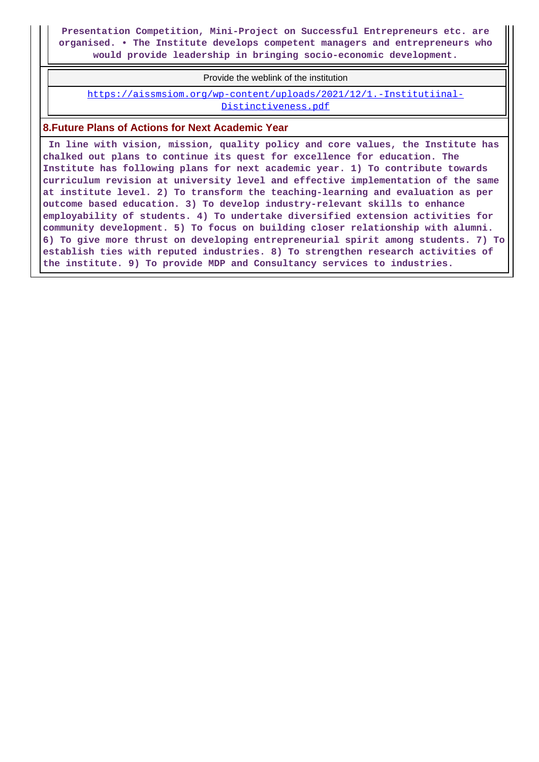**Presentation Competition, Mini-Project on Successful Entrepreneurs etc. are organised. • The Institute develops competent managers and entrepreneurs who would provide leadership in bringing socio-economic development.**

| Provide the weblink of the institution |
| --- |
| https://aissmsiom.org/wp-content/uploads/2021/12/1.-Institutiinal-Distinctiveness.pdf |

## 8.Future Plans of Actions for Next Academic Year

**In line with vision, mission, quality policy and core values, the Institute has chalked out plans to continue its quest for excellence for education. The Institute has following plans for next academic year. 1) To contribute towards curriculum revision at university level and effective implementation of the same at institute level. 2) To transform the teaching-learning and evaluation as per outcome based education. 3) To develop industry-relevant skills to enhance employability of students. 4) To undertake diversified extension activities for community development. 5) To focus on building closer relationship with alumni. 6) To give more thrust on developing entrepreneurial spirit among students. 7) To establish ties with reputed industries. 8) To strengthen research activities of the institute. 9) To provide MDP and Consultancy services to industries.**